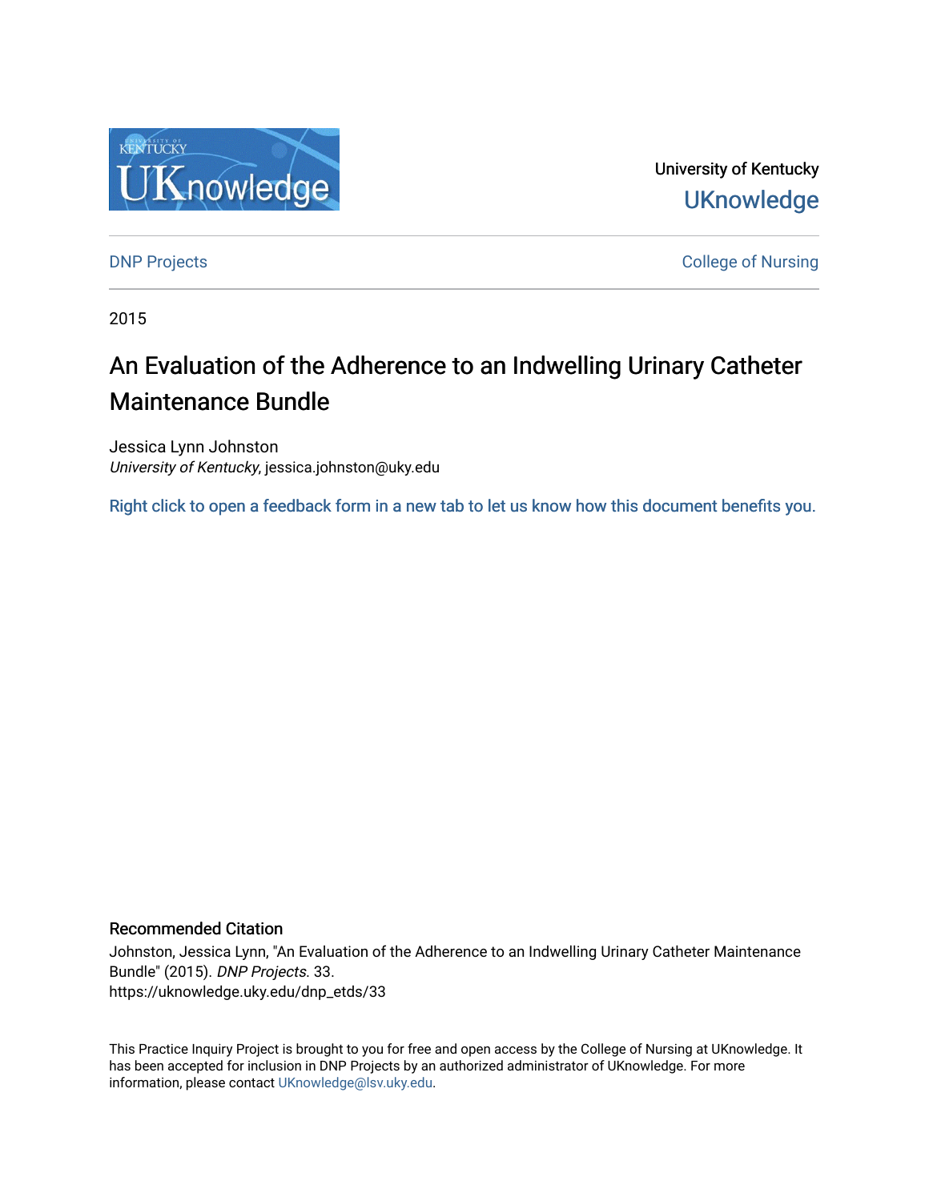University of Kentucky

UKnowledge

DNP Projects

College of Nursing

2015

# An Evaluation of the Adherence to an Indwelling Urinary Catheter Maintenance Bundle

Jessica Lynn Johnston
*University of Kentucky*, jessica.johnston@uky.edu

Right click to open a feedback form in a new tab to let us know how this document benefits you.

## Recommended Citation

Johnston, Jessica Lynn, "An Evaluation of the Adherence to an Indwelling Urinary Catheter Maintenance Bundle" (2015). *DNP Projects*. 33.
https://uknowledge.uky.edu/dnp_etds/33

This Practice Inquiry Project is brought to you for free and open access by the College of Nursing at UKnowledge. It has been accepted for inclusion in DNP Projects by an authorized administrator of UKnowledge. For more information, please contact UKnowledge@lsv.uky.edu.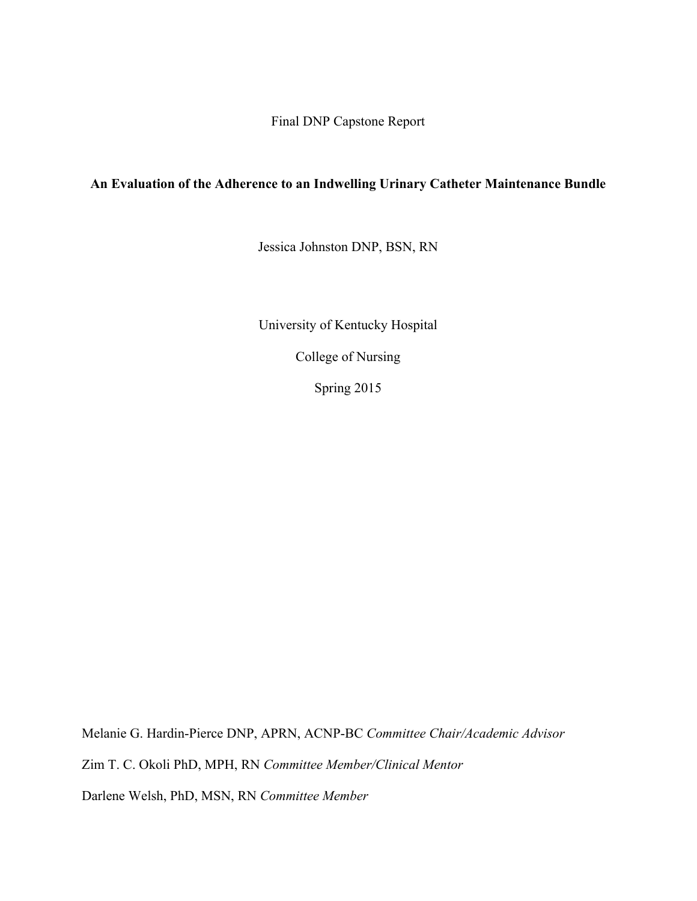Final DNP Capstone Report

**An Evaluation of the Adherence to an Indwelling Urinary Catheter Maintenance Bundle**

Jessica Johnston DNP, BSN, RN

University of Kentucky Hospital

College of Nursing

Spring 2015

Melanie G. Hardin-Pierce DNP, APRN, ACNP-BC *Committee Chair/Academic Advisor*

Zim T. C. Okoli PhD, MPH, RN *Committee Member/Clinical Mentor*

Darlene Welsh, PhD, MSN, RN *Committee Member*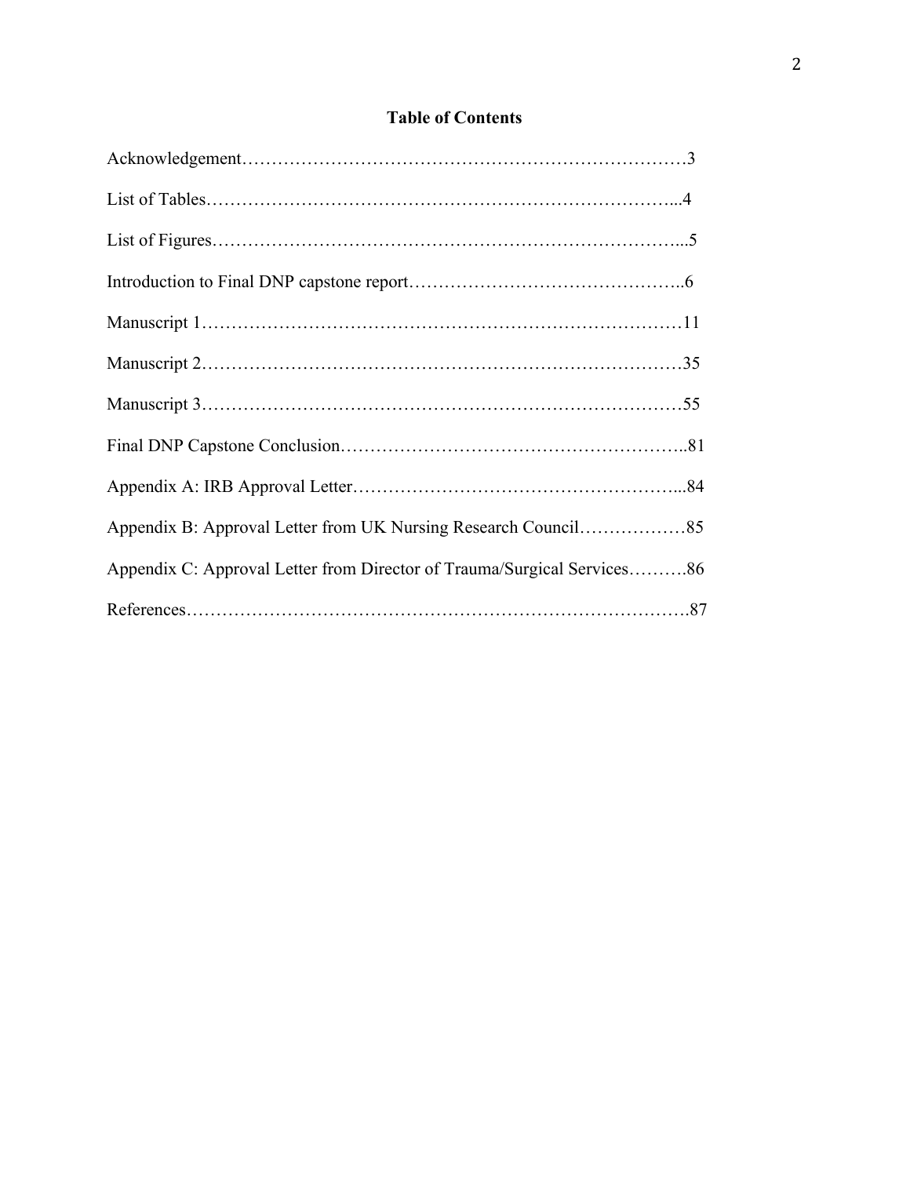# Table of Contents

Acknowledgement……………………………………………………………………3

List of Tables…………………………………………………………………...4

List of Figures…………………………………………………………………...5

Introduction to Final DNP capstone report……………………………………..6

Manuscript 1……………………………………………………………………11

Manuscript 2……………………………………………………………………35

Manuscript 3……………………………………………………………………55

Final DNP Capstone Conclusion………………………………………………..81

Appendix A: IRB Approval Letter……………………………………………...84

Appendix B: Approval Letter from UK Nursing Research Council………………85

Appendix C: Approval Letter from Director of Trauma/Surgical Services……….86

References……………………………………………………………………….87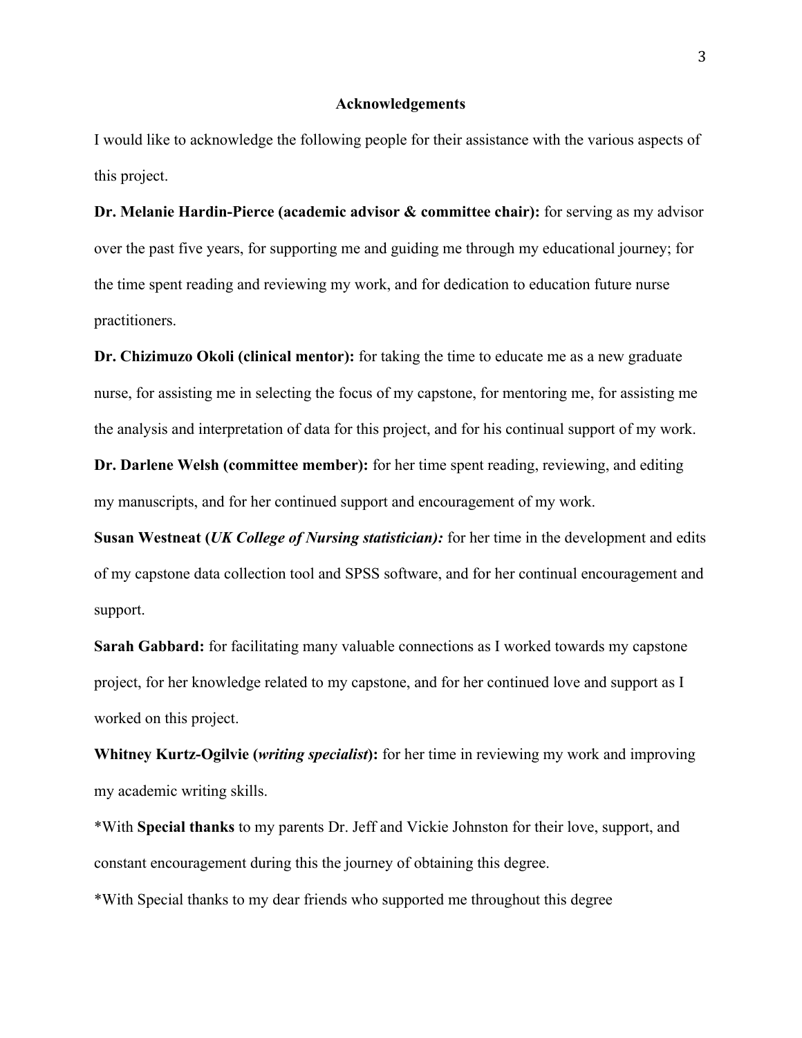## Acknowledgements

I would like to acknowledge the following people for their assistance with the various aspects of this project.

**Dr. Melanie Hardin-Pierce (academic advisor & committee chair):** for serving as my advisor over the past five years, for supporting me and guiding me through my educational journey; for the time spent reading and reviewing my work, and for dedication to education future nurse practitioners.

**Dr. Chizimuzo Okoli (clinical mentor):** for taking the time to educate me as a new graduate nurse, for assisting me in selecting the focus of my capstone, for mentoring me, for assisting me the analysis and interpretation of data for this project, and for his continual support of my work.

**Dr. Darlene Welsh (committee member):** for her time spent reading, reviewing, and editing my manuscripts, and for her continued support and encouragement of my work.

**Susan Westneat (*UK College of Nursing statistician*):** for her time in the development and edits of my capstone data collection tool and SPSS software, and for her continual encouragement and support.

**Sarah Gabbard:** for facilitating many valuable connections as I worked towards my capstone project, for her knowledge related to my capstone, and for her continued love and support as I worked on this project.

**Whitney Kurtz-Ogilvie (*writing specialist*):** for her time in reviewing my work and improving my academic writing skills.

*With **Special thanks** to my parents Dr. Jeff and Vickie Johnston for their love, support, and constant encouragement during this the journey of obtaining this degree.

*With Special thanks to my dear friends who supported me throughout this degree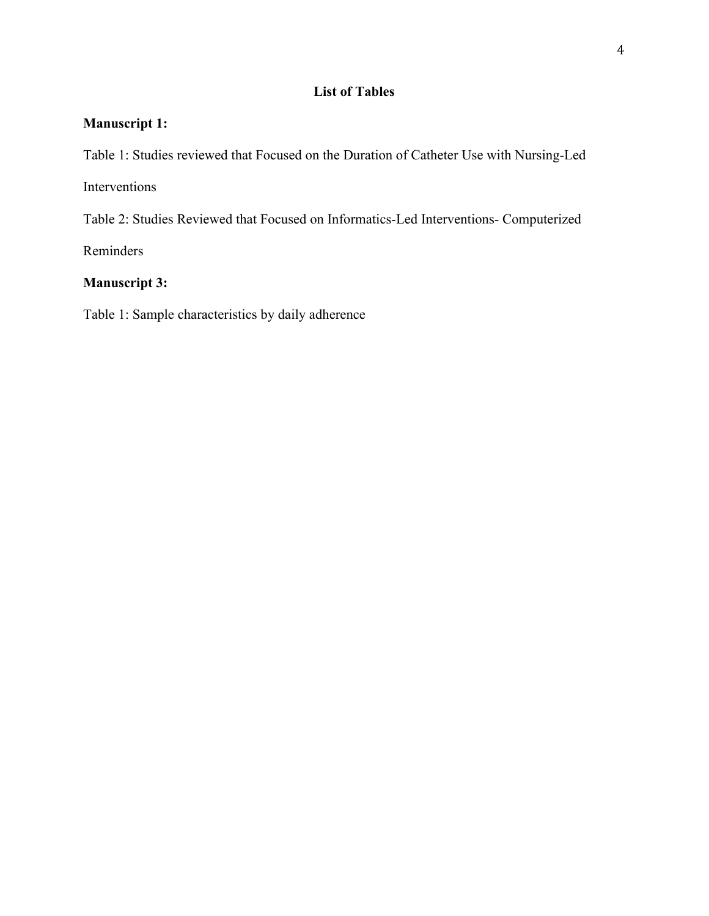# List of Tables

**Manuscript 1:**

Table 1: Studies reviewed that Focused on the Duration of Catheter Use with Nursing-Led Interventions

Table 2: Studies Reviewed that Focused on Informatics-Led Interventions- Computerized Reminders

**Manuscript 3:**

Table 1: Sample characteristics by daily adherence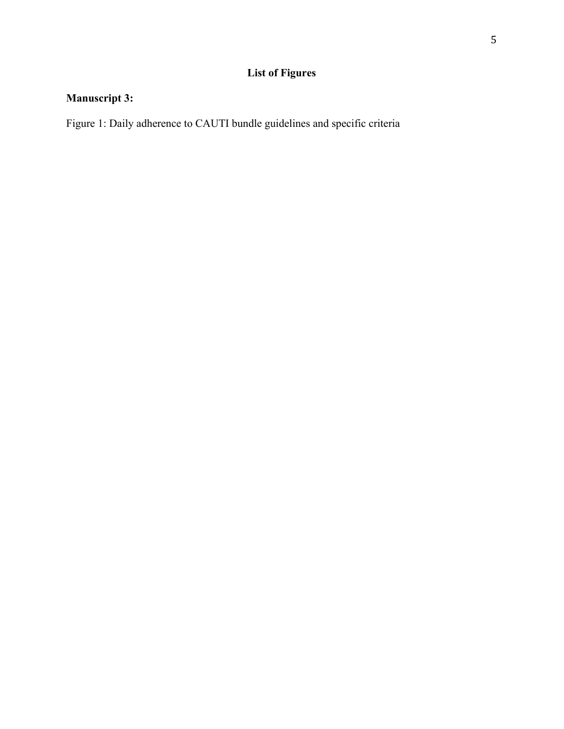# List of Figures

**Manuscript 3:**

Figure 1: Daily adherence to CAUTI bundle guidelines and specific criteria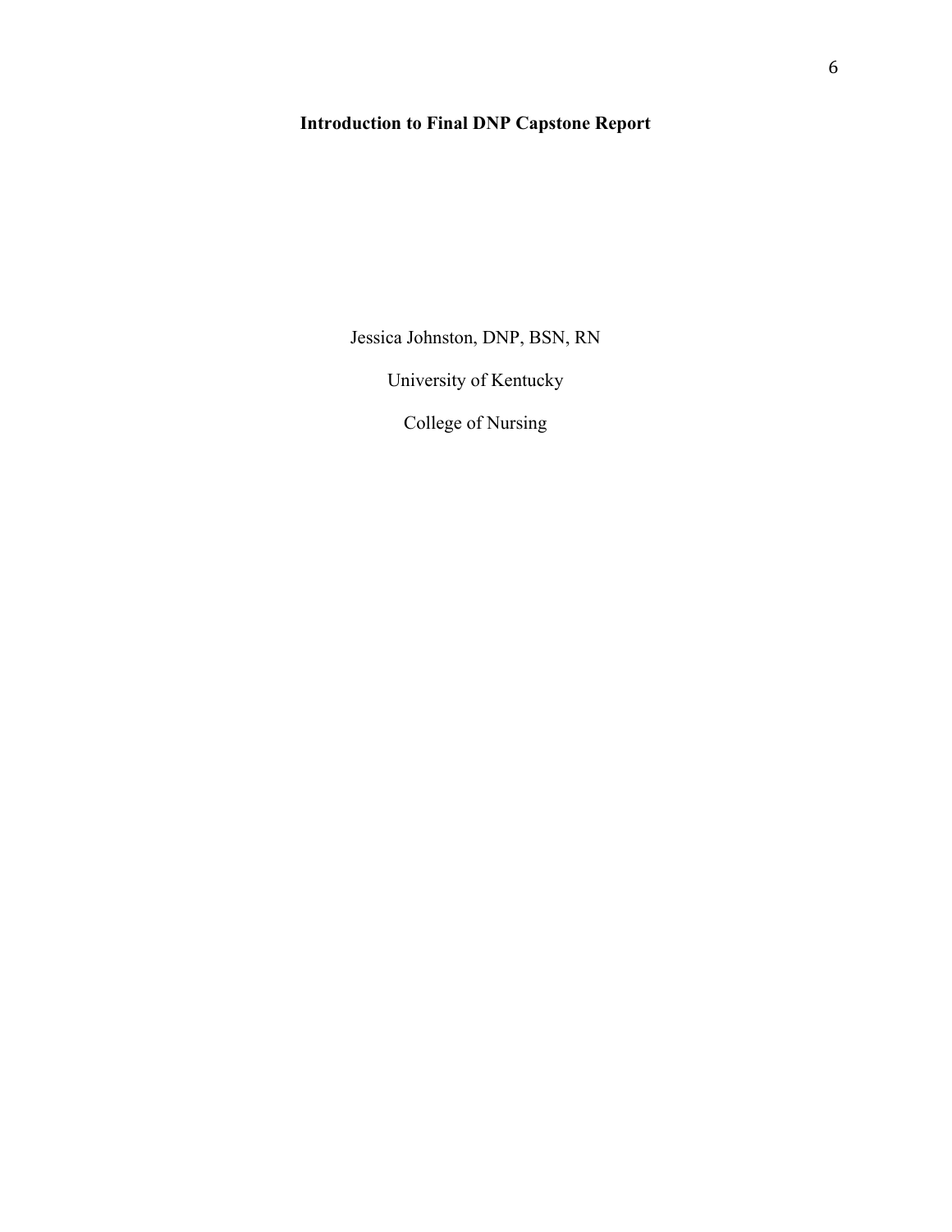# Introduction to Final DNP Capstone Report

Jessica Johnston, DNP, BSN, RN

University of Kentucky

College of Nursing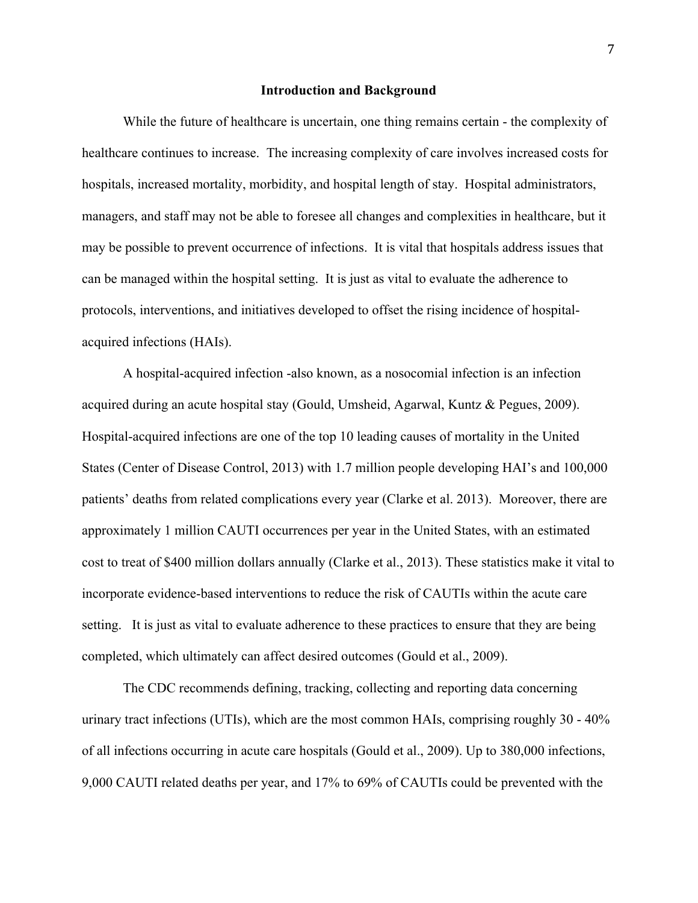## Introduction and Background

While the future of healthcare is uncertain, one thing remains certain - the complexity of healthcare continues to increase. The increasing complexity of care involves increased costs for hospitals, increased mortality, morbidity, and hospital length of stay. Hospital administrators, managers, and staff may not be able to foresee all changes and complexities in healthcare, but it may be possible to prevent occurrence of infections. It is vital that hospitals address issues that can be managed within the hospital setting. It is just as vital to evaluate the adherence to protocols, interventions, and initiatives developed to offset the rising incidence of hospital-acquired infections (HAIs).

A hospital-acquired infection -also known, as a nosocomial infection is an infection acquired during an acute hospital stay (Gould, Umsheid, Agarwal, Kuntz & Pegues, 2009). Hospital-acquired infections are one of the top 10 leading causes of mortality in the United States (Center of Disease Control, 2013) with 1.7 million people developing HAI's and 100,000 patients' deaths from related complications every year (Clarke et al. 2013). Moreover, there are approximately 1 million CAUTI occurrences per year in the United States, with an estimated cost to treat of $400 million dollars annually (Clarke et al., 2013). These statistics make it vital to incorporate evidence-based interventions to reduce the risk of CAUTIs within the acute care setting. It is just as vital to evaluate adherence to these practices to ensure that they are being completed, which ultimately can affect desired outcomes (Gould et al., 2009).

The CDC recommends defining, tracking, collecting and reporting data concerning urinary tract infections (UTIs), which are the most common HAIs, comprising roughly 30 - 40% of all infections occurring in acute care hospitals (Gould et al., 2009). Up to 380,000 infections, 9,000 CAUTI related deaths per year, and 17% to 69% of CAUTIs could be prevented with the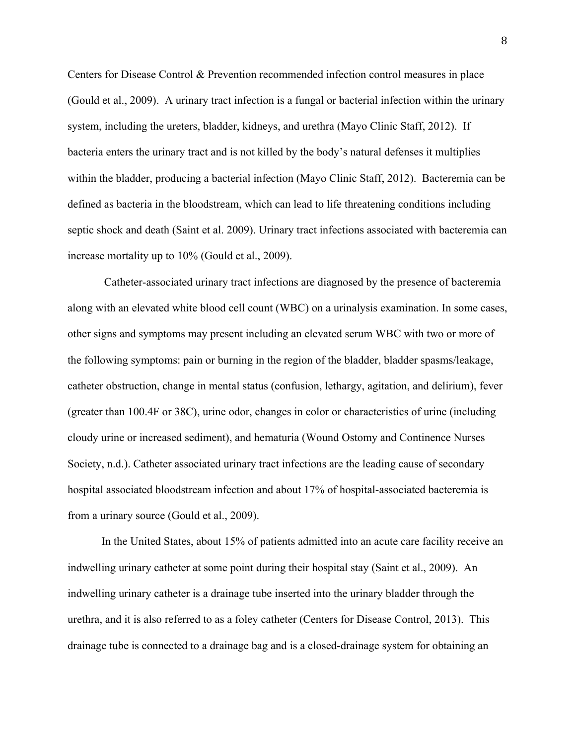Centers for Disease Control & Prevention recommended infection control measures in place (Gould et al., 2009). A urinary tract infection is a fungal or bacterial infection within the urinary system, including the ureters, bladder, kidneys, and urethra (Mayo Clinic Staff, 2012). If bacteria enters the urinary tract and is not killed by the body's natural defenses it multiplies within the bladder, producing a bacterial infection (Mayo Clinic Staff, 2012). Bacteremia can be defined as bacteria in the bloodstream, which can lead to life threatening conditions including septic shock and death (Saint et al. 2009). Urinary tract infections associated with bacteremia can increase mortality up to 10% (Gould et al., 2009).

Catheter-associated urinary tract infections are diagnosed by the presence of bacteremia along with an elevated white blood cell count (WBC) on a urinalysis examination. In some cases, other signs and symptoms may present including an elevated serum WBC with two or more of the following symptoms: pain or burning in the region of the bladder, bladder spasms/leakage, catheter obstruction, change in mental status (confusion, lethargy, agitation, and delirium), fever (greater than 100.4F or 38C), urine odor, changes in color or characteristics of urine (including cloudy urine or increased sediment), and hematuria (Wound Ostomy and Continence Nurses Society, n.d.). Catheter associated urinary tract infections are the leading cause of secondary hospital associated bloodstream infection and about 17% of hospital-associated bacteremia is from a urinary source (Gould et al., 2009).

In the United States, about 15% of patients admitted into an acute care facility receive an indwelling urinary catheter at some point during their hospital stay (Saint et al., 2009). An indwelling urinary catheter is a drainage tube inserted into the urinary bladder through the urethra, and it is also referred to as a foley catheter (Centers for Disease Control, 2013). This drainage tube is connected to a drainage bag and is a closed-drainage system for obtaining an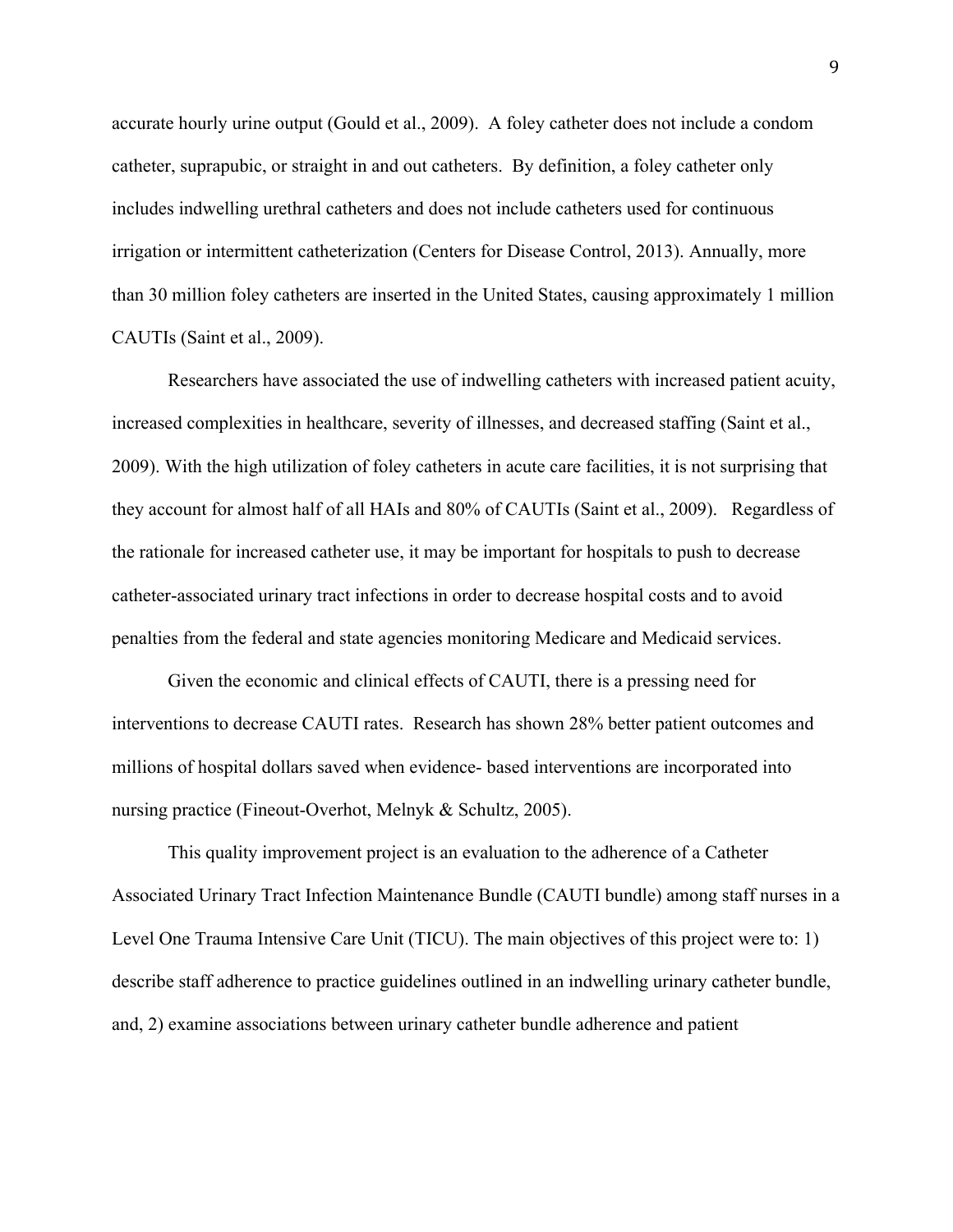accurate hourly urine output (Gould et al., 2009). A foley catheter does not include a condom catheter, suprapubic, or straight in and out catheters. By definition, a foley catheter only includes indwelling urethral catheters and does not include catheters used for continuous irrigation or intermittent catheterization (Centers for Disease Control, 2013). Annually, more than 30 million foley catheters are inserted in the United States, causing approximately 1 million CAUTIs (Saint et al., 2009).

Researchers have associated the use of indwelling catheters with increased patient acuity, increased complexities in healthcare, severity of illnesses, and decreased staffing (Saint et al., 2009). With the high utilization of foley catheters in acute care facilities, it is not surprising that they account for almost half of all HAIs and 80% of CAUTIs (Saint et al., 2009). Regardless of the rationale for increased catheter use, it may be important for hospitals to push to decrease catheter-associated urinary tract infections in order to decrease hospital costs and to avoid penalties from the federal and state agencies monitoring Medicare and Medicaid services.

Given the economic and clinical effects of CAUTI, there is a pressing need for interventions to decrease CAUTI rates. Research has shown 28% better patient outcomes and millions of hospital dollars saved when evidence- based interventions are incorporated into nursing practice (Fineout-Overhot, Melnyk & Schultz, 2005).

This quality improvement project is an evaluation to the adherence of a Catheter Associated Urinary Tract Infection Maintenance Bundle (CAUTI bundle) among staff nurses in a Level One Trauma Intensive Care Unit (TICU). The main objectives of this project were to: 1) describe staff adherence to practice guidelines outlined in an indwelling urinary catheter bundle, and, 2) examine associations between urinary catheter bundle adherence and patient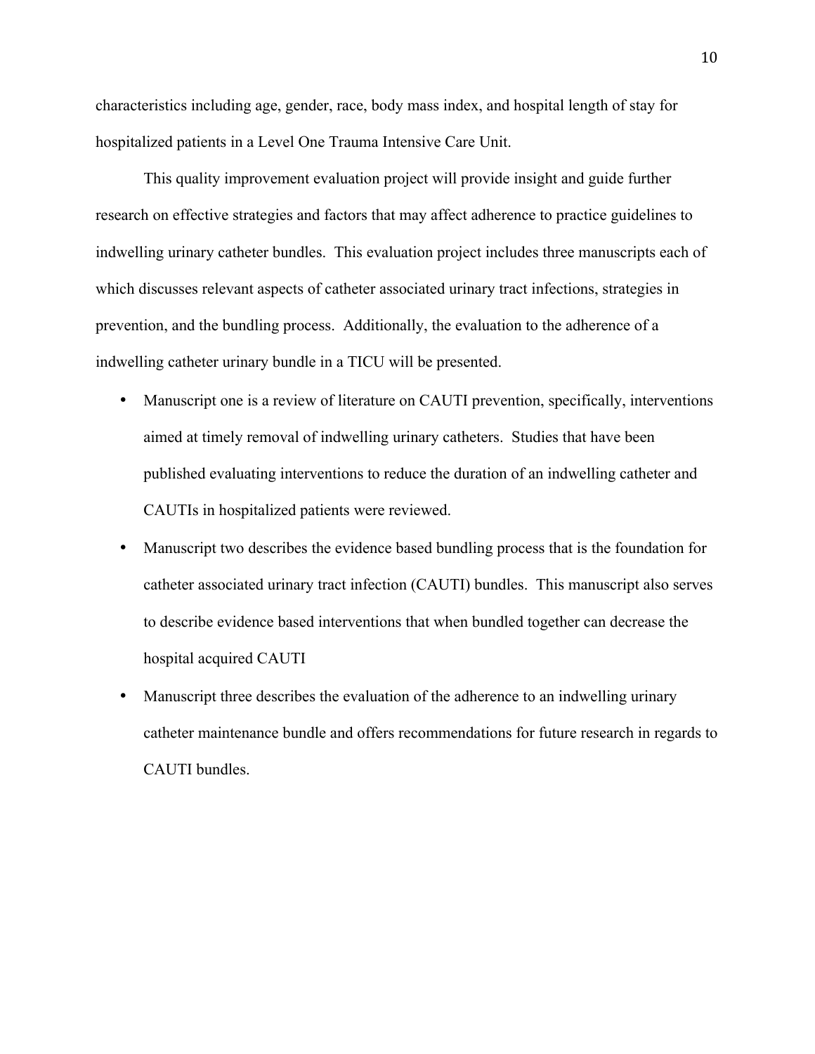characteristics including age, gender, race, body mass index, and hospital length of stay for hospitalized patients in a Level One Trauma Intensive Care Unit.

This quality improvement evaluation project will provide insight and guide further research on effective strategies and factors that may affect adherence to practice guidelines to indwelling urinary catheter bundles. This evaluation project includes three manuscripts each of which discusses relevant aspects of catheter associated urinary tract infections, strategies in prevention, and the bundling process. Additionally, the evaluation to the adherence of a indwelling catheter urinary bundle in a TICU will be presented.

- Manuscript one is a review of literature on CAUTI prevention, specifically, interventions aimed at timely removal of indwelling urinary catheters. Studies that have been published evaluating interventions to reduce the duration of an indwelling catheter and CAUTIs in hospitalized patients were reviewed.
- Manuscript two describes the evidence based bundling process that is the foundation for catheter associated urinary tract infection (CAUTI) bundles. This manuscript also serves to describe evidence based interventions that when bundled together can decrease the hospital acquired CAUTI
- Manuscript three describes the evaluation of the adherence to an indwelling urinary catheter maintenance bundle and offers recommendations for future research in regards to CAUTI bundles.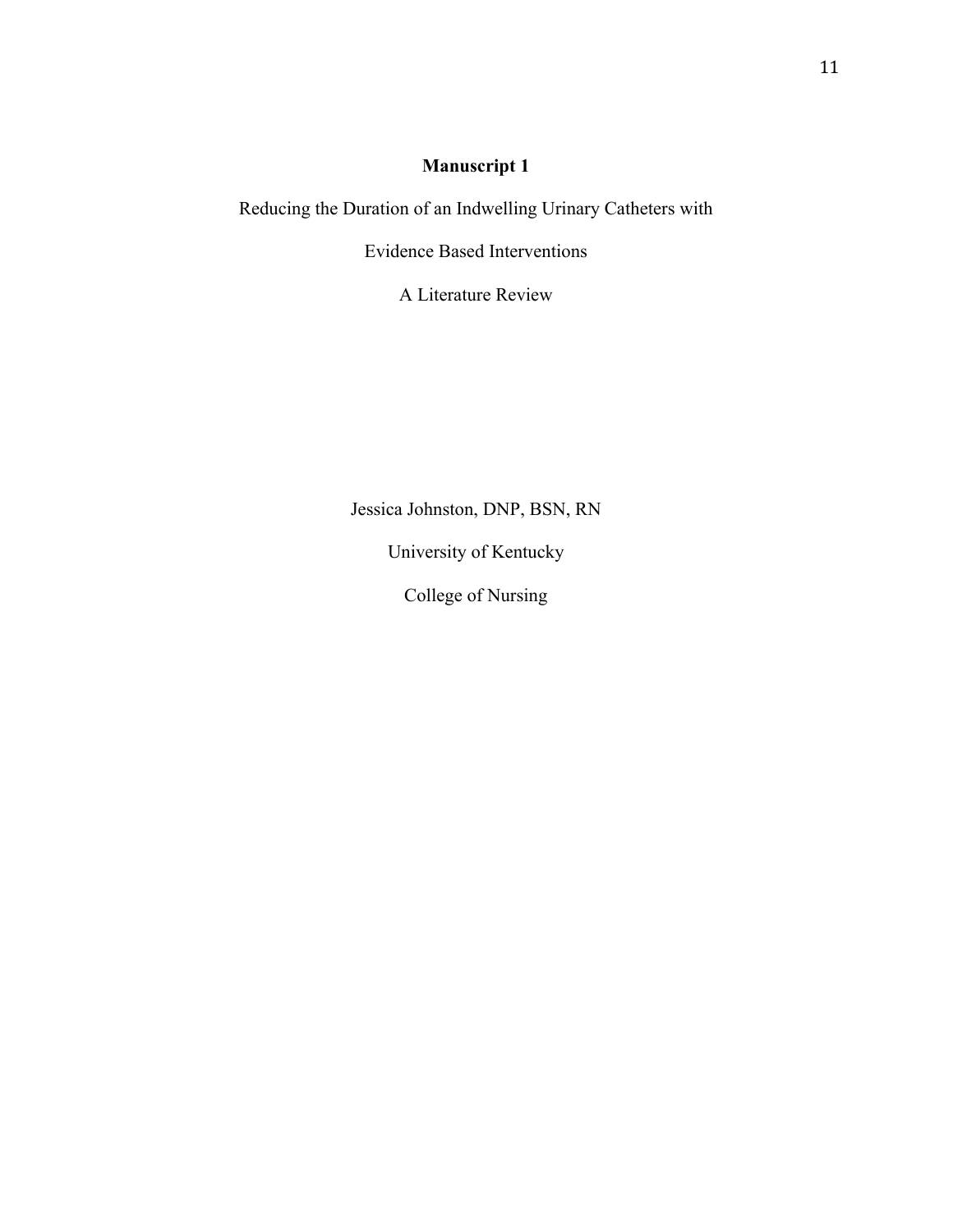**Manuscript 1**

Reducing the Duration of an Indwelling Urinary Catheters with

Evidence Based Interventions

A Literature Review

Jessica Johnston, DNP, BSN, RN

University of Kentucky

College of Nursing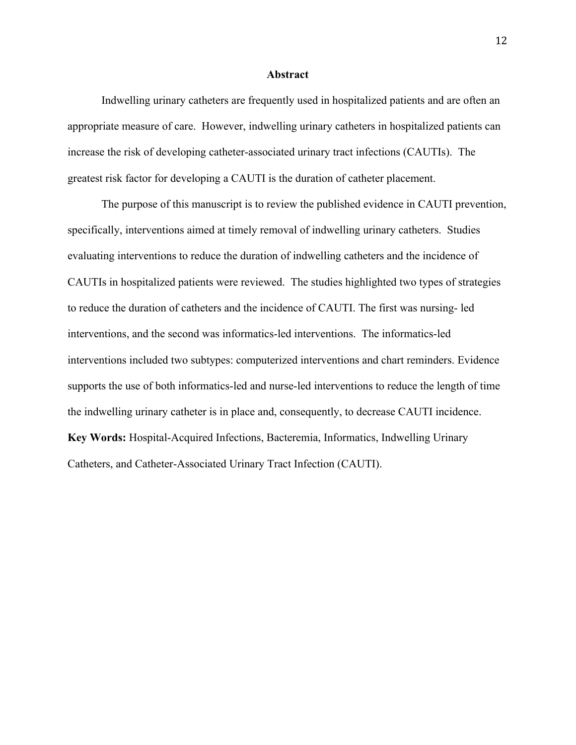## Abstract

Indwelling urinary catheters are frequently used in hospitalized patients and are often an appropriate measure of care. However, indwelling urinary catheters in hospitalized patients can increase the risk of developing catheter-associated urinary tract infections (CAUTIs). The greatest risk factor for developing a CAUTI is the duration of catheter placement.

The purpose of this manuscript is to review the published evidence in CAUTI prevention, specifically, interventions aimed at timely removal of indwelling urinary catheters. Studies evaluating interventions to reduce the duration of indwelling catheters and the incidence of CAUTIs in hospitalized patients were reviewed. The studies highlighted two types of strategies to reduce the duration of catheters and the incidence of CAUTI. The first was nursing- led interventions, and the second was informatics-led interventions. The informatics-led interventions included two subtypes: computerized interventions and chart reminders. Evidence supports the use of both informatics-led and nurse-led interventions to reduce the length of time the indwelling urinary catheter is in place and, consequently, to decrease CAUTI incidence.

**Key Words:** Hospital-Acquired Infections, Bacteremia, Informatics, Indwelling Urinary Catheters, and Catheter-Associated Urinary Tract Infection (CAUTI).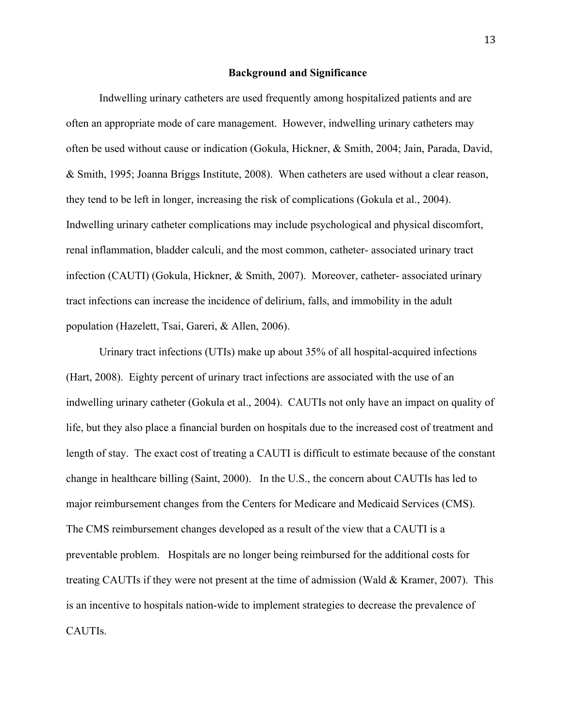## Background and Significance

Indwelling urinary catheters are used frequently among hospitalized patients and are often an appropriate mode of care management. However, indwelling urinary catheters may often be used without cause or indication (Gokula, Hickner, & Smith, 2004; Jain, Parada, David, & Smith, 1995; Joanna Briggs Institute, 2008). When catheters are used without a clear reason, they tend to be left in longer, increasing the risk of complications (Gokula et al., 2004). Indwelling urinary catheter complications may include psychological and physical discomfort, renal inflammation, bladder calculi, and the most common, catheter- associated urinary tract infection (CAUTI) (Gokula, Hickner, & Smith, 2007). Moreover, catheter- associated urinary tract infections can increase the incidence of delirium, falls, and immobility in the adult population (Hazelett, Tsai, Gareri, & Allen, 2006).

Urinary tract infections (UTIs) make up about 35% of all hospital-acquired infections (Hart, 2008). Eighty percent of urinary tract infections are associated with the use of an indwelling urinary catheter (Gokula et al., 2004). CAUTIs not only have an impact on quality of life, but they also place a financial burden on hospitals due to the increased cost of treatment and length of stay. The exact cost of treating a CAUTI is difficult to estimate because of the constant change in healthcare billing (Saint, 2000). In the U.S., the concern about CAUTIs has led to major reimbursement changes from the Centers for Medicare and Medicaid Services (CMS). The CMS reimbursement changes developed as a result of the view that a CAUTI is a preventable problem. Hospitals are no longer being reimbursed for the additional costs for treating CAUTIs if they were not present at the time of admission (Wald & Kramer, 2007). This is an incentive to hospitals nation-wide to implement strategies to decrease the prevalence of CAUTIs.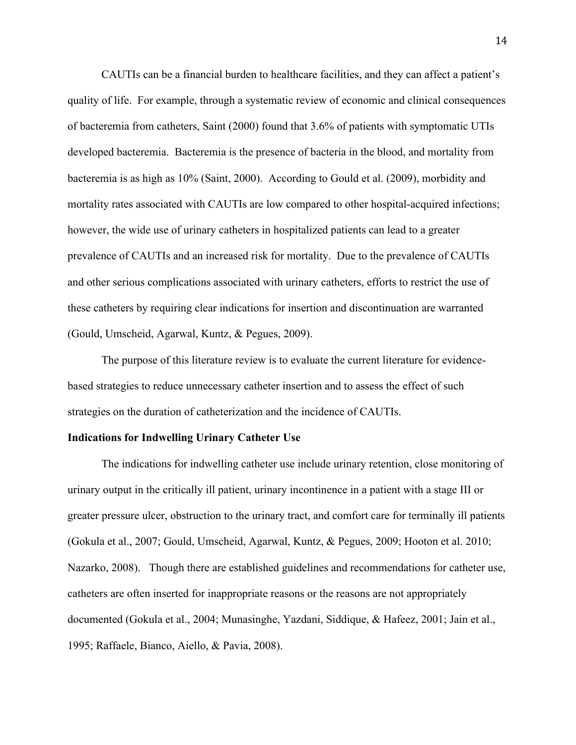CAUTIs can be a financial burden to healthcare facilities, and they can affect a patient's quality of life. For example, through a systematic review of economic and clinical consequences of bacteremia from catheters, Saint (2000) found that 3.6% of patients with symptomatic UTIs developed bacteremia. Bacteremia is the presence of bacteria in the blood, and mortality from bacteremia is as high as 10% (Saint, 2000). According to Gould et al. (2009), morbidity and mortality rates associated with CAUTIs are low compared to other hospital-acquired infections; however, the wide use of urinary catheters in hospitalized patients can lead to a greater prevalence of CAUTIs and an increased risk for mortality. Due to the prevalence of CAUTIs and other serious complications associated with urinary catheters, efforts to restrict the use of these catheters by requiring clear indications for insertion and discontinuation are warranted (Gould, Umscheid, Agarwal, Kuntz, & Pegues, 2009).

The purpose of this literature review is to evaluate the current literature for evidence-based strategies to reduce unnecessary catheter insertion and to assess the effect of such strategies on the duration of catheterization and the incidence of CAUTIs.

**Indications for Indwelling Urinary Catheter Use**

The indications for indwelling catheter use include urinary retention, close monitoring of urinary output in the critically ill patient, urinary incontinence in a patient with a stage III or greater pressure ulcer, obstruction to the urinary tract, and comfort care for terminally ill patients (Gokula et al., 2007; Gould, Umscheid, Agarwal, Kuntz, & Pegues, 2009; Hooton et al. 2010; Nazarko, 2008). Though there are established guidelines and recommendations for catheter use, catheters are often inserted for inappropriate reasons or the reasons are not appropriately documented (Gokula et al., 2004; Munasinghe, Yazdani, Siddique, & Hafeez, 2001; Jain et al., 1995; Raffaele, Bianco, Aiello, & Pavia, 2008).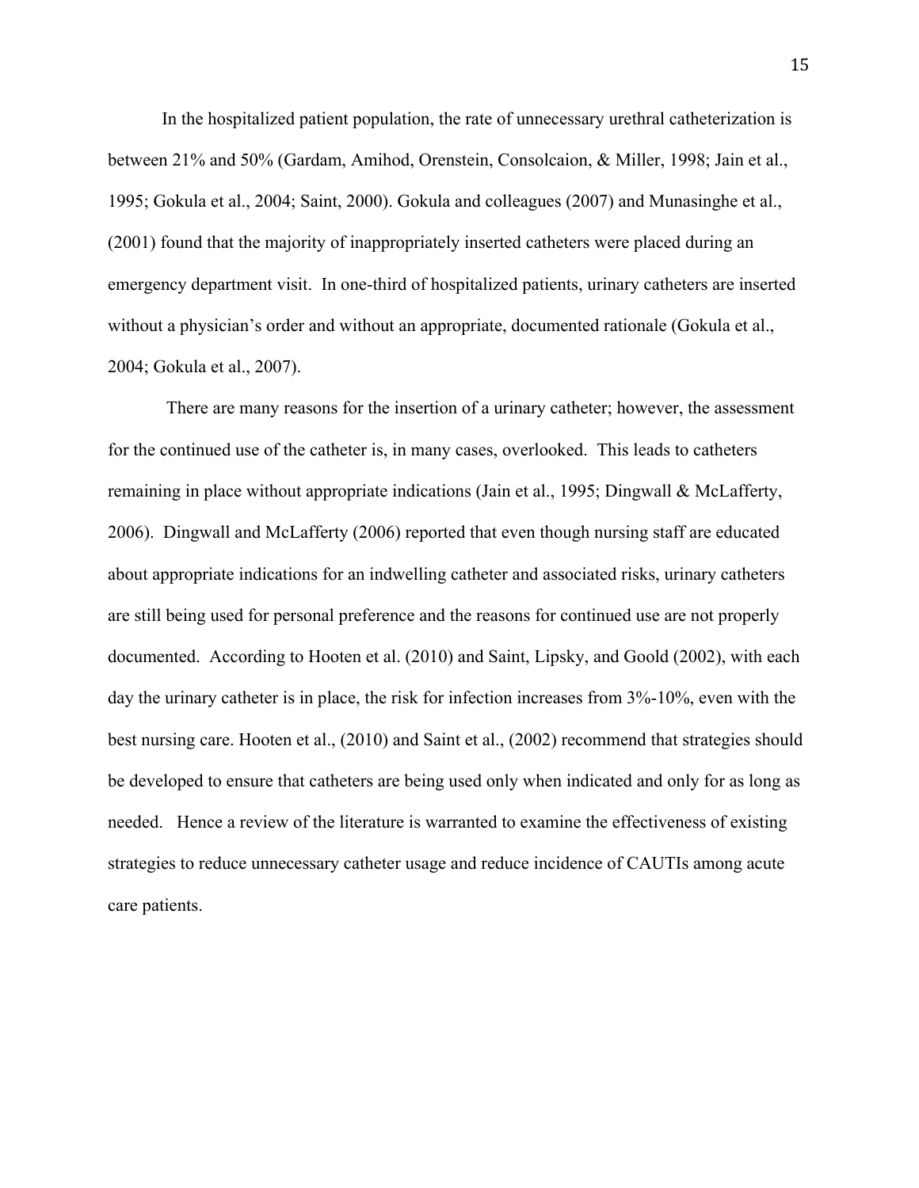In the hospitalized patient population, the rate of unnecessary urethral catheterization is between 21% and 50% (Gardam, Amihod, Orenstein, Consolcaion, & Miller, 1998; Jain et al., 1995; Gokula et al., 2004; Saint, 2000). Gokula and colleagues (2007) and Munasinghe et al., (2001) found that the majority of inappropriately inserted catheters were placed during an emergency department visit. In one-third of hospitalized patients, urinary catheters are inserted without a physician's order and without an appropriate, documented rationale (Gokula et al., 2004; Gokula et al., 2007).

There are many reasons for the insertion of a urinary catheter; however, the assessment for the continued use of the catheter is, in many cases, overlooked. This leads to catheters remaining in place without appropriate indications (Jain et al., 1995; Dingwall & McLafferty, 2006). Dingwall and McLafferty (2006) reported that even though nursing staff are educated about appropriate indications for an indwelling catheter and associated risks, urinary catheters are still being used for personal preference and the reasons for continued use are not properly documented. According to Hooten et al. (2010) and Saint, Lipsky, and Goold (2002), with each day the urinary catheter is in place, the risk for infection increases from 3%-10%, even with the best nursing care. Hooten et al., (2010) and Saint et al., (2002) recommend that strategies should be developed to ensure that catheters are being used only when indicated and only for as long as needed. Hence a review of the literature is warranted to examine the effectiveness of existing strategies to reduce unnecessary catheter usage and reduce incidence of CAUTIs among acute care patients.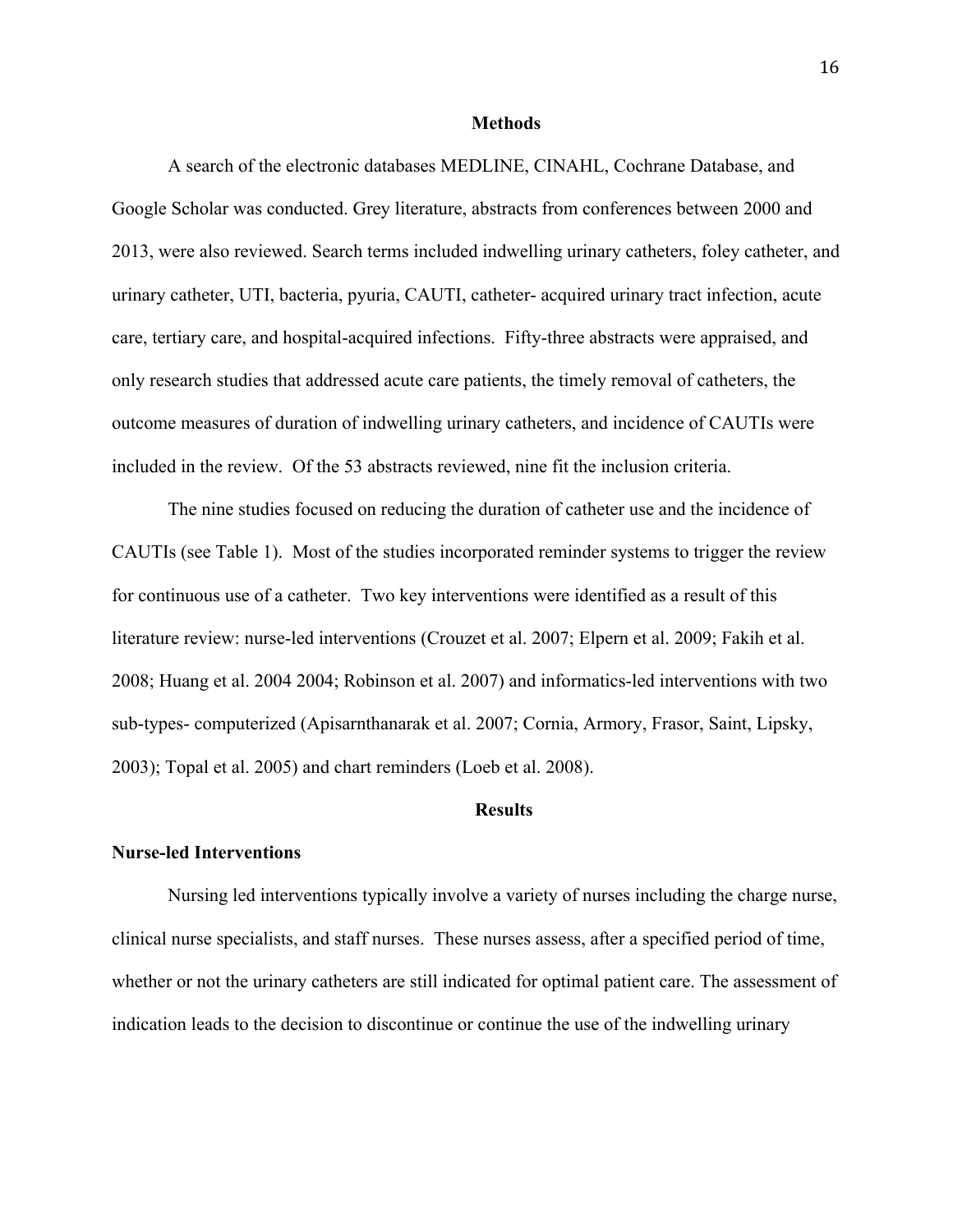## Methods

A search of the electronic databases MEDLINE, CINAHL, Cochrane Database, and Google Scholar was conducted. Grey literature, abstracts from conferences between 2000 and 2013, were also reviewed. Search terms included indwelling urinary catheters, foley catheter, and urinary catheter, UTI, bacteria, pyuria, CAUTI, catheter- acquired urinary tract infection, acute care, tertiary care, and hospital-acquired infections. Fifty-three abstracts were appraised, and only research studies that addressed acute care patients, the timely removal of catheters, the outcome measures of duration of indwelling urinary catheters, and incidence of CAUTIs were included in the review. Of the 53 abstracts reviewed, nine fit the inclusion criteria.

The nine studies focused on reducing the duration of catheter use and the incidence of CAUTIs (see Table 1). Most of the studies incorporated reminder systems to trigger the review for continuous use of a catheter. Two key interventions were identified as a result of this literature review: nurse-led interventions (Crouzet et al. 2007; Elpern et al. 2009; Fakih et al. 2008; Huang et al. 2004 2004; Robinson et al. 2007) and informatics-led interventions with two sub-types- computerized (Apisarnthanarak et al. 2007; Cornia, Armory, Frasor, Saint, Lipsky, 2003); Topal et al. 2005) and chart reminders (Loeb et al. 2008).

## Results

### Nurse-led Interventions

Nursing led interventions typically involve a variety of nurses including the charge nurse, clinical nurse specialists, and staff nurses. These nurses assess, after a specified period of time, whether or not the urinary catheters are still indicated for optimal patient care. The assessment of indication leads to the decision to discontinue or continue the use of the indwelling urinary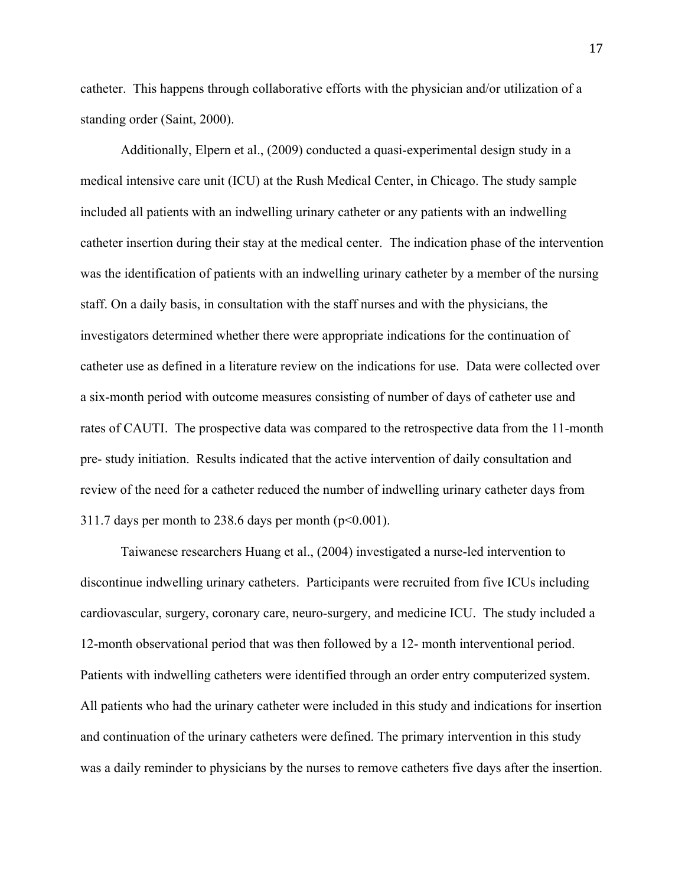catheter. This happens through collaborative efforts with the physician and/or utilization of a standing order (Saint, 2000).

Additionally, Elpern et al., (2009) conducted a quasi-experimental design study in a medical intensive care unit (ICU) at the Rush Medical Center, in Chicago. The study sample included all patients with an indwelling urinary catheter or any patients with an indwelling catheter insertion during their stay at the medical center. The indication phase of the intervention was the identification of patients with an indwelling urinary catheter by a member of the nursing staff. On a daily basis, in consultation with the staff nurses and with the physicians, the investigators determined whether there were appropriate indications for the continuation of catheter use as defined in a literature review on the indications for use. Data were collected over a six-month period with outcome measures consisting of number of days of catheter use and rates of CAUTI. The prospective data was compared to the retrospective data from the 11-month pre- study initiation. Results indicated that the active intervention of daily consultation and review of the need for a catheter reduced the number of indwelling urinary catheter days from 311.7 days per month to 238.6 days per month ($p<0.001$).

Taiwanese researchers Huang et al., (2004) investigated a nurse-led intervention to discontinue indwelling urinary catheters. Participants were recruited from five ICUs including cardiovascular, surgery, coronary care, neuro-surgery, and medicine ICU. The study included a 12-month observational period that was then followed by a 12- month interventional period. Patients with indwelling catheters were identified through an order entry computerized system. All patients who had the urinary catheter were included in this study and indications for insertion and continuation of the urinary catheters were defined. The primary intervention in this study was a daily reminder to physicians by the nurses to remove catheters five days after the insertion.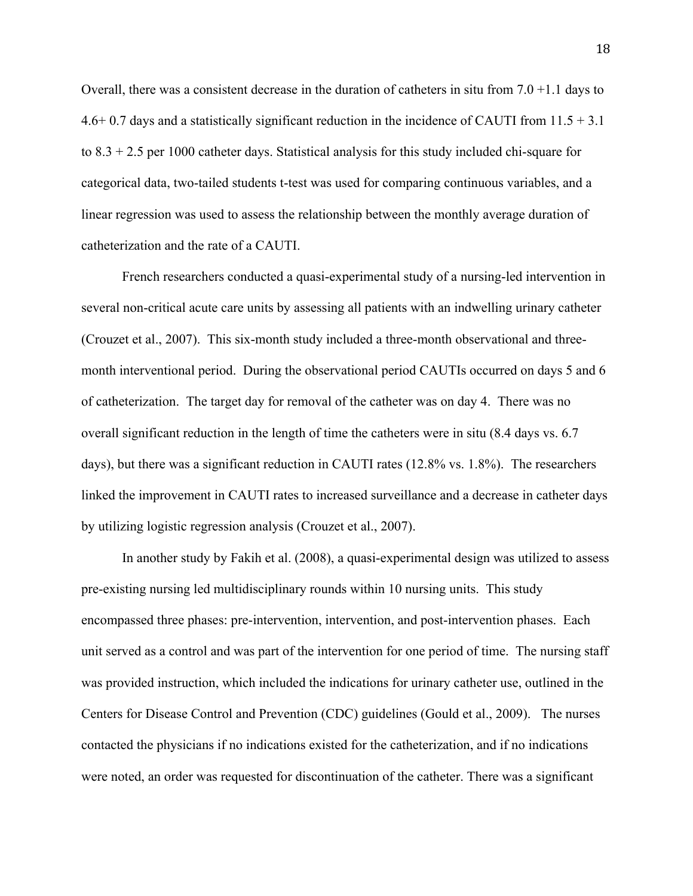Overall, there was a consistent decrease in the duration of catheters in situ from 7.0 +1.1 days to 4.6+ 0.7 days and a statistically significant reduction in the incidence of CAUTI from 11.5 + 3.1 to 8.3 + 2.5 per 1000 catheter days. Statistical analysis for this study included chi-square for categorical data, two-tailed students t-test was used for comparing continuous variables, and a linear regression was used to assess the relationship between the monthly average duration of catheterization and the rate of a CAUTI.

French researchers conducted a quasi-experimental study of a nursing-led intervention in several non-critical acute care units by assessing all patients with an indwelling urinary catheter (Crouzet et al., 2007). This six-month study included a three-month observational and three-month interventional period. During the observational period CAUTIs occurred on days 5 and 6 of catheterization. The target day for removal of the catheter was on day 4. There was no overall significant reduction in the length of time the catheters were in situ (8.4 days vs. 6.7 days), but there was a significant reduction in CAUTI rates (12.8% vs. 1.8%). The researchers linked the improvement in CAUTI rates to increased surveillance and a decrease in catheter days by utilizing logistic regression analysis (Crouzet et al., 2007).

In another study by Fakih et al. (2008), a quasi-experimental design was utilized to assess pre-existing nursing led multidisciplinary rounds within 10 nursing units. This study encompassed three phases: pre-intervention, intervention, and post-intervention phases. Each unit served as a control and was part of the intervention for one period of time. The nursing staff was provided instruction, which included the indications for urinary catheter use, outlined in the Centers for Disease Control and Prevention (CDC) guidelines (Gould et al., 2009). The nurses contacted the physicians if no indications existed for the catheterization, and if no indications were noted, an order was requested for discontinuation of the catheter. There was a significant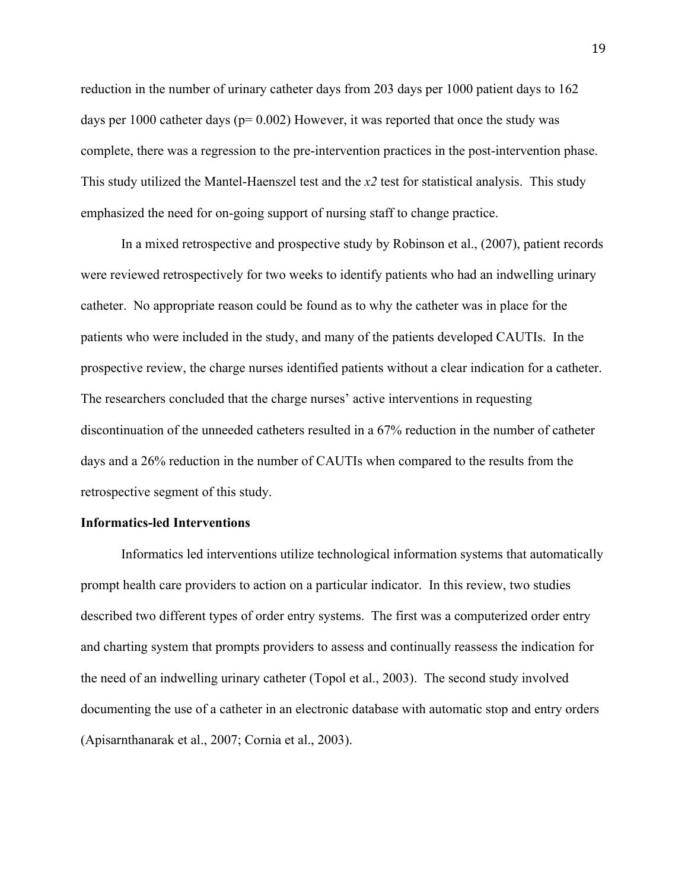reduction in the number of urinary catheter days from 203 days per 1000 patient days to 162 days per 1000 catheter days ($p= 0.002$) However, it was reported that once the study was complete, there was a regression to the pre-intervention practices in the post-intervention phase. This study utilized the Mantel-Haenszel test and the $x2$ test for statistical analysis. This study emphasized the need for on-going support of nursing staff to change practice.

In a mixed retrospective and prospective study by Robinson et al., (2007), patient records were reviewed retrospectively for two weeks to identify patients who had an indwelling urinary catheter. No appropriate reason could be found as to why the catheter was in place for the patients who were included in the study, and many of the patients developed CAUTIs. In the prospective review, the charge nurses identified patients without a clear indication for a catheter. The researchers concluded that the charge nurses' active interventions in requesting discontinuation of the unneeded catheters resulted in a 67% reduction in the number of catheter days and a 26% reduction in the number of CAUTIs when compared to the results from the retrospective segment of this study.

**Informatics-led Interventions**

Informatics led interventions utilize technological information systems that automatically prompt health care providers to action on a particular indicator. In this review, two studies described two different types of order entry systems. The first was a computerized order entry and charting system that prompts providers to assess and continually reassess the indication for the need of an indwelling urinary catheter (Topol et al., 2003). The second study involved documenting the use of a catheter in an electronic database with automatic stop and entry orders (Apisarnthanarak et al., 2007; Cornia et al., 2003).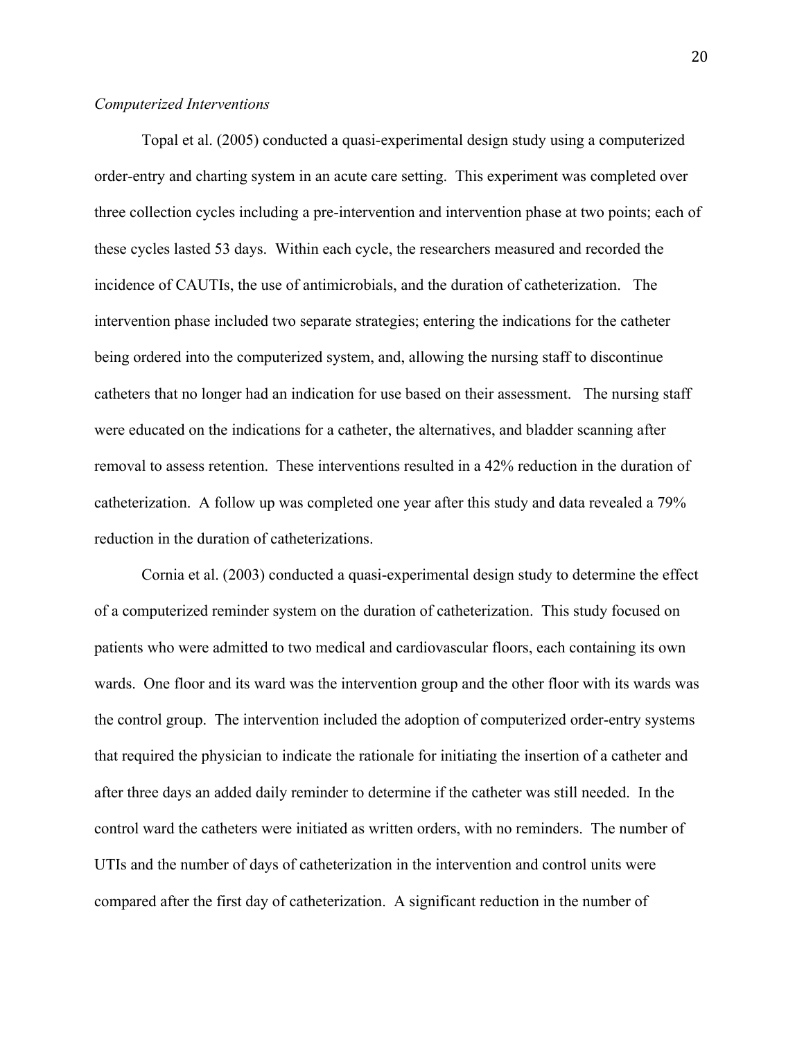*Computerized Interventions*

Topal et al. (2005) conducted a quasi-experimental design study using a computerized order-entry and charting system in an acute care setting. This experiment was completed over three collection cycles including a pre-intervention and intervention phase at two points; each of these cycles lasted 53 days. Within each cycle, the researchers measured and recorded the incidence of CAUTIs, the use of antimicrobials, and the duration of catheterization. The intervention phase included two separate strategies; entering the indications for the catheter being ordered into the computerized system, and, allowing the nursing staff to discontinue catheters that no longer had an indication for use based on their assessment. The nursing staff were educated on the indications for a catheter, the alternatives, and bladder scanning after removal to assess retention. These interventions resulted in a 42% reduction in the duration of catheterization. A follow up was completed one year after this study and data revealed a 79% reduction in the duration of catheterizations.

Cornia et al. (2003) conducted a quasi-experimental design study to determine the effect of a computerized reminder system on the duration of catheterization. This study focused on patients who were admitted to two medical and cardiovascular floors, each containing its own wards. One floor and its ward was the intervention group and the other floor with its wards was the control group. The intervention included the adoption of computerized order-entry systems that required the physician to indicate the rationale for initiating the insertion of a catheter and after three days an added daily reminder to determine if the catheter was still needed. In the control ward the catheters were initiated as written orders, with no reminders. The number of UTIs and the number of days of catheterization in the intervention and control units were compared after the first day of catheterization. A significant reduction in the number of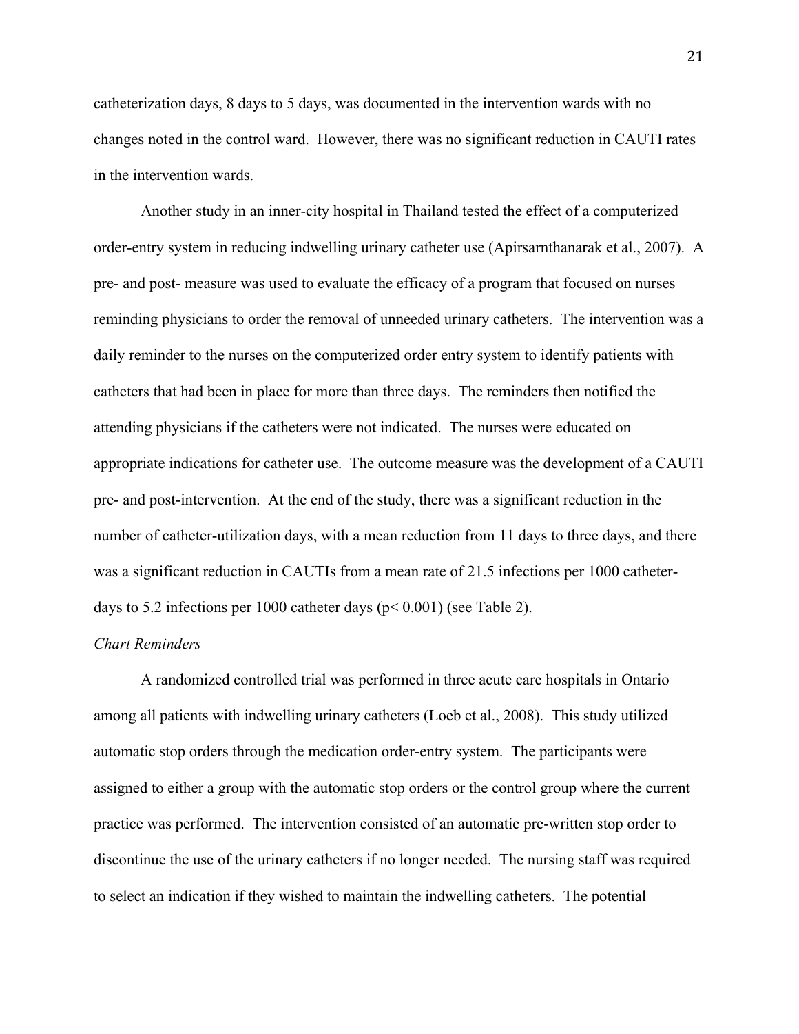catheterization days, 8 days to 5 days, was documented in the intervention wards with no changes noted in the control ward. However, there was no significant reduction in CAUTI rates in the intervention wards.

Another study in an inner-city hospital in Thailand tested the effect of a computerized order-entry system in reducing indwelling urinary catheter use (Apirsarnthanarak et al., 2007). A pre- and post- measure was used to evaluate the efficacy of a program that focused on nurses reminding physicians to order the removal of unneeded urinary catheters. The intervention was a daily reminder to the nurses on the computerized order entry system to identify patients with catheters that had been in place for more than three days. The reminders then notified the attending physicians if the catheters were not indicated. The nurses were educated on appropriate indications for catheter use. The outcome measure was the development of a CAUTI pre- and post-intervention. At the end of the study, there was a significant reduction in the number of catheter-utilization days, with a mean reduction from 11 days to three days, and there was a significant reduction in CAUTIs from a mean rate of 21.5 infections per 1000 catheter-days to 5.2 infections per 1000 catheter days ($p < 0.001$) (see Table 2).

*Chart Reminders*

A randomized controlled trial was performed in three acute care hospitals in Ontario among all patients with indwelling urinary catheters (Loeb et al., 2008). This study utilized automatic stop orders through the medication order-entry system. The participants were assigned to either a group with the automatic stop orders or the control group where the current practice was performed. The intervention consisted of an automatic pre-written stop order to discontinue the use of the urinary catheters if no longer needed. The nursing staff was required to select an indication if they wished to maintain the indwelling catheters. The potential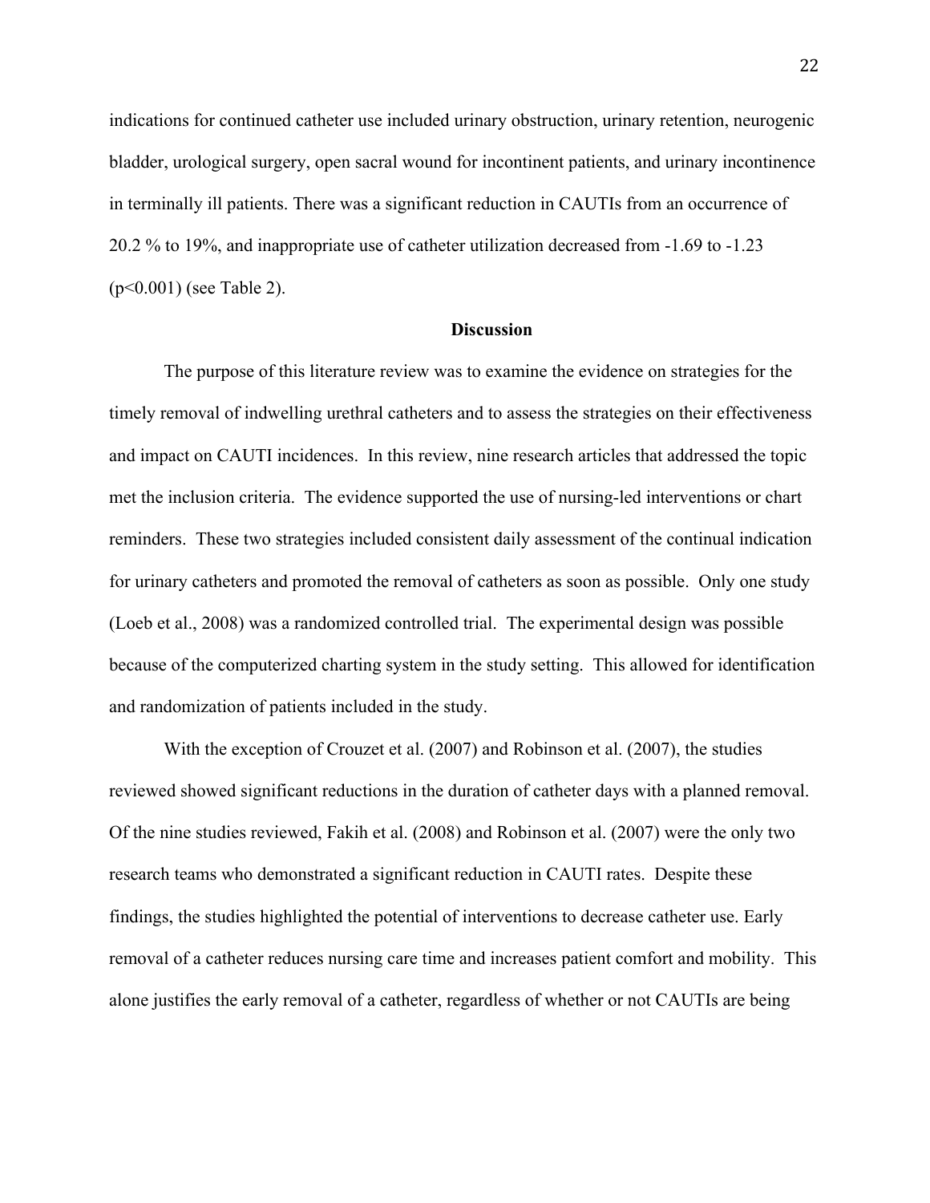indications for continued catheter use included urinary obstruction, urinary retention, neurogenic bladder, urological surgery, open sacral wound for incontinent patients, and urinary incontinence in terminally ill patients. There was a significant reduction in CAUTIs from an occurrence of 20.2 % to 19%, and inappropriate use of catheter utilization decreased from -1.69 to -1.23 ($p<0.001$) (see Table 2).

## Discussion

The purpose of this literature review was to examine the evidence on strategies for the timely removal of indwelling urethral catheters and to assess the strategies on their effectiveness and impact on CAUTI incidences. In this review, nine research articles that addressed the topic met the inclusion criteria. The evidence supported the use of nursing-led interventions or chart reminders. These two strategies included consistent daily assessment of the continual indication for urinary catheters and promoted the removal of catheters as soon as possible. Only one study (Loeb et al., 2008) was a randomized controlled trial. The experimental design was possible because of the computerized charting system in the study setting. This allowed for identification and randomization of patients included in the study.

With the exception of Crouzet et al. (2007) and Robinson et al. (2007), the studies reviewed showed significant reductions in the duration of catheter days with a planned removal. Of the nine studies reviewed, Fakih et al. (2008) and Robinson et al. (2007) were the only two research teams who demonstrated a significant reduction in CAUTI rates. Despite these findings, the studies highlighted the potential of interventions to decrease catheter use. Early removal of a catheter reduces nursing care time and increases patient comfort and mobility. This alone justifies the early removal of a catheter, regardless of whether or not CAUTIs are being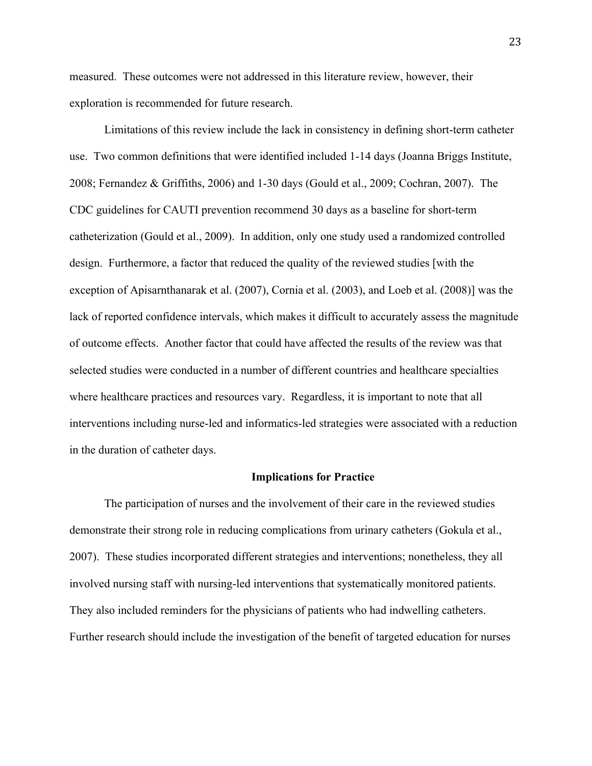measured. These outcomes were not addressed in this literature review, however, their exploration is recommended for future research.

Limitations of this review include the lack in consistency in defining short-term catheter use. Two common definitions that were identified included 1-14 days (Joanna Briggs Institute, 2008; Fernandez & Griffiths, 2006) and 1-30 days (Gould et al., 2009; Cochran, 2007). The CDC guidelines for CAUTI prevention recommend 30 days as a baseline for short-term catheterization (Gould et al., 2009). In addition, only one study used a randomized controlled design. Furthermore, a factor that reduced the quality of the reviewed studies [with the exception of Apisarnthanarak et al. (2007), Cornia et al. (2003), and Loeb et al. (2008)] was the lack of reported confidence intervals, which makes it difficult to accurately assess the magnitude of outcome effects. Another factor that could have affected the results of the review was that selected studies were conducted in a number of different countries and healthcare specialties where healthcare practices and resources vary. Regardless, it is important to note that all interventions including nurse-led and informatics-led strategies were associated with a reduction in the duration of catheter days.

## Implications for Practice

The participation of nurses and the involvement of their care in the reviewed studies demonstrate their strong role in reducing complications from urinary catheters (Gokula et al., 2007). These studies incorporated different strategies and interventions; nonetheless, they all involved nursing staff with nursing-led interventions that systematically monitored patients. They also included reminders for the physicians of patients who had indwelling catheters. Further research should include the investigation of the benefit of targeted education for nurses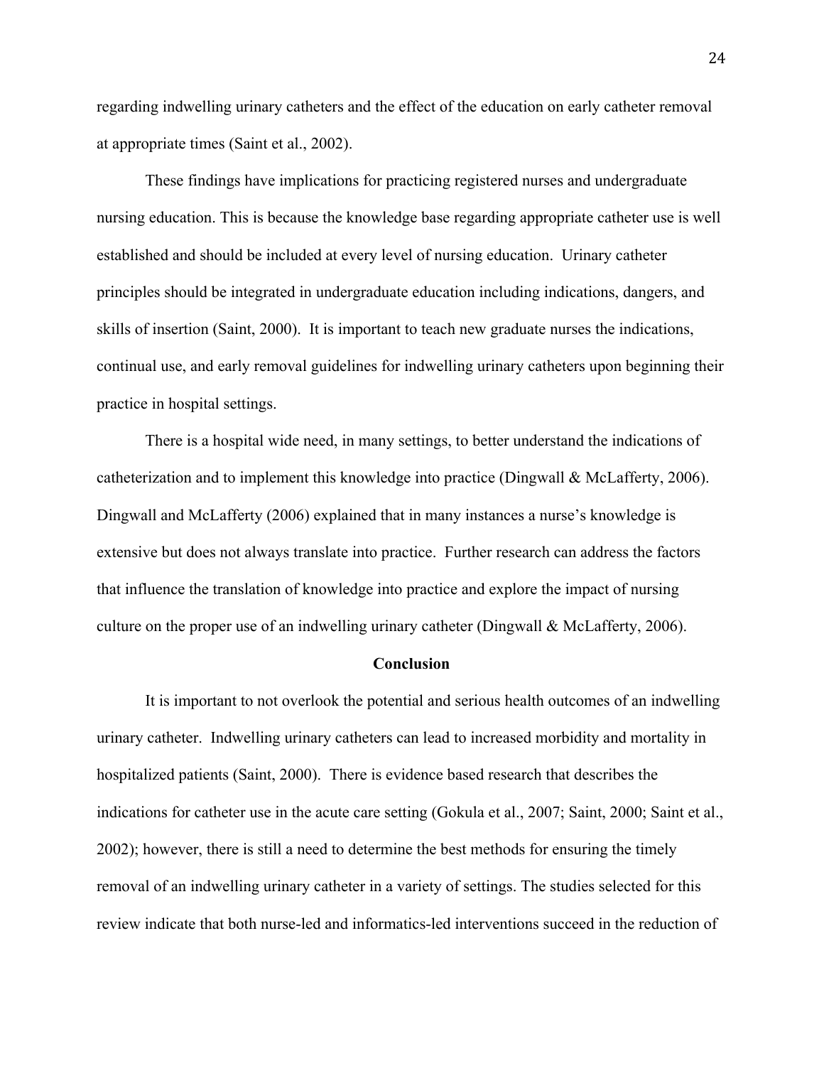regarding indwelling urinary catheters and the effect of the education on early catheter removal at appropriate times (Saint et al., 2002).

These findings have implications for practicing registered nurses and undergraduate nursing education. This is because the knowledge base regarding appropriate catheter use is well established and should be included at every level of nursing education. Urinary catheter principles should be integrated in undergraduate education including indications, dangers, and skills of insertion (Saint, 2000). It is important to teach new graduate nurses the indications, continual use, and early removal guidelines for indwelling urinary catheters upon beginning their practice in hospital settings.

There is a hospital wide need, in many settings, to better understand the indications of catheterization and to implement this knowledge into practice (Dingwall & McLafferty, 2006). Dingwall and McLafferty (2006) explained that in many instances a nurse's knowledge is extensive but does not always translate into practice. Further research can address the factors that influence the translation of knowledge into practice and explore the impact of nursing culture on the proper use of an indwelling urinary catheter (Dingwall & McLafferty, 2006).

## Conclusion

It is important to not overlook the potential and serious health outcomes of an indwelling urinary catheter. Indwelling urinary catheters can lead to increased morbidity and mortality in hospitalized patients (Saint, 2000). There is evidence based research that describes the indications for catheter use in the acute care setting (Gokula et al., 2007; Saint, 2000; Saint et al., 2002); however, there is still a need to determine the best methods for ensuring the timely removal of an indwelling urinary catheter in a variety of settings. The studies selected for this review indicate that both nurse-led and informatics-led interventions succeed in the reduction of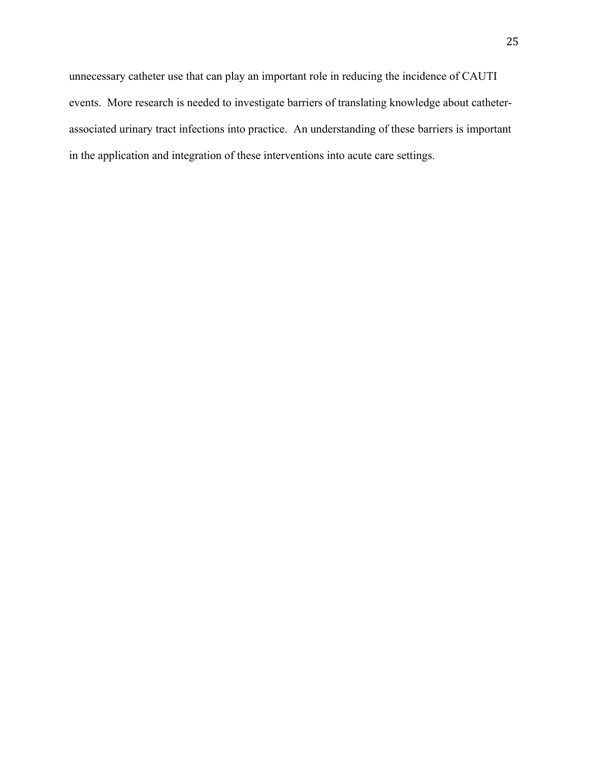unnecessary catheter use that can play an important role in reducing the incidence of CAUTI events. More research is needed to investigate barriers of translating knowledge about catheter-associated urinary tract infections into practice. An understanding of these barriers is important in the application and integration of these interventions into acute care settings.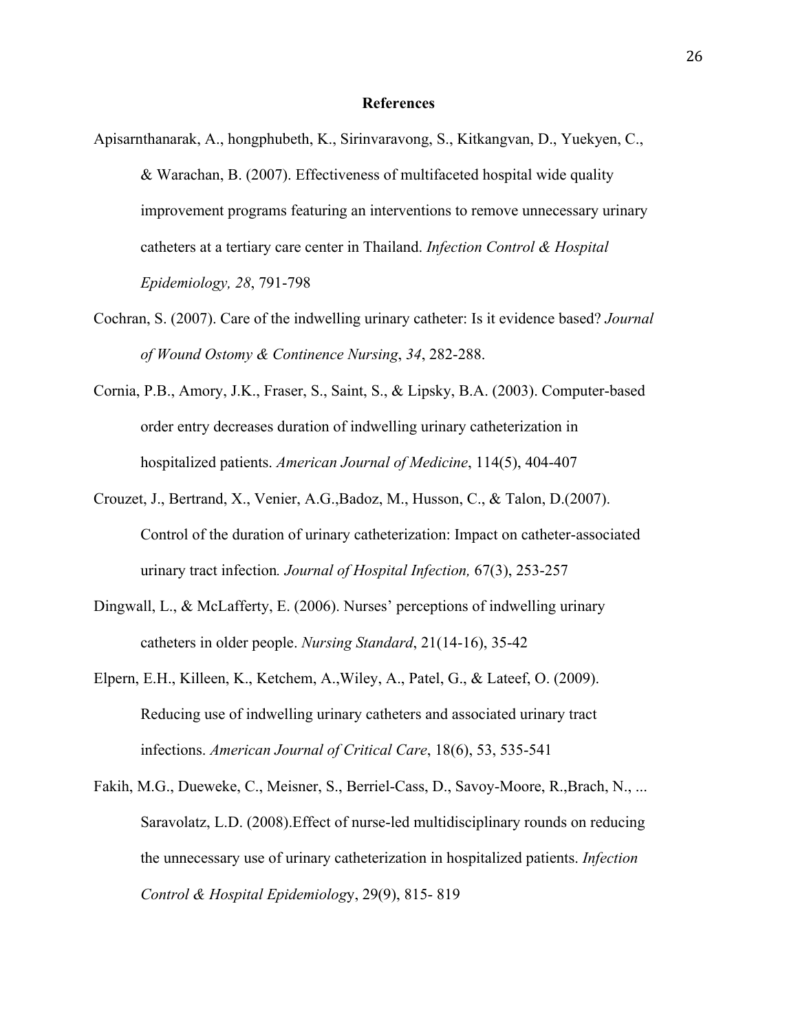# References

Apisarnthanarak, A., hongphubeth, K., Sirinvaravong, S., Kitkangvan, D., Yuekyen, C., & Warachan, B. (2007). Effectiveness of multifaceted hospital wide quality improvement programs featuring an interventions to remove unnecessary urinary catheters at a tertiary care center in Thailand. *Infection Control & Hospital Epidemiology, 28*, 791-798

Cochran, S. (2007). Care of the indwelling urinary catheter: Is it evidence based? *Journal of Wound Ostomy & Continence Nursing*, *34*, 282-288.

Cornia, P.B., Amory, J.K., Fraser, S., Saint, S., & Lipsky, B.A. (2003). Computer-based order entry decreases duration of indwelling urinary catheterization in hospitalized patients. *American Journal of Medicine*, 114(5), 404-407

Crouzet, J., Bertrand, X., Venier, A.G.,Badoz, M., Husson, C., & Talon, D.(2007). Control of the duration of urinary catheterization: Impact on catheter-associated urinary tract infection*. Journal of Hospital Infection,* 67(3), 253-257

Dingwall, L., & McLafferty, E. (2006). Nurses' perceptions of indwelling urinary catheters in older people. *Nursing Standard*, 21(14-16), 35-42

Elpern, E.H., Killeen, K., Ketchem, A.,Wiley, A., Patel, G., & Lateef, O. (2009). Reducing use of indwelling urinary catheters and associated urinary tract infections. *American Journal of Critical Care*, 18(6), 53, 535-541

Fakih, M.G., Dueweke, C., Meisner, S., Berriel-Cass, D., Savoy-Moore, R.,Brach, N., ... Saravolatz, L.D. (2008).Effect of nurse-led multidisciplinary rounds on reducing the unnecessary use of urinary catheterization in hospitalized patients. *Infection Control & Hospital Epidemiolog*y, 29(9), 815- 819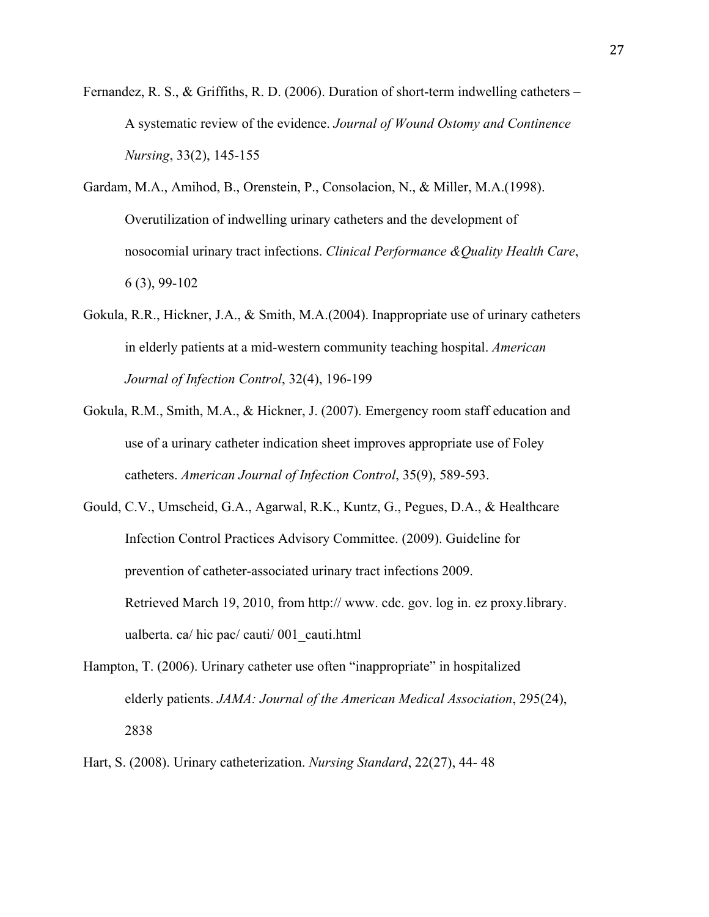Fernandez, R. S., & Griffiths, R. D. (2006). Duration of short-term indwelling catheters – A systematic review of the evidence. *Journal of Wound Ostomy and Continence Nursing*, 33(2), 145-155

Gardam, M.A., Amihod, B., Orenstein, P., Consolacion, N., & Miller, M.A.(1998). Overutilization of indwelling urinary catheters and the development of nosocomial urinary tract infections. *Clinical Performance &Quality Health Care*, 6 (3), 99-102

Gokula, R.R., Hickner, J.A., & Smith, M.A.(2004). Inappropriate use of urinary catheters in elderly patients at a mid-western community teaching hospital. *American Journal of Infection Control*, 32(4), 196-199

Gokula, R.M., Smith, M.A., & Hickner, J. (2007). Emergency room staff education and use of a urinary catheter indication sheet improves appropriate use of Foley catheters. *American Journal of Infection Control*, 35(9), 589-593.

Gould, C.V., Umscheid, G.A., Agarwal, R.K., Kuntz, G., Pegues, D.A., & Healthcare Infection Control Practices Advisory Committee. (2009). Guideline for prevention of catheter-associated urinary tract infections 2009. Retrieved March 19, 2010, from http:// www. cdc. gov. log in. ez proxy.library. ualberta. ca/ hic pac/ cauti/ 001_cauti.html

Hampton, T. (2006). Urinary catheter use often "inappropriate" in hospitalized elderly patients. *JAMA: Journal of the American Medical Association*, 295(24), 2838

Hart, S. (2008). Urinary catheterization. *Nursing Standard*, 22(27), 44- 48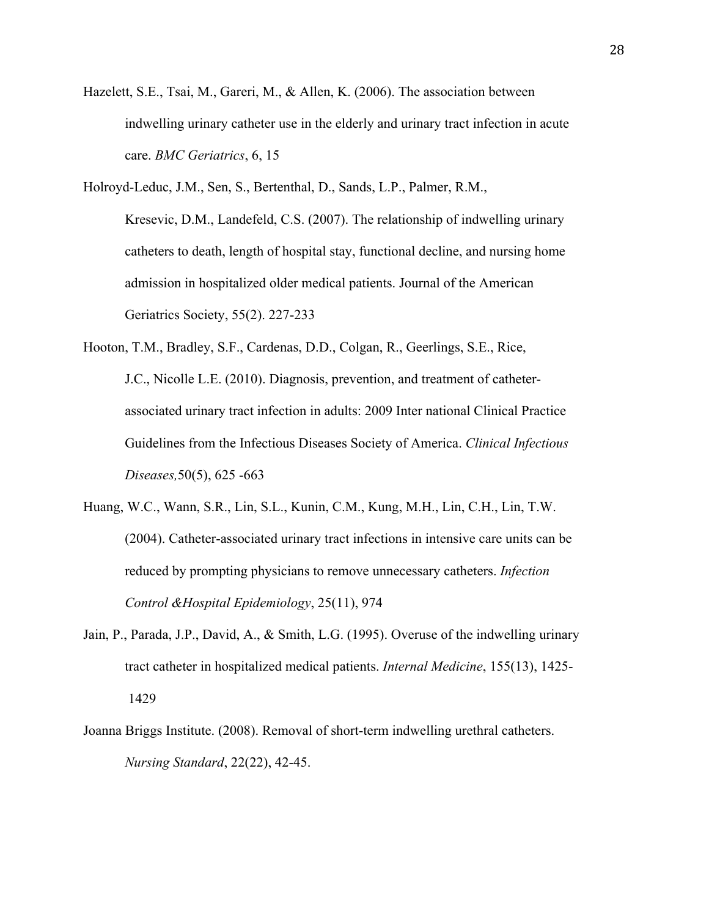Hazelett, S.E., Tsai, M., Gareri, M., & Allen, K. (2006). The association between indwelling urinary catheter use in the elderly and urinary tract infection in acute care. *BMC Geriatrics*, 6, 15

Holroyd-Leduc, J.M., Sen, S., Bertenthal, D., Sands, L.P., Palmer, R.M., Kresevic, D.M., Landefeld, C.S. (2007). The relationship of indwelling urinary catheters to death, length of hospital stay, functional decline, and nursing home admission in hospitalized older medical patients. Journal of the American Geriatrics Society, 55(2). 227-233

Hooton, T.M., Bradley, S.F., Cardenas, D.D., Colgan, R., Geerlings, S.E., Rice, J.C., Nicolle L.E. (2010). Diagnosis, prevention, and treatment of catheter-associated urinary tract infection in adults: 2009 Inter national Clinical Practice Guidelines from the Infectious Diseases Society of America. *Clinical Infectious Diseases,*50(5), 625 -663

Huang, W.C., Wann, S.R., Lin, S.L., Kunin, C.M., Kung, M.H., Lin, C.H., Lin, T.W. (2004). Catheter-associated urinary tract infections in intensive care units can be reduced by prompting physicians to remove unnecessary catheters. *Infection Control &Hospital Epidemiology*, 25(11), 974

Jain, P., Parada, J.P., David, A., & Smith, L.G. (1995). Overuse of the indwelling urinary tract catheter in hospitalized medical patients. *Internal Medicine*, 155(13), 1425-1429

Joanna Briggs Institute. (2008). Removal of short-term indwelling urethral catheters. *Nursing Standard*, 22(22), 42-45.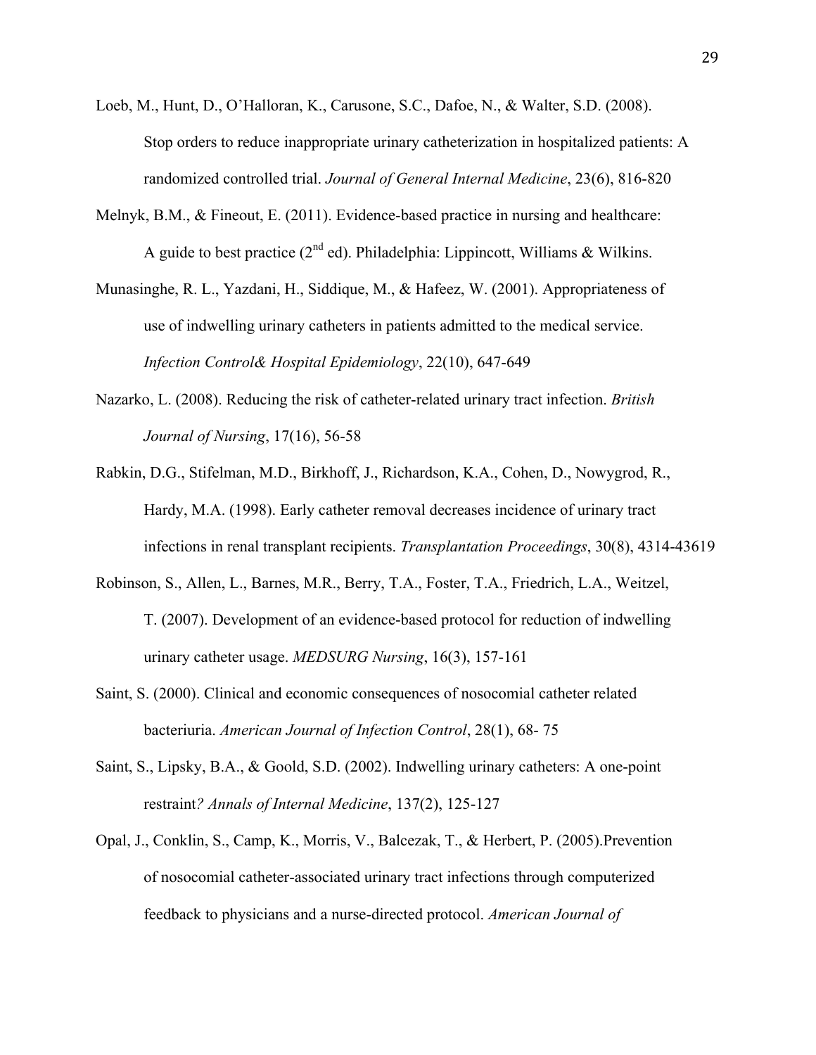Loeb, M., Hunt, D., O'Halloran, K., Carusone, S.C., Dafoe, N., & Walter, S.D. (2008). Stop orders to reduce inappropriate urinary catheterization in hospitalized patients: A randomized controlled trial. *Journal of General Internal Medicine*, 23(6), 816-820

Melnyk, B.M., & Fineout, E. (2011). Evidence-based practice in nursing and healthcare: A guide to best practice (2nd ed). Philadelphia: Lippincott, Williams & Wilkins.

Munasinghe, R. L., Yazdani, H., Siddique, M., & Hafeez, W. (2001). Appropriateness of use of indwelling urinary catheters in patients admitted to the medical service. *Infection Control& Hospital Epidemiology*, 22(10), 647-649

Nazarko, L. (2008). Reducing the risk of catheter-related urinary tract infection. *British Journal of Nursing*, 17(16), 56-58

Rabkin, D.G., Stifelman, M.D., Birkhoff, J., Richardson, K.A., Cohen, D., Nowygrod, R., Hardy, M.A. (1998). Early catheter removal decreases incidence of urinary tract infections in renal transplant recipients. *Transplantation Proceedings*, 30(8), 4314-43619

Robinson, S., Allen, L., Barnes, M.R., Berry, T.A., Foster, T.A., Friedrich, L.A., Weitzel, T. (2007). Development of an evidence-based protocol for reduction of indwelling urinary catheter usage. *MEDSURG Nursing*, 16(3), 157-161

Saint, S. (2000). Clinical and economic consequences of nosocomial catheter related bacteriuria. *American Journal of Infection Control*, 28(1), 68- 75

Saint, S., Lipsky, B.A., & Goold, S.D. (2002). Indwelling urinary catheters: A one-point restraint*? Annals of Internal Medicine*, 137(2), 125-127

Opal, J., Conklin, S., Camp, K., Morris, V., Balcezak, T., & Herbert, P. (2005).Prevention of nosocomial catheter-associated urinary tract infections through computerized feedback to physicians and a nurse-directed protocol. *American Journal of*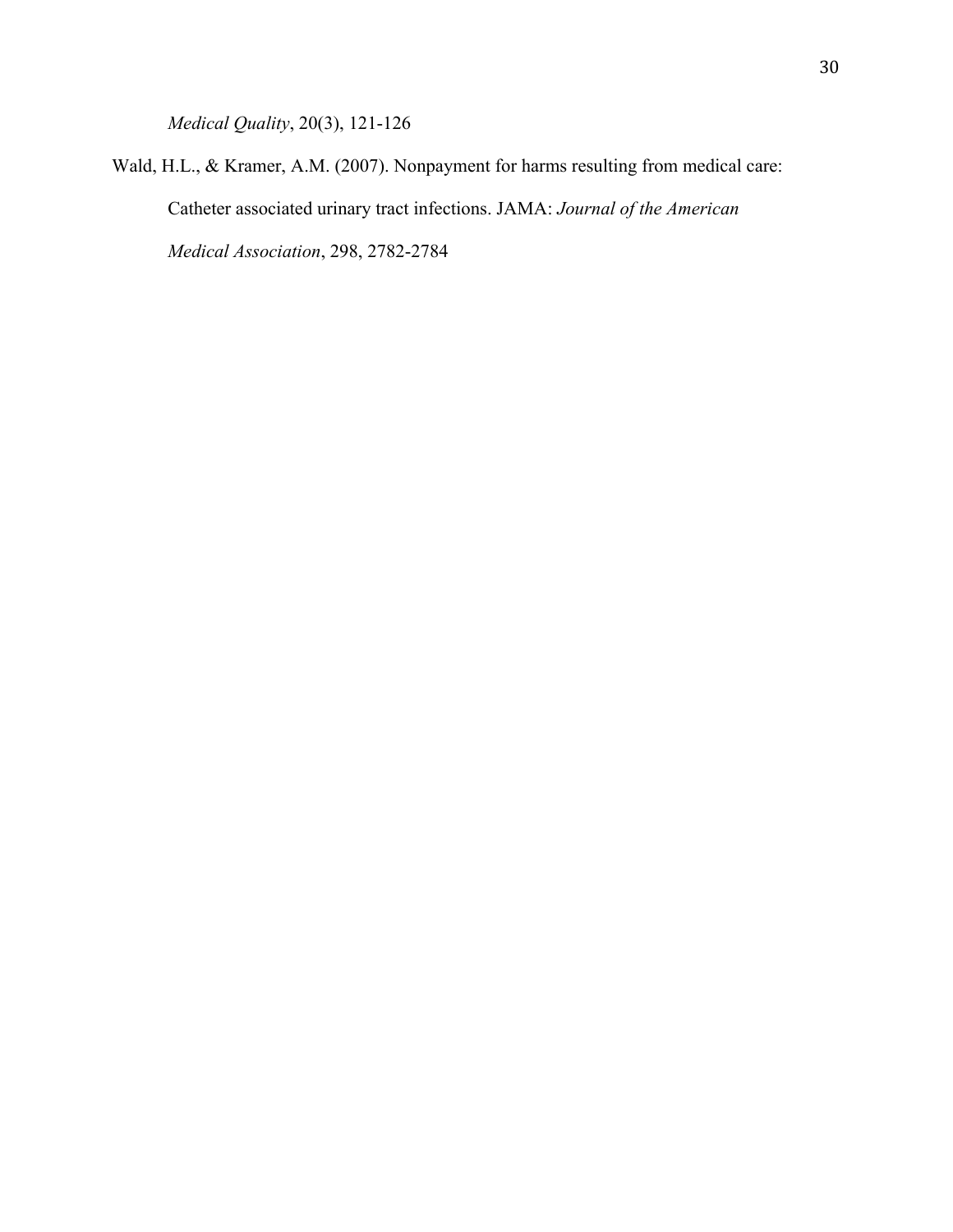*Medical Quality*, 20(3), 121-126

Wald, H.L., & Kramer, A.M. (2007). Nonpayment for harms resulting from medical care: Catheter associated urinary tract infections. JAMA: *Journal of the American Medical Association*, 298, 2782-2784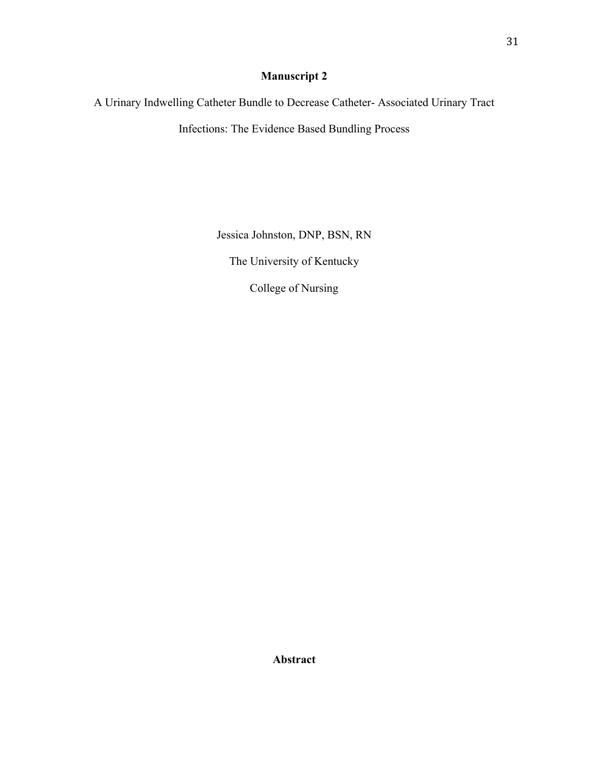## Manuscript 2

A Urinary Indwelling Catheter Bundle to Decrease Catheter- Associated Urinary Tract Infections: The Evidence Based Bundling Process

Jessica Johnston, DNP, BSN, RN

The University of Kentucky

College of Nursing

## Abstract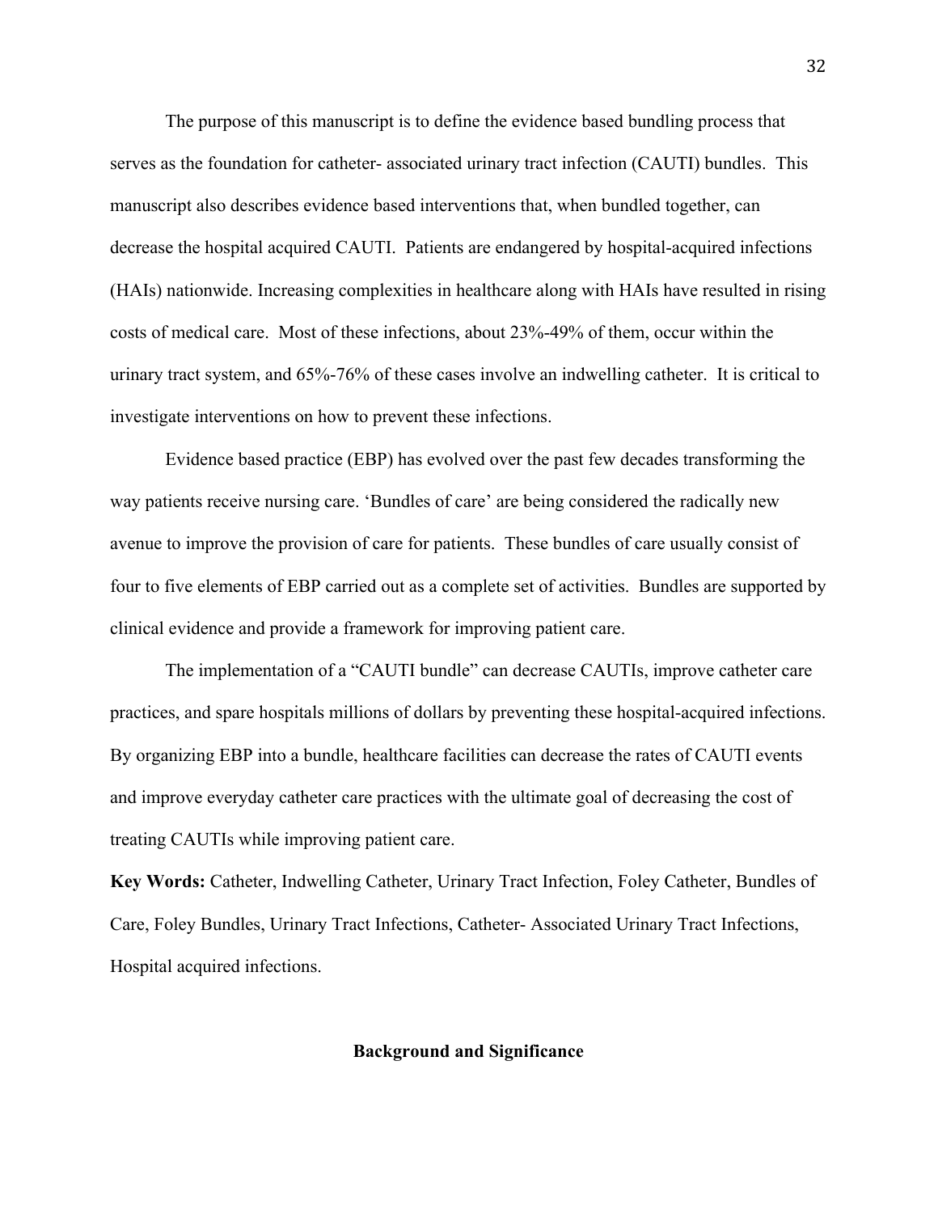The purpose of this manuscript is to define the evidence based bundling process that serves as the foundation for catheter- associated urinary tract infection (CAUTI) bundles. This manuscript also describes evidence based interventions that, when bundled together, can decrease the hospital acquired CAUTI. Patients are endangered by hospital-acquired infections (HAIs) nationwide. Increasing complexities in healthcare along with HAIs have resulted in rising costs of medical care. Most of these infections, about 23%-49% of them, occur within the urinary tract system, and 65%-76% of these cases involve an indwelling catheter. It is critical to investigate interventions on how to prevent these infections.

Evidence based practice (EBP) has evolved over the past few decades transforming the way patients receive nursing care. 'Bundles of care' are being considered the radically new avenue to improve the provision of care for patients. These bundles of care usually consist of four to five elements of EBP carried out as a complete set of activities. Bundles are supported by clinical evidence and provide a framework for improving patient care.

The implementation of a "CAUTI bundle" can decrease CAUTIs, improve catheter care practices, and spare hospitals millions of dollars by preventing these hospital-acquired infections. By organizing EBP into a bundle, healthcare facilities can decrease the rates of CAUTI events and improve everyday catheter care practices with the ultimate goal of decreasing the cost of treating CAUTIs while improving patient care.

**Key Words:** Catheter, Indwelling Catheter, Urinary Tract Infection, Foley Catheter, Bundles of Care, Foley Bundles, Urinary Tract Infections, Catheter- Associated Urinary Tract Infections, Hospital acquired infections.

## Background and Significance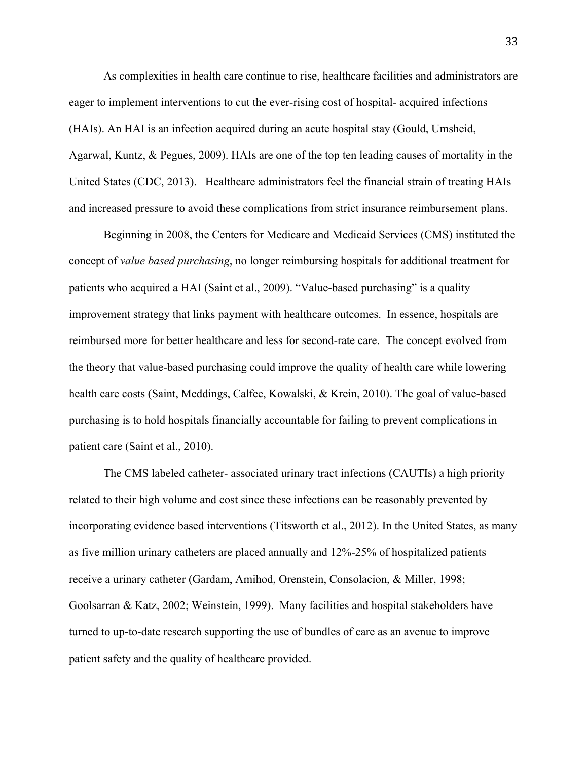As complexities in health care continue to rise, healthcare facilities and administrators are eager to implement interventions to cut the ever-rising cost of hospital- acquired infections (HAIs). An HAI is an infection acquired during an acute hospital stay (Gould, Umsheid, Agarwal, Kuntz, & Pegues, 2009). HAIs are one of the top ten leading causes of mortality in the United States (CDC, 2013). Healthcare administrators feel the financial strain of treating HAIs and increased pressure to avoid these complications from strict insurance reimbursement plans.

Beginning in 2008, the Centers for Medicare and Medicaid Services (CMS) instituted the concept of *value based purchasing*, no longer reimbursing hospitals for additional treatment for patients who acquired a HAI (Saint et al., 2009). "Value-based purchasing" is a quality improvement strategy that links payment with healthcare outcomes. In essence, hospitals are reimbursed more for better healthcare and less for second-rate care. The concept evolved from the theory that value-based purchasing could improve the quality of health care while lowering health care costs (Saint, Meddings, Calfee, Kowalski, & Krein, 2010). The goal of value-based purchasing is to hold hospitals financially accountable for failing to prevent complications in patient care (Saint et al., 2010).

The CMS labeled catheter- associated urinary tract infections (CAUTIs) a high priority related to their high volume and cost since these infections can be reasonably prevented by incorporating evidence based interventions (Titsworth et al., 2012). In the United States, as many as five million urinary catheters are placed annually and 12%-25% of hospitalized patients receive a urinary catheter (Gardam, Amihod, Orenstein, Consolacion, & Miller, 1998; Goolsarran & Katz, 2002; Weinstein, 1999). Many facilities and hospital stakeholders have turned to up-to-date research supporting the use of bundles of care as an avenue to improve patient safety and the quality of healthcare provided.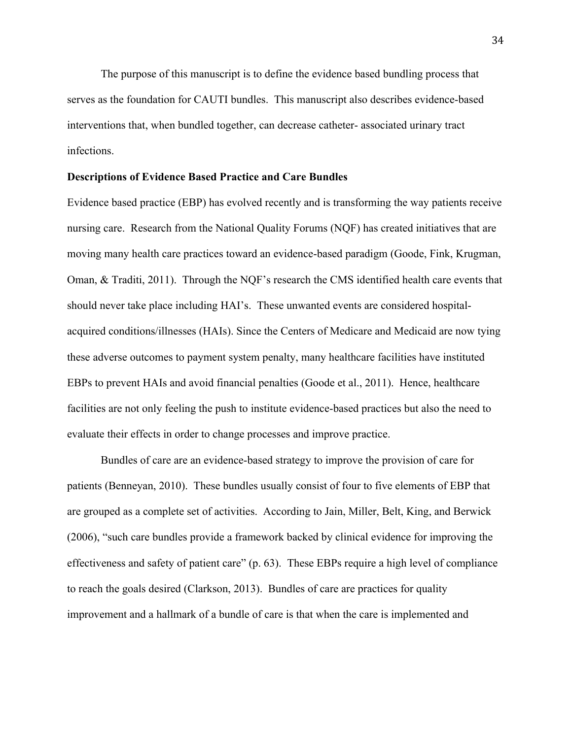The purpose of this manuscript is to define the evidence based bundling process that serves as the foundation for CAUTI bundles. This manuscript also describes evidence-based interventions that, when bundled together, can decrease catheter- associated urinary tract infections.

**Descriptions of Evidence Based Practice and Care Bundles**

Evidence based practice (EBP) has evolved recently and is transforming the way patients receive nursing care. Research from the National Quality Forums (NQF) has created initiatives that are moving many health care practices toward an evidence-based paradigm (Goode, Fink, Krugman, Oman, & Traditi, 2011). Through the NQF's research the CMS identified health care events that should never take place including HAI's. These unwanted events are considered hospital-acquired conditions/illnesses (HAIs). Since the Centers of Medicare and Medicaid are now tying these adverse outcomes to payment system penalty, many healthcare facilities have instituted EBPs to prevent HAIs and avoid financial penalties (Goode et al., 2011). Hence, healthcare facilities are not only feeling the push to institute evidence-based practices but also the need to evaluate their effects in order to change processes and improve practice.

Bundles of care are an evidence-based strategy to improve the provision of care for patients (Benneyan, 2010). These bundles usually consist of four to five elements of EBP that are grouped as a complete set of activities. According to Jain, Miller, Belt, King, and Berwick (2006), "such care bundles provide a framework backed by clinical evidence for improving the effectiveness and safety of patient care" (p. 63). These EBPs require a high level of compliance to reach the goals desired (Clarkson, 2013). Bundles of care are practices for quality improvement and a hallmark of a bundle of care is that when the care is implemented and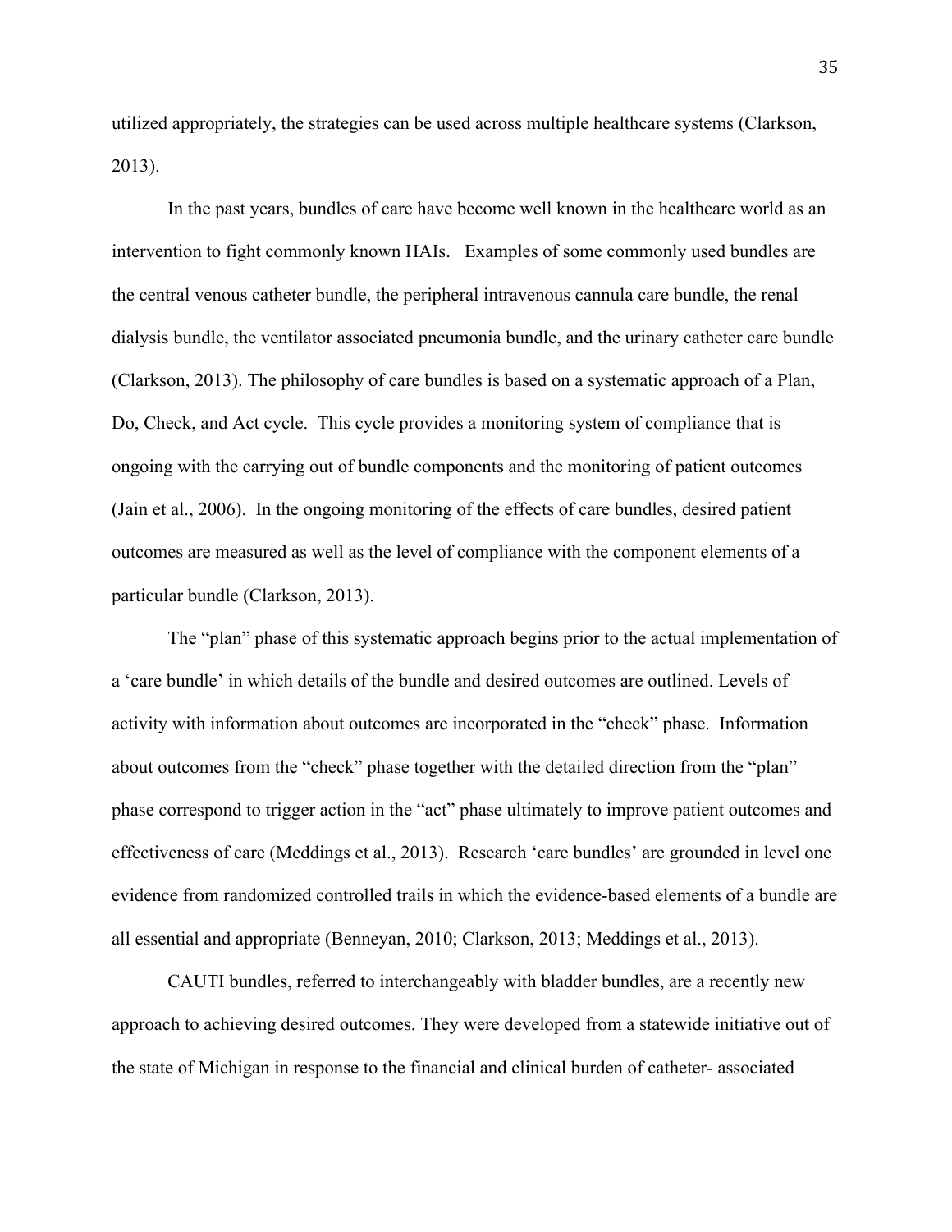utilized appropriately, the strategies can be used across multiple healthcare systems (Clarkson, 2013).

In the past years, bundles of care have become well known in the healthcare world as an intervention to fight commonly known HAIs. Examples of some commonly used bundles are the central venous catheter bundle, the peripheral intravenous cannula care bundle, the renal dialysis bundle, the ventilator associated pneumonia bundle, and the urinary catheter care bundle (Clarkson, 2013). The philosophy of care bundles is based on a systematic approach of a Plan, Do, Check, and Act cycle. This cycle provides a monitoring system of compliance that is ongoing with the carrying out of bundle components and the monitoring of patient outcomes (Jain et al., 2006). In the ongoing monitoring of the effects of care bundles, desired patient outcomes are measured as well as the level of compliance with the component elements of a particular bundle (Clarkson, 2013).

The "plan" phase of this systematic approach begins prior to the actual implementation of a 'care bundle' in which details of the bundle and desired outcomes are outlined. Levels of activity with information about outcomes are incorporated in the "check" phase. Information about outcomes from the "check" phase together with the detailed direction from the "plan" phase correspond to trigger action in the "act" phase ultimately to improve patient outcomes and effectiveness of care (Meddings et al., 2013). Research 'care bundles' are grounded in level one evidence from randomized controlled trails in which the evidence-based elements of a bundle are all essential and appropriate (Benneyan, 2010; Clarkson, 2013; Meddings et al., 2013).

CAUTI bundles, referred to interchangeably with bladder bundles, are a recently new approach to achieving desired outcomes. They were developed from a statewide initiative out of the state of Michigan in response to the financial and clinical burden of catheter- associated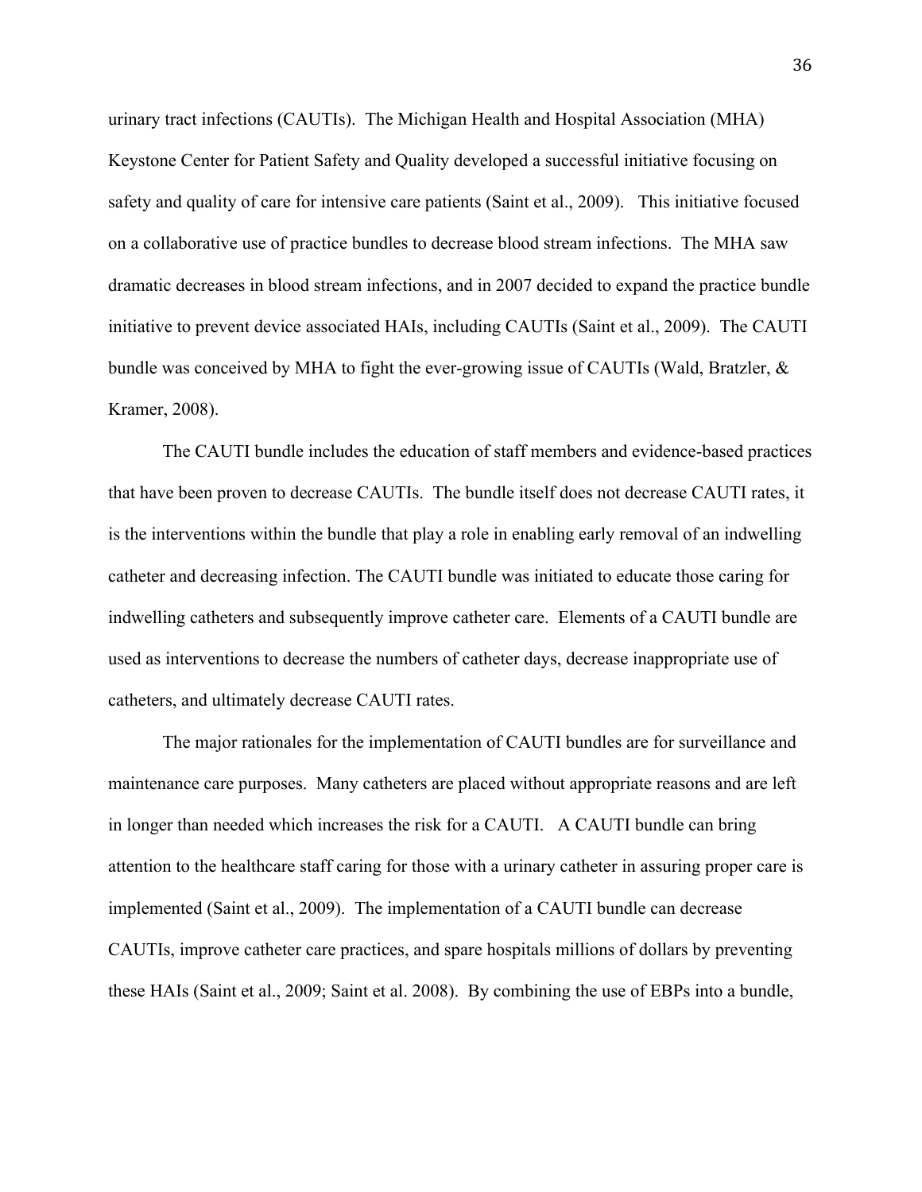urinary tract infections (CAUTIs). The Michigan Health and Hospital Association (MHA) Keystone Center for Patient Safety and Quality developed a successful initiative focusing on safety and quality of care for intensive care patients (Saint et al., 2009). This initiative focused on a collaborative use of practice bundles to decrease blood stream infections. The MHA saw dramatic decreases in blood stream infections, and in 2007 decided to expand the practice bundle initiative to prevent device associated HAIs, including CAUTIs (Saint et al., 2009). The CAUTI bundle was conceived by MHA to fight the ever-growing issue of CAUTIs (Wald, Bratzler, & Kramer, 2008).

The CAUTI bundle includes the education of staff members and evidence-based practices that have been proven to decrease CAUTIs. The bundle itself does not decrease CAUTI rates, it is the interventions within the bundle that play a role in enabling early removal of an indwelling catheter and decreasing infection. The CAUTI bundle was initiated to educate those caring for indwelling catheters and subsequently improve catheter care. Elements of a CAUTI bundle are used as interventions to decrease the numbers of catheter days, decrease inappropriate use of catheters, and ultimately decrease CAUTI rates.

The major rationales for the implementation of CAUTI bundles are for surveillance and maintenance care purposes. Many catheters are placed without appropriate reasons and are left in longer than needed which increases the risk for a CAUTI. A CAUTI bundle can bring attention to the healthcare staff caring for those with a urinary catheter in assuring proper care is implemented (Saint et al., 2009). The implementation of a CAUTI bundle can decrease CAUTIs, improve catheter care practices, and spare hospitals millions of dollars by preventing these HAIs (Saint et al., 2009; Saint et al. 2008). By combining the use of EBPs into a bundle,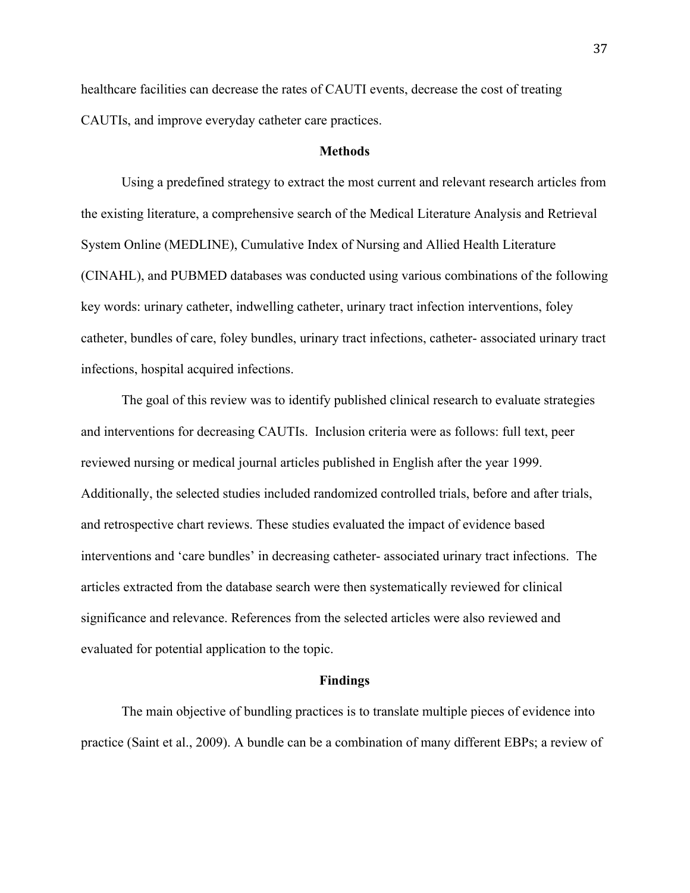healthcare facilities can decrease the rates of CAUTI events, decrease the cost of treating CAUTIs, and improve everyday catheter care practices.

## Methods

Using a predefined strategy to extract the most current and relevant research articles from the existing literature, a comprehensive search of the Medical Literature Analysis and Retrieval System Online (MEDLINE), Cumulative Index of Nursing and Allied Health Literature (CINAHL), and PUBMED databases was conducted using various combinations of the following key words: urinary catheter, indwelling catheter, urinary tract infection interventions, foley catheter, bundles of care, foley bundles, urinary tract infections, catheter- associated urinary tract infections, hospital acquired infections.

The goal of this review was to identify published clinical research to evaluate strategies and interventions for decreasing CAUTIs. Inclusion criteria were as follows: full text, peer reviewed nursing or medical journal articles published in English after the year 1999. Additionally, the selected studies included randomized controlled trials, before and after trials, and retrospective chart reviews. These studies evaluated the impact of evidence based interventions and 'care bundles' in decreasing catheter- associated urinary tract infections. The articles extracted from the database search were then systematically reviewed for clinical significance and relevance. References from the selected articles were also reviewed and evaluated for potential application to the topic.

## Findings

The main objective of bundling practices is to translate multiple pieces of evidence into practice (Saint et al., 2009). A bundle can be a combination of many different EBPs; a review of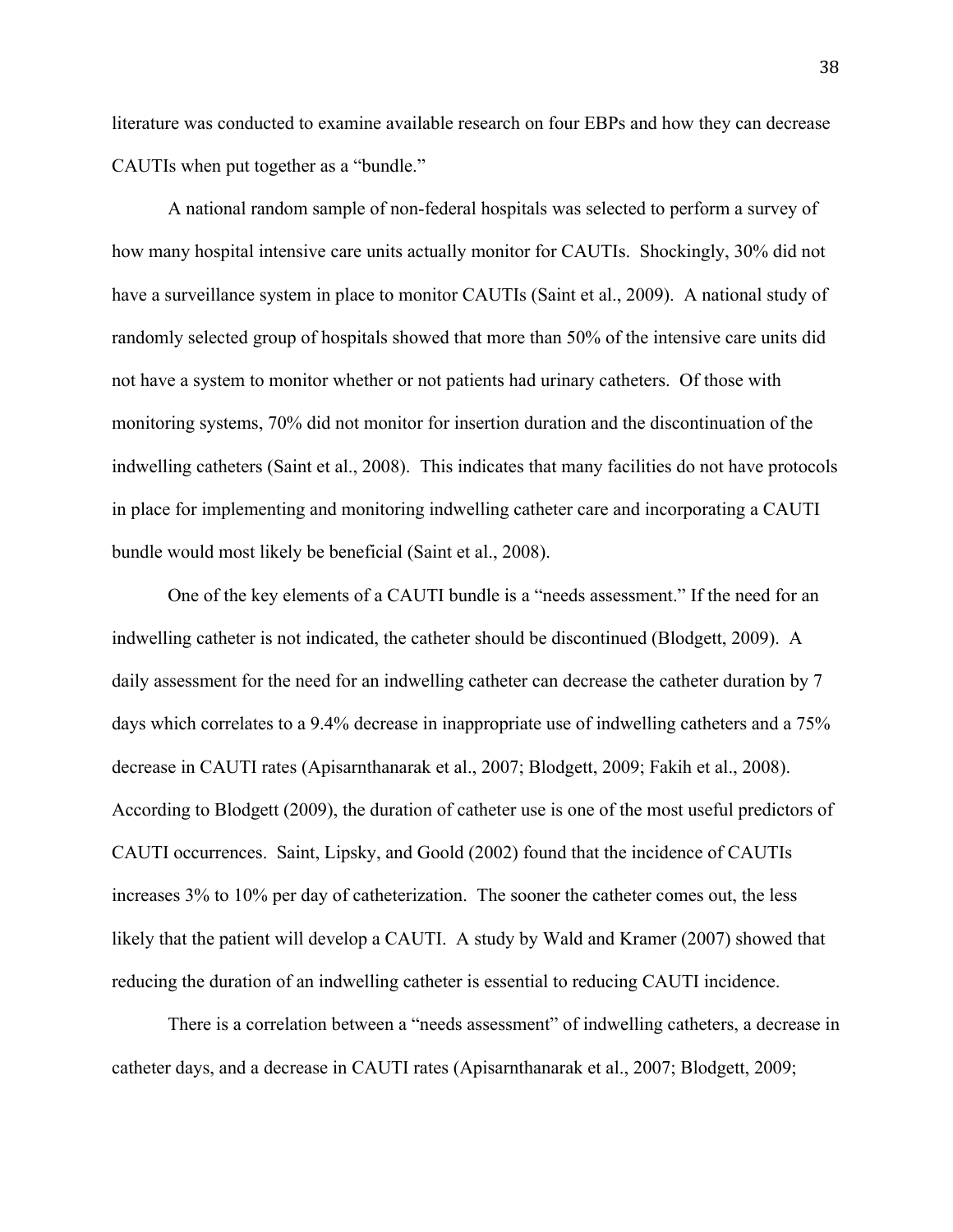literature was conducted to examine available research on four EBPs and how they can decrease CAUTIs when put together as a "bundle."

A national random sample of non-federal hospitals was selected to perform a survey of how many hospital intensive care units actually monitor for CAUTIs. Shockingly, 30% did not have a surveillance system in place to monitor CAUTIs (Saint et al., 2009). A national study of randomly selected group of hospitals showed that more than 50% of the intensive care units did not have a system to monitor whether or not patients had urinary catheters. Of those with monitoring systems, 70% did not monitor for insertion duration and the discontinuation of the indwelling catheters (Saint et al., 2008). This indicates that many facilities do not have protocols in place for implementing and monitoring indwelling catheter care and incorporating a CAUTI bundle would most likely be beneficial (Saint et al., 2008).

One of the key elements of a CAUTI bundle is a "needs assessment." If the need for an indwelling catheter is not indicated, the catheter should be discontinued (Blodgett, 2009). A daily assessment for the need for an indwelling catheter can decrease the catheter duration by 7 days which correlates to a 9.4% decrease in inappropriate use of indwelling catheters and a 75% decrease in CAUTI rates (Apisarnthanarak et al., 2007; Blodgett, 2009; Fakih et al., 2008). According to Blodgett (2009), the duration of catheter use is one of the most useful predictors of CAUTI occurrences. Saint, Lipsky, and Goold (2002) found that the incidence of CAUTIs increases 3% to 10% per day of catheterization. The sooner the catheter comes out, the less likely that the patient will develop a CAUTI. A study by Wald and Kramer (2007) showed that reducing the duration of an indwelling catheter is essential to reducing CAUTI incidence.

There is a correlation between a "needs assessment" of indwelling catheters, a decrease in catheter days, and a decrease in CAUTI rates (Apisarnthanarak et al., 2007; Blodgett, 2009;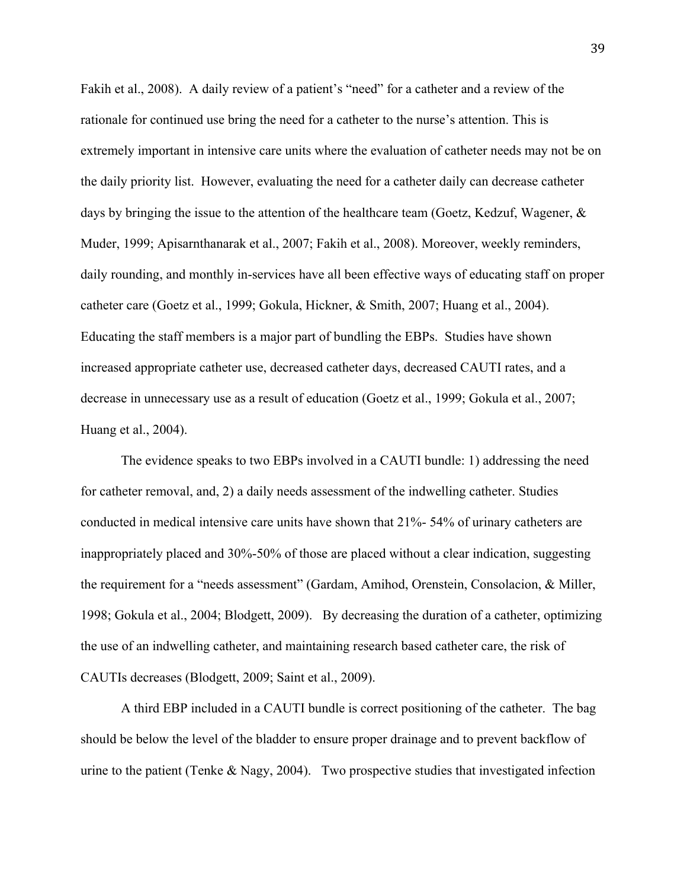Fakih et al., 2008). A daily review of a patient's "need" for a catheter and a review of the rationale for continued use bring the need for a catheter to the nurse's attention. This is extremely important in intensive care units where the evaluation of catheter needs may not be on the daily priority list. However, evaluating the need for a catheter daily can decrease catheter days by bringing the issue to the attention of the healthcare team (Goetz, Kedzuf, Wagener, & Muder, 1999; Apisarnthanarak et al., 2007; Fakih et al., 2008). Moreover, weekly reminders, daily rounding, and monthly in-services have all been effective ways of educating staff on proper catheter care (Goetz et al., 1999; Gokula, Hickner, & Smith, 2007; Huang et al., 2004). Educating the staff members is a major part of bundling the EBPs. Studies have shown increased appropriate catheter use, decreased catheter days, decreased CAUTI rates, and a decrease in unnecessary use as a result of education (Goetz et al., 1999; Gokula et al., 2007; Huang et al., 2004).

The evidence speaks to two EBPs involved in a CAUTI bundle: 1) addressing the need for catheter removal, and, 2) a daily needs assessment of the indwelling catheter. Studies conducted in medical intensive care units have shown that 21%- 54% of urinary catheters are inappropriately placed and 30%-50% of those are placed without a clear indication, suggesting the requirement for a "needs assessment" (Gardam, Amihod, Orenstein, Consolacion, & Miller, 1998; Gokula et al., 2004; Blodgett, 2009). By decreasing the duration of a catheter, optimizing the use of an indwelling catheter, and maintaining research based catheter care, the risk of CAUTIs decreases (Blodgett, 2009; Saint et al., 2009).

A third EBP included in a CAUTI bundle is correct positioning of the catheter. The bag should be below the level of the bladder to ensure proper drainage and to prevent backflow of urine to the patient (Tenke & Nagy, 2004). Two prospective studies that investigated infection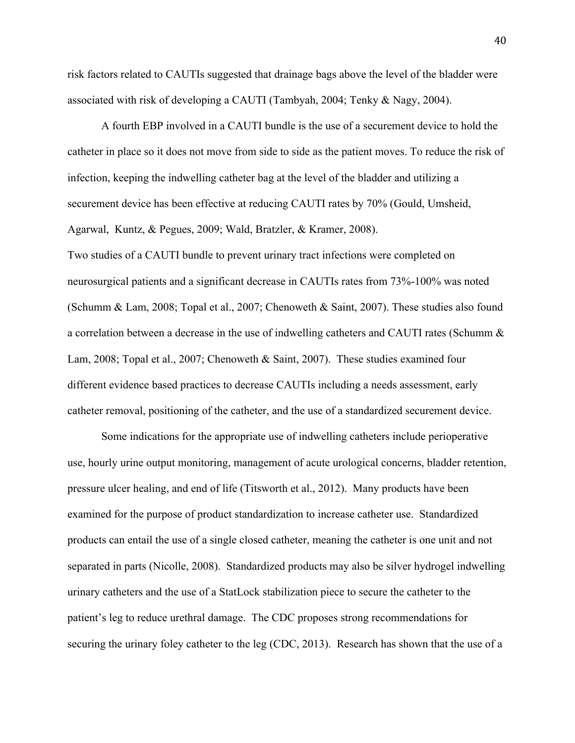risk factors related to CAUTIs suggested that drainage bags above the level of the bladder were associated with risk of developing a CAUTI (Tambyah, 2004; Tenky & Nagy, 2004).

A fourth EBP involved in a CAUTI bundle is the use of a securement device to hold the catheter in place so it does not move from side to side as the patient moves. To reduce the risk of infection, keeping the indwelling catheter bag at the level of the bladder and utilizing a securement device has been effective at reducing CAUTI rates by 70% (Gould, Umsheid, Agarwal, Kuntz, & Pegues, 2009; Wald, Bratzler, & Kramer, 2008).

Two studies of a CAUTI bundle to prevent urinary tract infections were completed on neurosurgical patients and a significant decrease in CAUTIs rates from 73%-100% was noted (Schumm & Lam, 2008; Topal et al., 2007; Chenoweth & Saint, 2007). These studies also found a correlation between a decrease in the use of indwelling catheters and CAUTI rates (Schumm & Lam, 2008; Topal et al., 2007; Chenoweth & Saint, 2007). These studies examined four different evidence based practices to decrease CAUTIs including a needs assessment, early catheter removal, positioning of the catheter, and the use of a standardized securement device.

Some indications for the appropriate use of indwelling catheters include perioperative use, hourly urine output monitoring, management of acute urological concerns, bladder retention, pressure ulcer healing, and end of life (Titsworth et al., 2012). Many products have been examined for the purpose of product standardization to increase catheter use. Standardized products can entail the use of a single closed catheter, meaning the catheter is one unit and not separated in parts (Nicolle, 2008). Standardized products may also be silver hydrogel indwelling urinary catheters and the use of a StatLock stabilization piece to secure the catheter to the patient's leg to reduce urethral damage. The CDC proposes strong recommendations for securing the urinary foley catheter to the leg (CDC, 2013). Research has shown that the use of a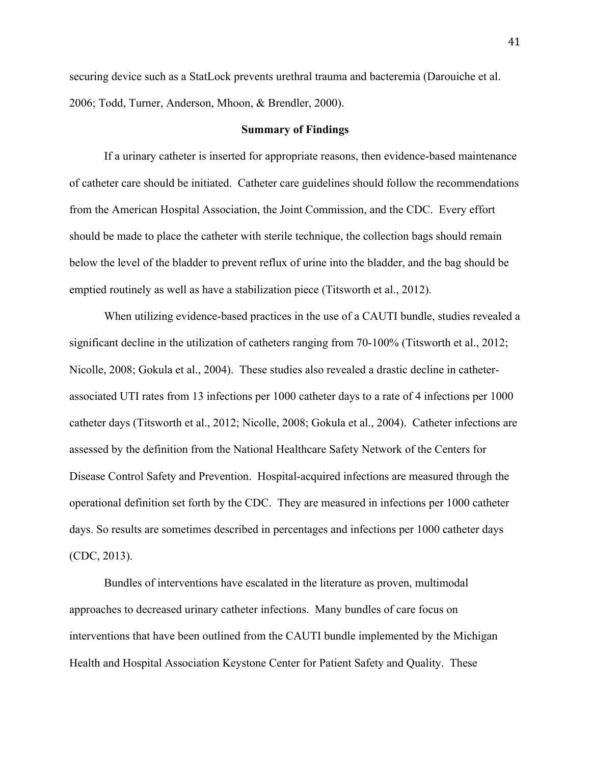securing device such as a StatLock prevents urethral trauma and bacteremia (Darouiche et al. 2006; Todd, Turner, Anderson, Mhoon, & Brendler, 2000).

## Summary of Findings

If a urinary catheter is inserted for appropriate reasons, then evidence-based maintenance of catheter care should be initiated. Catheter care guidelines should follow the recommendations from the American Hospital Association, the Joint Commission, and the CDC. Every effort should be made to place the catheter with sterile technique, the collection bags should remain below the level of the bladder to prevent reflux of urine into the bladder, and the bag should be emptied routinely as well as have a stabilization piece (Titsworth et al., 2012).

When utilizing evidence-based practices in the use of a CAUTI bundle, studies revealed a significant decline in the utilization of catheters ranging from 70-100% (Titsworth et al., 2012; Nicolle, 2008; Gokula et al., 2004). These studies also revealed a drastic decline in catheter-associated UTI rates from 13 infections per 1000 catheter days to a rate of 4 infections per 1000 catheter days (Titsworth et al., 2012; Nicolle, 2008; Gokula et al., 2004). Catheter infections are assessed by the definition from the National Healthcare Safety Network of the Centers for Disease Control Safety and Prevention. Hospital-acquired infections are measured through the operational definition set forth by the CDC. They are measured in infections per 1000 catheter days. So results are sometimes described in percentages and infections per 1000 catheter days (CDC, 2013).

Bundles of interventions have escalated in the literature as proven, multimodal approaches to decreased urinary catheter infections. Many bundles of care focus on interventions that have been outlined from the CAUTI bundle implemented by the Michigan Health and Hospital Association Keystone Center for Patient Safety and Quality. These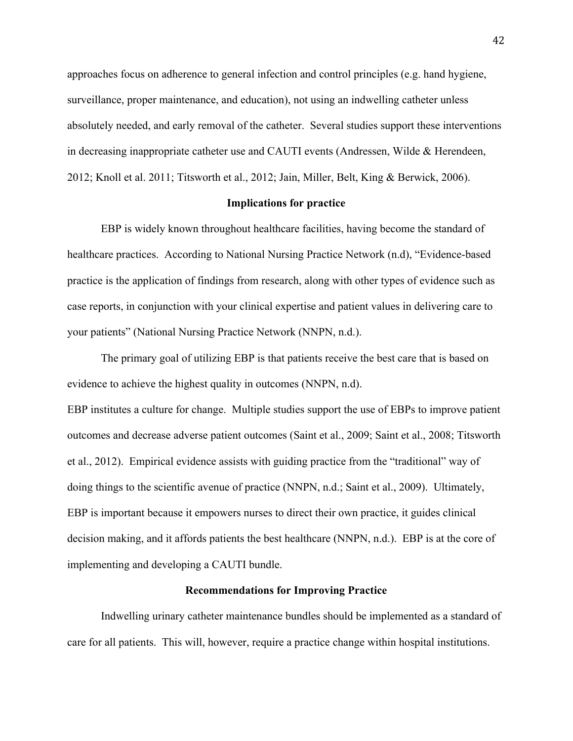approaches focus on adherence to general infection and control principles (e.g. hand hygiene, surveillance, proper maintenance, and education), not using an indwelling catheter unless absolutely needed, and early removal of the catheter. Several studies support these interventions in decreasing inappropriate catheter use and CAUTI events (Andressen, Wilde & Herendeen, 2012; Knoll et al. 2011; Titsworth et al., 2012; Jain, Miller, Belt, King & Berwick, 2006).

## Implications for practice

EBP is widely known throughout healthcare facilities, having become the standard of healthcare practices. According to National Nursing Practice Network (n.d), "Evidence-based practice is the application of findings from research, along with other types of evidence such as case reports, in conjunction with your clinical expertise and patient values in delivering care to your patients" (National Nursing Practice Network (NNPN, n.d.).

The primary goal of utilizing EBP is that patients receive the best care that is based on evidence to achieve the highest quality in outcomes (NNPN, n.d).

EBP institutes a culture for change. Multiple studies support the use of EBPs to improve patient outcomes and decrease adverse patient outcomes (Saint et al., 2009; Saint et al., 2008; Titsworth et al., 2012). Empirical evidence assists with guiding practice from the "traditional" way of doing things to the scientific avenue of practice (NNPN, n.d.; Saint et al., 2009). Ultimately, EBP is important because it empowers nurses to direct their own practice, it guides clinical decision making, and it affords patients the best healthcare (NNPN, n.d.). EBP is at the core of implementing and developing a CAUTI bundle.

## Recommendations for Improving Practice

Indwelling urinary catheter maintenance bundles should be implemented as a standard of care for all patients. This will, however, require a practice change within hospital institutions.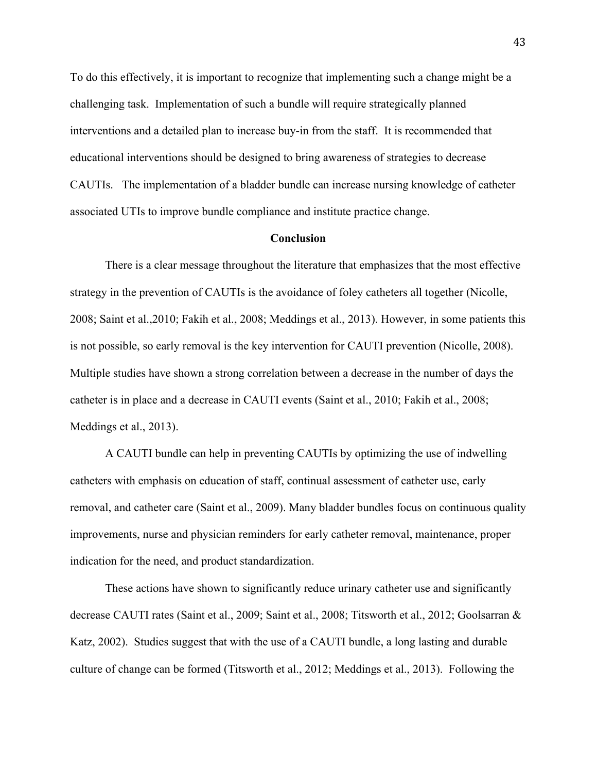To do this effectively, it is important to recognize that implementing such a change might be a challenging task. Implementation of such a bundle will require strategically planned interventions and a detailed plan to increase buy-in from the staff. It is recommended that educational interventions should be designed to bring awareness of strategies to decrease CAUTIs. The implementation of a bladder bundle can increase nursing knowledge of catheter associated UTIs to improve bundle compliance and institute practice change.

## Conclusion

There is a clear message throughout the literature that emphasizes that the most effective strategy in the prevention of CAUTIs is the avoidance of foley catheters all together (Nicolle, 2008; Saint et al.,2010; Fakih et al., 2008; Meddings et al., 2013). However, in some patients this is not possible, so early removal is the key intervention for CAUTI prevention (Nicolle, 2008). Multiple studies have shown a strong correlation between a decrease in the number of days the catheter is in place and a decrease in CAUTI events (Saint et al., 2010; Fakih et al., 2008; Meddings et al., 2013).

A CAUTI bundle can help in preventing CAUTIs by optimizing the use of indwelling catheters with emphasis on education of staff, continual assessment of catheter use, early removal, and catheter care (Saint et al., 2009). Many bladder bundles focus on continuous quality improvements, nurse and physician reminders for early catheter removal, maintenance, proper indication for the need, and product standardization.

These actions have shown to significantly reduce urinary catheter use and significantly decrease CAUTI rates (Saint et al., 2009; Saint et al., 2008; Titsworth et al., 2012; Goolsarran & Katz, 2002). Studies suggest that with the use of a CAUTI bundle, a long lasting and durable culture of change can be formed (Titsworth et al., 2012; Meddings et al., 2013). Following the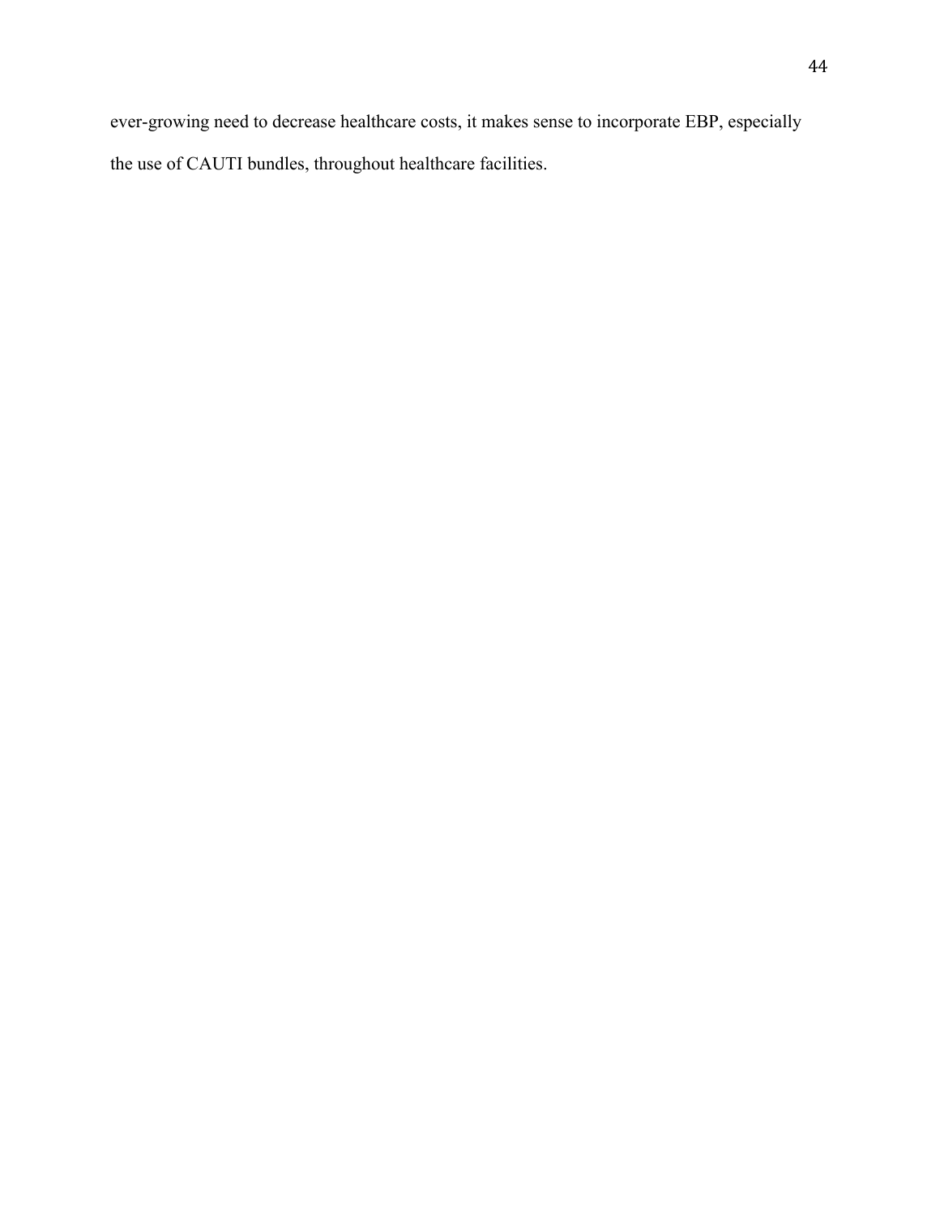ever-growing need to decrease healthcare costs, it makes sense to incorporate EBP, especially the use of CAUTI bundles, throughout healthcare facilities.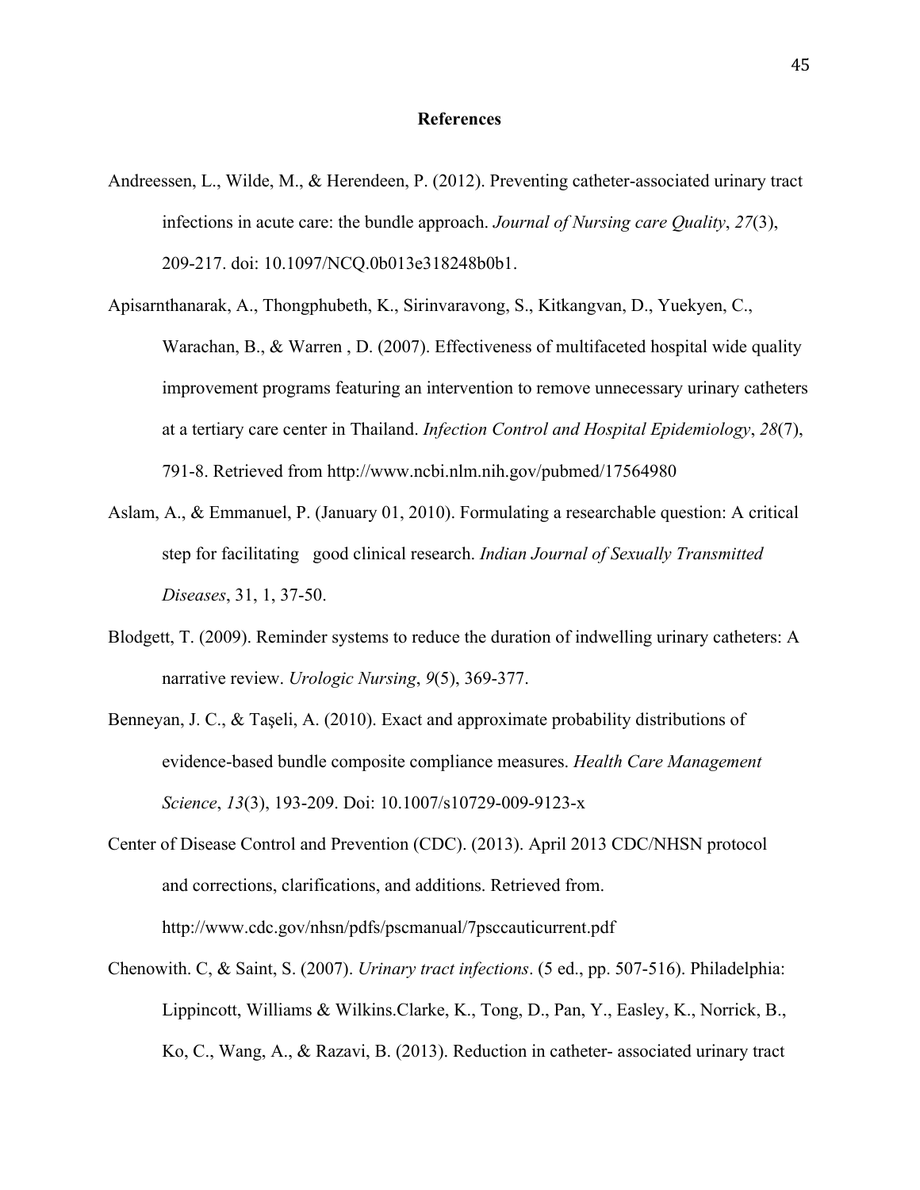## References

Andreessen, L., Wilde, M., & Herendeen, P. (2012). Preventing catheter-associated urinary tract infections in acute care: the bundle approach. *Journal of Nursing care Quality*, *27*(3), 209-217. doi: 10.1097/NCQ.0b013e318248b0b1.

Apisarnthanarak, A., Thongphubeth, K., Sirinvaravong, S., Kitkangvan, D., Yuekyen, C., Warachan, B., & Warren , D. (2007). Effectiveness of multifaceted hospital wide quality improvement programs featuring an intervention to remove unnecessary urinary catheters at a tertiary care center in Thailand. *Infection Control and Hospital Epidemiology*, *28*(7), 791-8. Retrieved from http://www.ncbi.nlm.nih.gov/pubmed/17564980

Aslam, A., & Emmanuel, P. (January 01, 2010). Formulating a researchable question: A critical step for facilitating good clinical research. *Indian Journal of Sexually Transmitted Diseases*, 31, 1, 37-50.

Blodgett, T. (2009). Reminder systems to reduce the duration of indwelling urinary catheters: A narrative review. *Urologic Nursing*, *9*(5), 369-377.

Benneyan, J. C., & Taşeli, A. (2010). Exact and approximate probability distributions of evidence-based bundle composite compliance measures. *Health Care Management Science*, *13*(3), 193-209. Doi: 10.1007/s10729-009-9123-x

Center of Disease Control and Prevention (CDC). (2013). April 2013 CDC/NHSN protocol and corrections, clarifications, and additions. Retrieved from. http://www.cdc.gov/nhsn/pdfs/pscmanual/7psccauticurrent.pdf

Chenowith. C, & Saint, S. (2007). *Urinary tract infections*. (5 ed., pp. 507-516). Philadelphia: Lippincott, Williams & Wilkins.Clarke, K., Tong, D., Pan, Y., Easley, K., Norrick, B., Ko, C., Wang, A., & Razavi, B. (2013). Reduction in catheter- associated urinary tract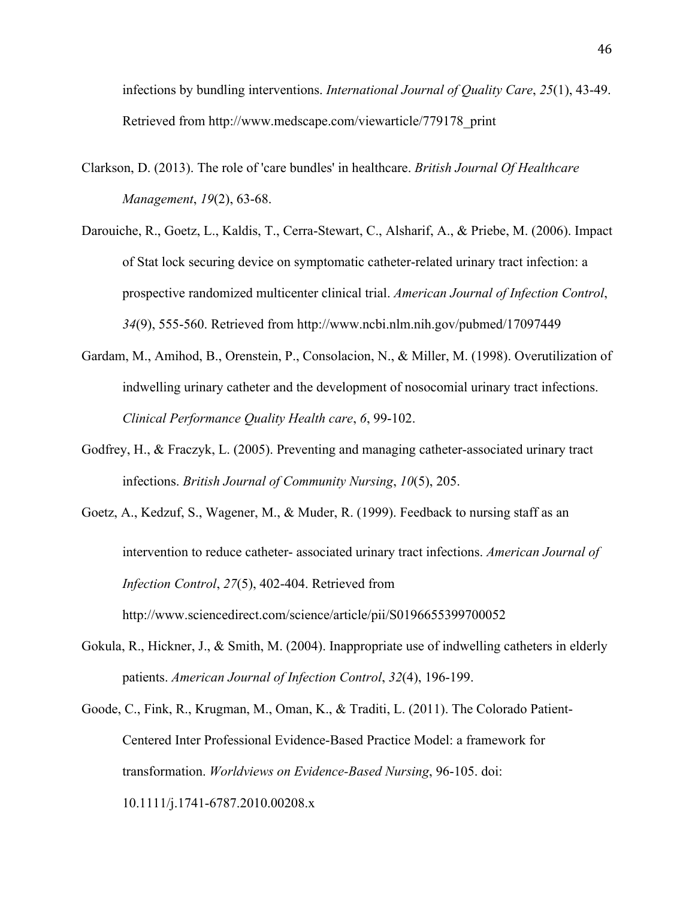infections by bundling interventions. *International Journal of Quality Care*, *25*(1), 43-49. Retrieved from http://www.medscape.com/viewarticle/779178_print

Clarkson, D. (2013). The role of 'care bundles' in healthcare. *British Journal Of Healthcare Management*, *19*(2), 63-68.

Darouiche, R., Goetz, L., Kaldis, T., Cerra-Stewart, C., Alsharif, A., & Priebe, M. (2006). Impact of Stat lock securing device on symptomatic catheter-related urinary tract infection: a prospective randomized multicenter clinical trial. *American Journal of Infection Control*, *34*(9), 555-560. Retrieved from http://www.ncbi.nlm.nih.gov/pubmed/17097449

Gardam, M., Amihod, B., Orenstein, P., Consolacion, N., & Miller, M. (1998). Overutilization of indwelling urinary catheter and the development of nosocomial urinary tract infections. *Clinical Performance Quality Health care*, *6*, 99-102.

Godfrey, H., & Fraczyk, L. (2005). Preventing and managing catheter-associated urinary tract infections. *British Journal of Community Nursing*, *10*(5), 205.

Goetz, A., Kedzuf, S., Wagener, M., & Muder, R. (1999). Feedback to nursing staff as an intervention to reduce catheter- associated urinary tract infections. *American Journal of Infection Control*, *27*(5), 402-404. Retrieved from http://www.sciencedirect.com/science/article/pii/S0196655399700052

Gokula, R., Hickner, J., & Smith, M. (2004). Inappropriate use of indwelling catheters in elderly patients. *American Journal of Infection Control*, *32*(4), 196-199.

Goode, C., Fink, R., Krugman, M., Oman, K., & Traditi, L. (2011). The Colorado Patient-Centered Inter Professional Evidence-Based Practice Model: a framework for transformation. *Worldviews on Evidence-Based Nursing*, 96-105. doi: 10.1111/j.1741-6787.2010.00208.x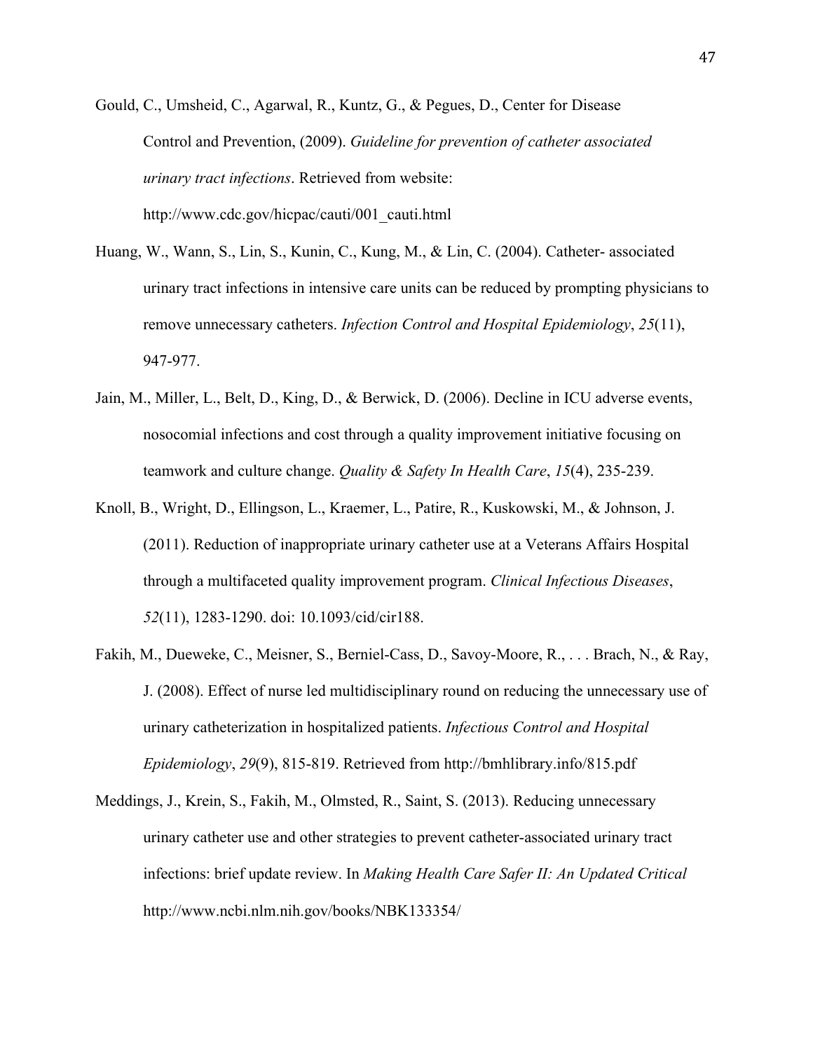Gould, C., Umsheid, C., Agarwal, R., Kuntz, G., & Pegues, D., Center for Disease Control and Prevention, (2009). *Guideline for prevention of catheter associated urinary tract infections*. Retrieved from website: http://www.cdc.gov/hicpac/cauti/001_cauti.html

Huang, W., Wann, S., Lin, S., Kunin, C., Kung, M., & Lin, C. (2004). Catheter- associated urinary tract infections in intensive care units can be reduced by prompting physicians to remove unnecessary catheters. *Infection Control and Hospital Epidemiology*, *25*(11), 947-977.

Jain, M., Miller, L., Belt, D., King, D., & Berwick, D. (2006). Decline in ICU adverse events, nosocomial infections and cost through a quality improvement initiative focusing on teamwork and culture change. *Quality & Safety In Health Care*, *15*(4), 235-239.

Knoll, B., Wright, D., Ellingson, L., Kraemer, L., Patire, R., Kuskowski, M., & Johnson, J. (2011). Reduction of inappropriate urinary catheter use at a Veterans Affairs Hospital through a multifaceted quality improvement program. *Clinical Infectious Diseases*, *52*(11), 1283-1290. doi: 10.1093/cid/cir188.

Fakih, M., Dueweke, C., Meisner, S., Berniel-Cass, D., Savoy-Moore, R., . . . Brach, N., & Ray, J. (2008). Effect of nurse led multidisciplinary round on reducing the unnecessary use of urinary catheterization in hospitalized patients. *Infectious Control and Hospital Epidemiology*, *29*(9), 815-819. Retrieved from http://bmhlibrary.info/815.pdf

Meddings, J., Krein, S., Fakih, M., Olmsted, R., Saint, S. (2013). Reducing unnecessary urinary catheter use and other strategies to prevent catheter-associated urinary tract infections: brief update review. In *Making Health Care Safer II: An Updated Critical* http://www.ncbi.nlm.nih.gov/books/NBK133354/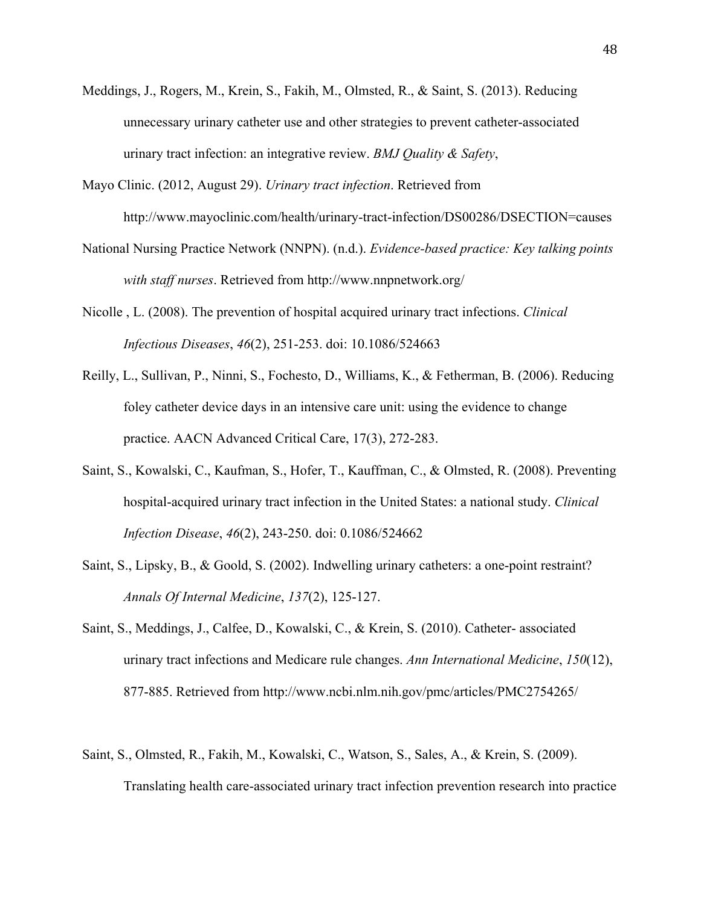Meddings, J., Rogers, M., Krein, S., Fakih, M., Olmsted, R., & Saint, S. (2013). Reducing unnecessary urinary catheter use and other strategies to prevent catheter-associated urinary tract infection: an integrative review. *BMJ Quality & Safety*,

Mayo Clinic. (2012, August 29). *Urinary tract infection*. Retrieved from http://www.mayoclinic.com/health/urinary-tract-infection/DS00286/DSECTION=causes

National Nursing Practice Network (NNPN). (n.d.). *Evidence-based practice: Key talking points with staff nurses*. Retrieved from http://www.nnpnetwork.org/

Nicolle , L. (2008). The prevention of hospital acquired urinary tract infections. *Clinical Infectious Diseases*, *46*(2), 251-253. doi: 10.1086/524663

Reilly, L., Sullivan, P., Ninni, S., Fochesto, D., Williams, K., & Fetherman, B. (2006). Reducing foley catheter device days in an intensive care unit: using the evidence to change practice. AACN Advanced Critical Care, 17(3), 272-283.

Saint, S., Kowalski, C., Kaufman, S., Hofer, T., Kauffman, C., & Olmsted, R. (2008). Preventing hospital-acquired urinary tract infection in the United States: a national study. *Clinical Infection Disease*, *46*(2), 243-250. doi: 0.1086/524662

Saint, S., Lipsky, B., & Goold, S. (2002). Indwelling urinary catheters: a one-point restraint? *Annals Of Internal Medicine*, *137*(2), 125-127.

Saint, S., Meddings, J., Calfee, D., Kowalski, C., & Krein, S. (2010). Catheter- associated urinary tract infections and Medicare rule changes. *Ann International Medicine*, *150*(12), 877-885. Retrieved from http://www.ncbi.nlm.nih.gov/pmc/articles/PMC2754265/

Saint, S., Olmsted, R., Fakih, M., Kowalski, C., Watson, S., Sales, A., & Krein, S. (2009). Translating health care-associated urinary tract infection prevention research into practice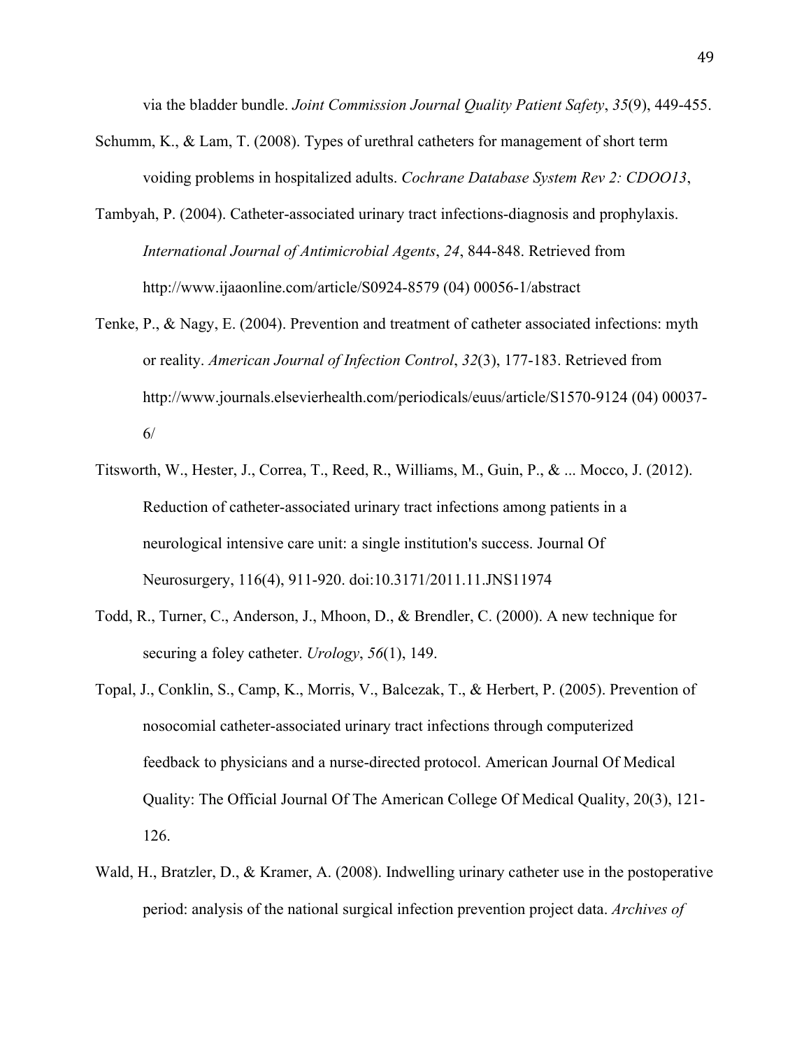via the bladder bundle. *Joint Commission Journal Quality Patient Safety*, *35*(9), 449-455.

Schumm, K., & Lam, T. (2008). Types of urethral catheters for management of short term voiding problems in hospitalized adults. *Cochrane Database System Rev 2: CDOO13*,

Tambyah, P. (2004). Catheter-associated urinary tract infections-diagnosis and prophylaxis. *International Journal of Antimicrobial Agents*, *24*, 844-848. Retrieved from http://www.ijaaonline.com/article/S0924-8579 (04) 00056-1/abstract

Tenke, P., & Nagy, E. (2004). Prevention and treatment of catheter associated infections: myth or reality. *American Journal of Infection Control*, *32*(3), 177-183. Retrieved from http://www.journals.elsevierhealth.com/periodicals/euus/article/S1570-9124 (04) 00037-6/

Titsworth, W., Hester, J., Correa, T., Reed, R., Williams, M., Guin, P., & ... Mocco, J. (2012). Reduction of catheter-associated urinary tract infections among patients in a neurological intensive care unit: a single institution's success. Journal Of Neurosurgery, 116(4), 911-920. doi:10.3171/2011.11.JNS11974

Todd, R., Turner, C., Anderson, J., Mhoon, D., & Brendler, C. (2000). A new technique for securing a foley catheter. *Urology*, *56*(1), 149.

Topal, J., Conklin, S., Camp, K., Morris, V., Balcezak, T., & Herbert, P. (2005). Prevention of nosocomial catheter-associated urinary tract infections through computerized feedback to physicians and a nurse-directed protocol. American Journal Of Medical Quality: The Official Journal Of The American College Of Medical Quality, 20(3), 121-126.

Wald, H., Bratzler, D., & Kramer, A. (2008). Indwelling urinary catheter use in the postoperative period: analysis of the national surgical infection prevention project data. *Archives of*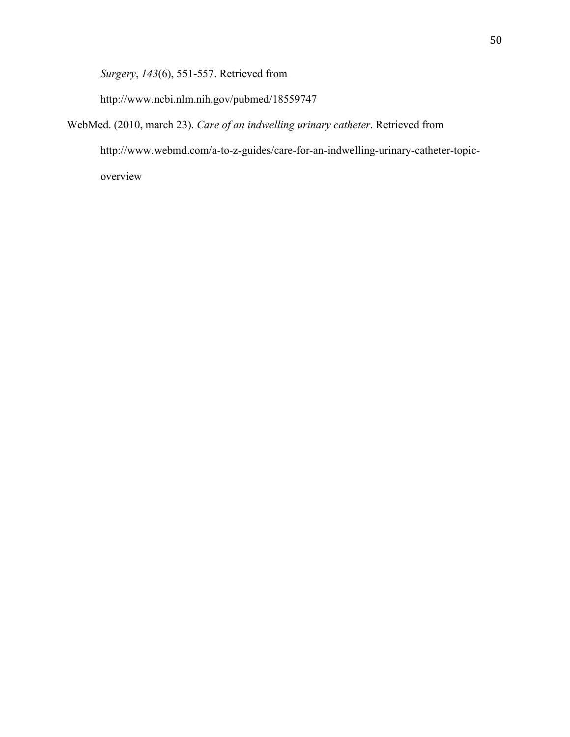*Surgery*, *143*(6), 551-557. Retrieved from http://www.ncbi.nlm.nih.gov/pubmed/18559747

WebMed. (2010, march 23). *Care of an indwelling urinary catheter*. Retrieved from http://www.webmd.com/a-to-z-guides/care-for-an-indwelling-urinary-catheter-topic-overview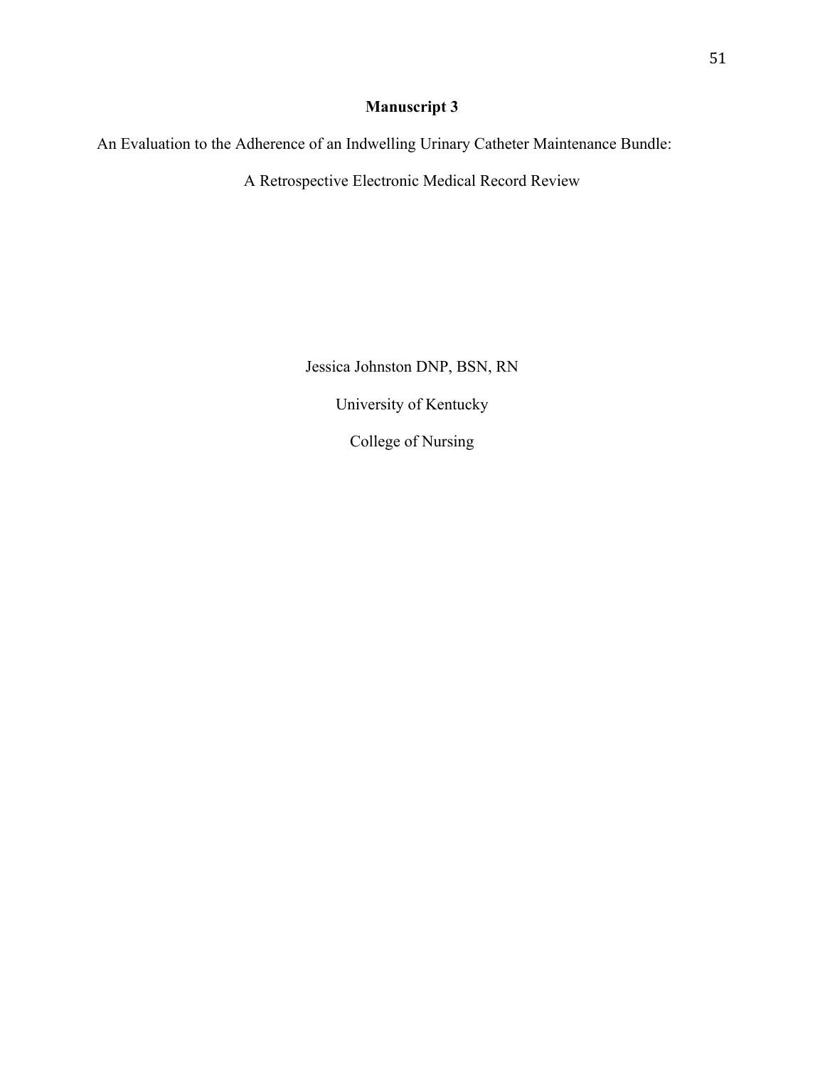# Manuscript 3

An Evaluation to the Adherence of an Indwelling Urinary Catheter Maintenance Bundle:

A Retrospective Electronic Medical Record Review

Jessica Johnston DNP, BSN, RN

University of Kentucky

College of Nursing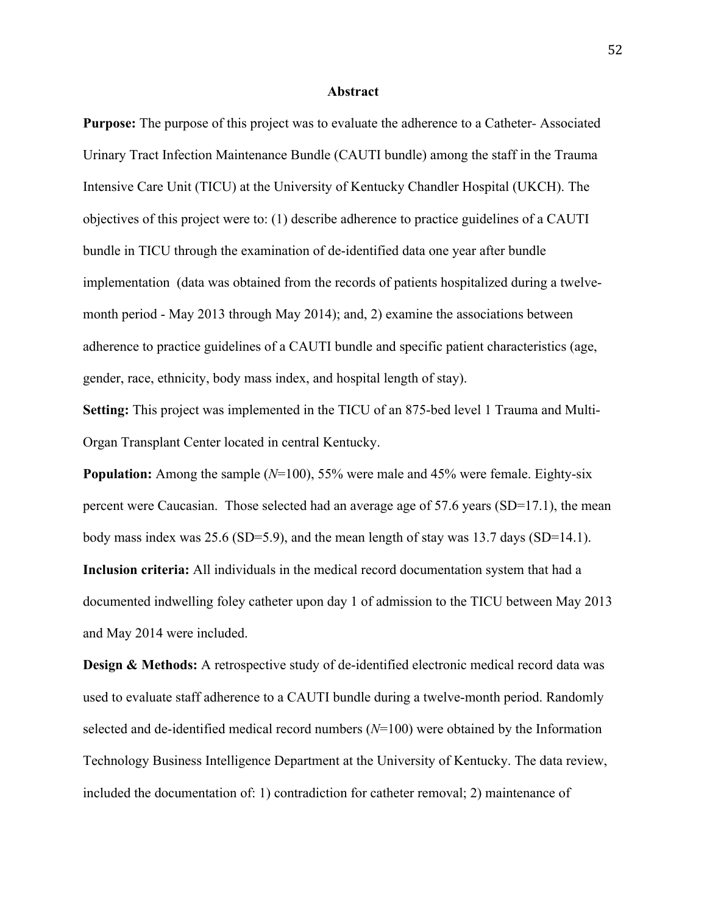## Abstract

**Purpose:** The purpose of this project was to evaluate the adherence to a Catheter- Associated Urinary Tract Infection Maintenance Bundle (CAUTI bundle) among the staff in the Trauma Intensive Care Unit (TICU) at the University of Kentucky Chandler Hospital (UKCH). The objectives of this project were to: (1) describe adherence to practice guidelines of a CAUTI bundle in TICU through the examination of de-identified data one year after bundle implementation (data was obtained from the records of patients hospitalized during a twelve-month period - May 2013 through May 2014); and, 2) examine the associations between adherence to practice guidelines of a CAUTI bundle and specific patient characteristics (age, gender, race, ethnicity, body mass index, and hospital length of stay).

**Setting:** This project was implemented in the TICU of an 875-bed level 1 Trauma and Multi-Organ Transplant Center located in central Kentucky.

**Population:** Among the sample (*N*=100), 55% were male and 45% were female. Eighty-six percent were Caucasian. Those selected had an average age of 57.6 years (SD=17.1), the mean body mass index was 25.6 (SD=5.9), and the mean length of stay was 13.7 days (SD=14.1).

**Inclusion criteria:** All individuals in the medical record documentation system that had a documented indwelling foley catheter upon day 1 of admission to the TICU between May 2013 and May 2014 were included.

**Design & Methods:** A retrospective study of de-identified electronic medical record data was used to evaluate staff adherence to a CAUTI bundle during a twelve-month period. Randomly selected and de-identified medical record numbers (*N*=100) were obtained by the Information Technology Business Intelligence Department at the University of Kentucky. The data review, included the documentation of: 1) contradiction for catheter removal; 2) maintenance of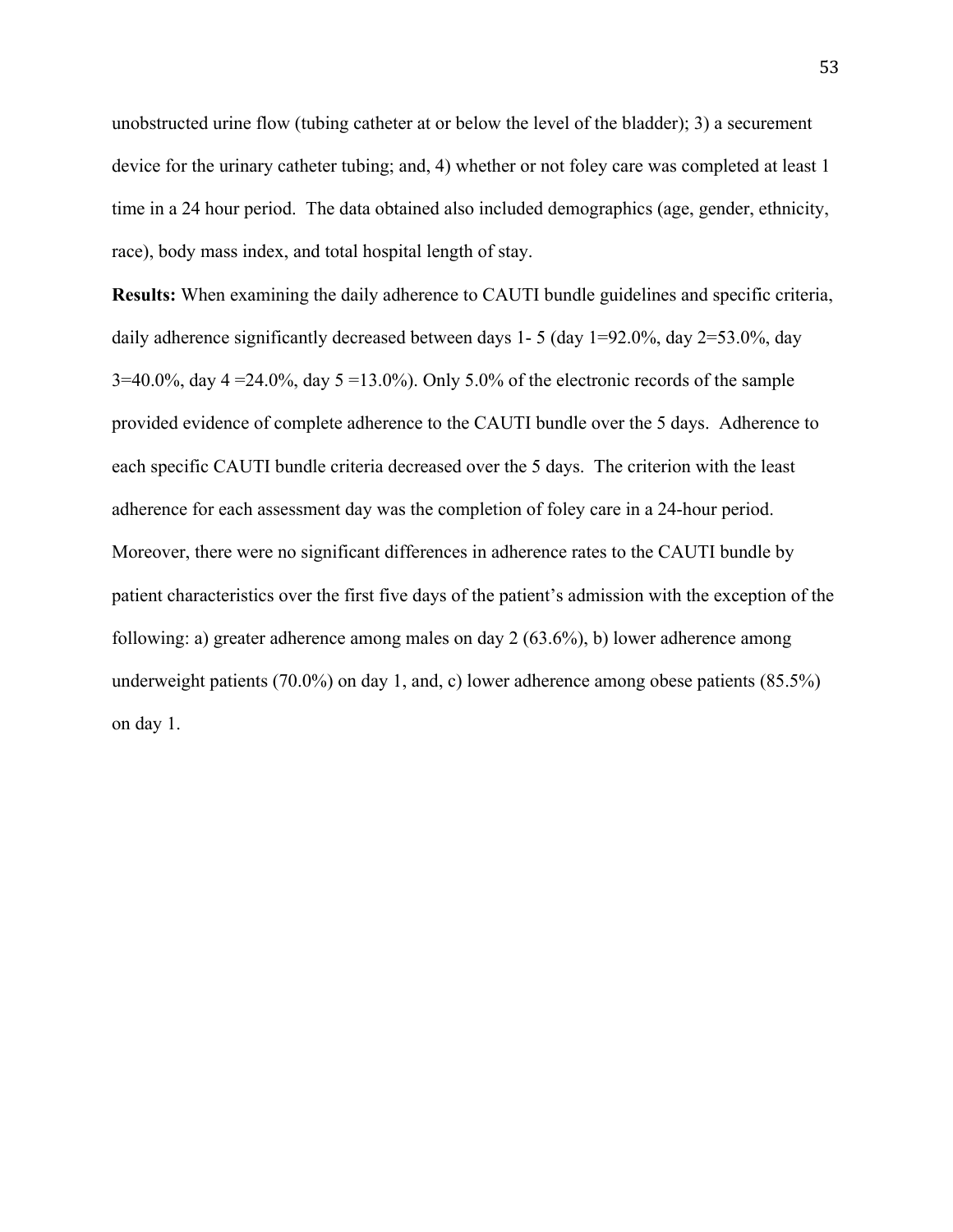unobstructed urine flow (tubing catheter at or below the level of the bladder); 3) a securement device for the urinary catheter tubing; and, 4) whether or not foley care was completed at least 1 time in a 24 hour period. The data obtained also included demographics (age, gender, ethnicity, race), body mass index, and total hospital length of stay.

**Results:** When examining the daily adherence to CAUTI bundle guidelines and specific criteria, daily adherence significantly decreased between days 1- 5 (day 1=92.0%, day 2=53.0%, day 3=40.0%, day 4 =24.0%, day 5 =13.0%). Only 5.0% of the electronic records of the sample provided evidence of complete adherence to the CAUTI bundle over the 5 days. Adherence to each specific CAUTI bundle criteria decreased over the 5 days. The criterion with the least adherence for each assessment day was the completion of foley care in a 24-hour period. Moreover, there were no significant differences in adherence rates to the CAUTI bundle by patient characteristics over the first five days of the patient's admission with the exception of the following: a) greater adherence among males on day 2 (63.6%), b) lower adherence among underweight patients (70.0%) on day 1, and, c) lower adherence among obese patients (85.5%) on day 1.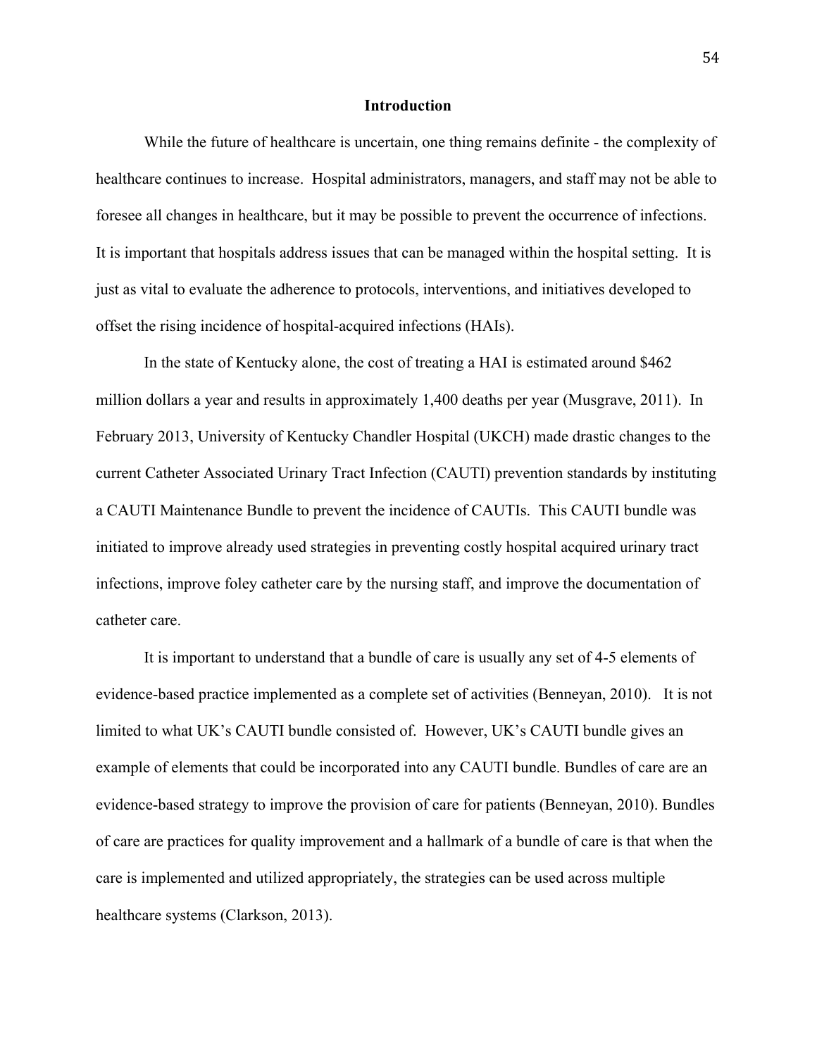# Introduction

While the future of healthcare is uncertain, one thing remains definite - the complexity of healthcare continues to increase. Hospital administrators, managers, and staff may not be able to foresee all changes in healthcare, but it may be possible to prevent the occurrence of infections. It is important that hospitals address issues that can be managed within the hospital setting. It is just as vital to evaluate the adherence to protocols, interventions, and initiatives developed to offset the rising incidence of hospital-acquired infections (HAIs).

In the state of Kentucky alone, the cost of treating a HAI is estimated around $462 million dollars a year and results in approximately 1,400 deaths per year (Musgrave, 2011). In February 2013, University of Kentucky Chandler Hospital (UKCH) made drastic changes to the current Catheter Associated Urinary Tract Infection (CAUTI) prevention standards by instituting a CAUTI Maintenance Bundle to prevent the incidence of CAUTIs. This CAUTI bundle was initiated to improve already used strategies in preventing costly hospital acquired urinary tract infections, improve foley catheter care by the nursing staff, and improve the documentation of catheter care.

It is important to understand that a bundle of care is usually any set of 4-5 elements of evidence-based practice implemented as a complete set of activities (Benneyan, 2010). It is not limited to what UK's CAUTI bundle consisted of. However, UK's CAUTI bundle gives an example of elements that could be incorporated into any CAUTI bundle. Bundles of care are an evidence-based strategy to improve the provision of care for patients (Benneyan, 2010). Bundles of care are practices for quality improvement and a hallmark of a bundle of care is that when the care is implemented and utilized appropriately, the strategies can be used across multiple healthcare systems (Clarkson, 2013).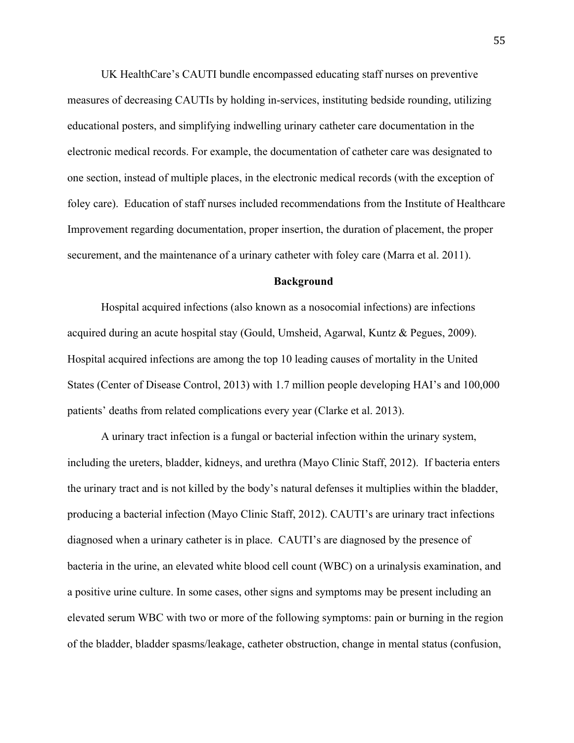UK HealthCare's CAUTI bundle encompassed educating staff nurses on preventive measures of decreasing CAUTIs by holding in-services, instituting bedside rounding, utilizing educational posters, and simplifying indwelling urinary catheter care documentation in the electronic medical records. For example, the documentation of catheter care was designated to one section, instead of multiple places, in the electronic medical records (with the exception of foley care). Education of staff nurses included recommendations from the Institute of Healthcare Improvement regarding documentation, proper insertion, the duration of placement, the proper securement, and the maintenance of a urinary catheter with foley care (Marra et al. 2011).

## Background

Hospital acquired infections (also known as a nosocomial infections) are infections acquired during an acute hospital stay (Gould, Umsheid, Agarwal, Kuntz & Pegues, 2009). Hospital acquired infections are among the top 10 leading causes of mortality in the United States (Center of Disease Control, 2013) with 1.7 million people developing HAI's and 100,000 patients' deaths from related complications every year (Clarke et al. 2013).

A urinary tract infection is a fungal or bacterial infection within the urinary system, including the ureters, bladder, kidneys, and urethra (Mayo Clinic Staff, 2012). If bacteria enters the urinary tract and is not killed by the body's natural defenses it multiplies within the bladder, producing a bacterial infection (Mayo Clinic Staff, 2012). CAUTI's are urinary tract infections diagnosed when a urinary catheter is in place. CAUTI's are diagnosed by the presence of bacteria in the urine, an elevated white blood cell count (WBC) on a urinalysis examination, and a positive urine culture. In some cases, other signs and symptoms may be present including an elevated serum WBC with two or more of the following symptoms: pain or burning in the region of the bladder, bladder spasms/leakage, catheter obstruction, change in mental status (confusion,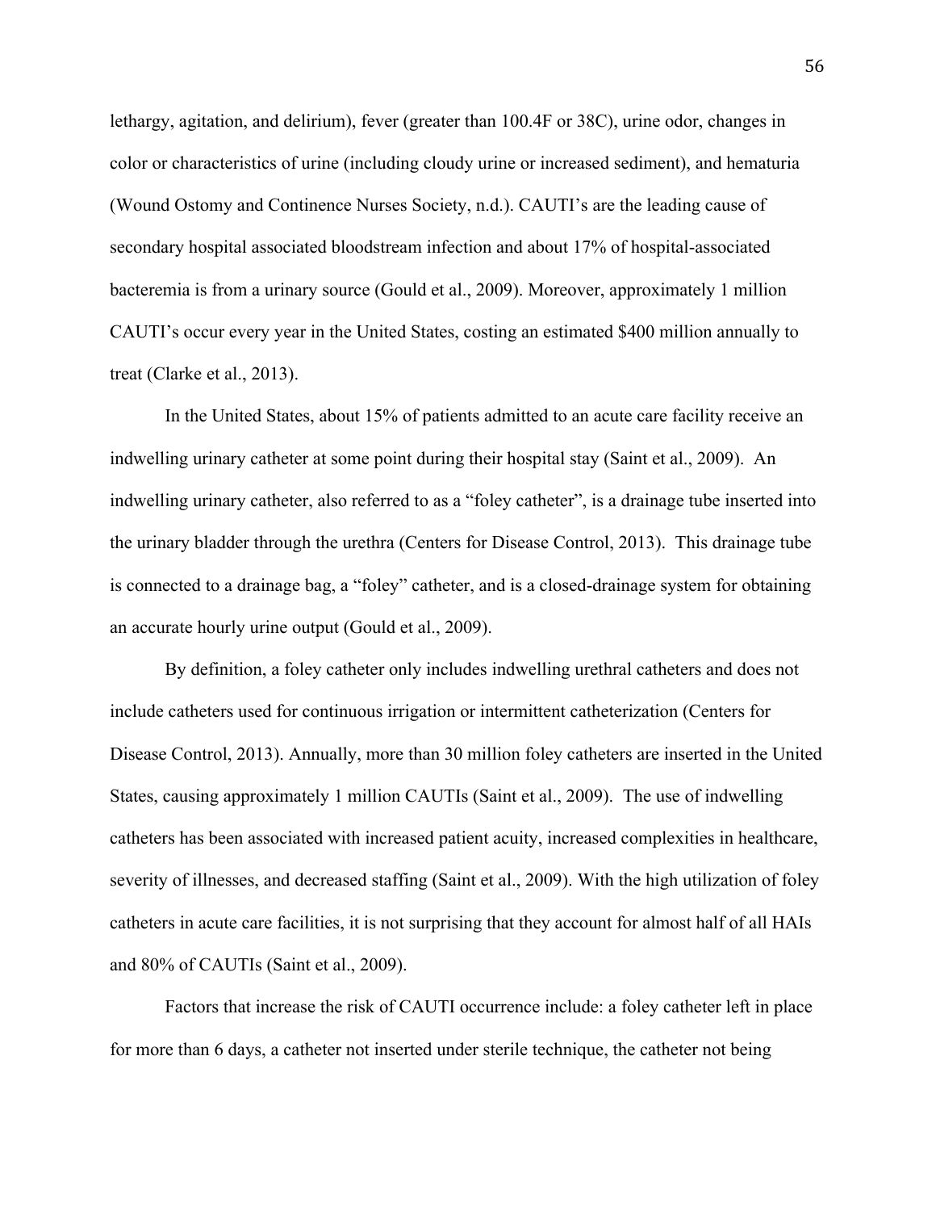lethargy, agitation, and delirium), fever (greater than 100.4F or 38C), urine odor, changes in color or characteristics of urine (including cloudy urine or increased sediment), and hematuria (Wound Ostomy and Continence Nurses Society, n.d.). CAUTI's are the leading cause of secondary hospital associated bloodstream infection and about 17% of hospital-associated bacteremia is from a urinary source (Gould et al., 2009). Moreover, approximately 1 million CAUTI's occur every year in the United States, costing an estimated $400 million annually to treat (Clarke et al., 2013).

In the United States, about 15% of patients admitted to an acute care facility receive an indwelling urinary catheter at some point during their hospital stay (Saint et al., 2009). An indwelling urinary catheter, also referred to as a "foley catheter", is a drainage tube inserted into the urinary bladder through the urethra (Centers for Disease Control, 2013). This drainage tube is connected to a drainage bag, a "foley" catheter, and is a closed-drainage system for obtaining an accurate hourly urine output (Gould et al., 2009).

By definition, a foley catheter only includes indwelling urethral catheters and does not include catheters used for continuous irrigation or intermittent catheterization (Centers for Disease Control, 2013). Annually, more than 30 million foley catheters are inserted in the United States, causing approximately 1 million CAUTIs (Saint et al., 2009). The use of indwelling catheters has been associated with increased patient acuity, increased complexities in healthcare, severity of illnesses, and decreased staffing (Saint et al., 2009). With the high utilization of foley catheters in acute care facilities, it is not surprising that they account for almost half of all HAIs and 80% of CAUTIs (Saint et al., 2009).

Factors that increase the risk of CAUTI occurrence include: a foley catheter left in place for more than 6 days, a catheter not inserted under sterile technique, the catheter not being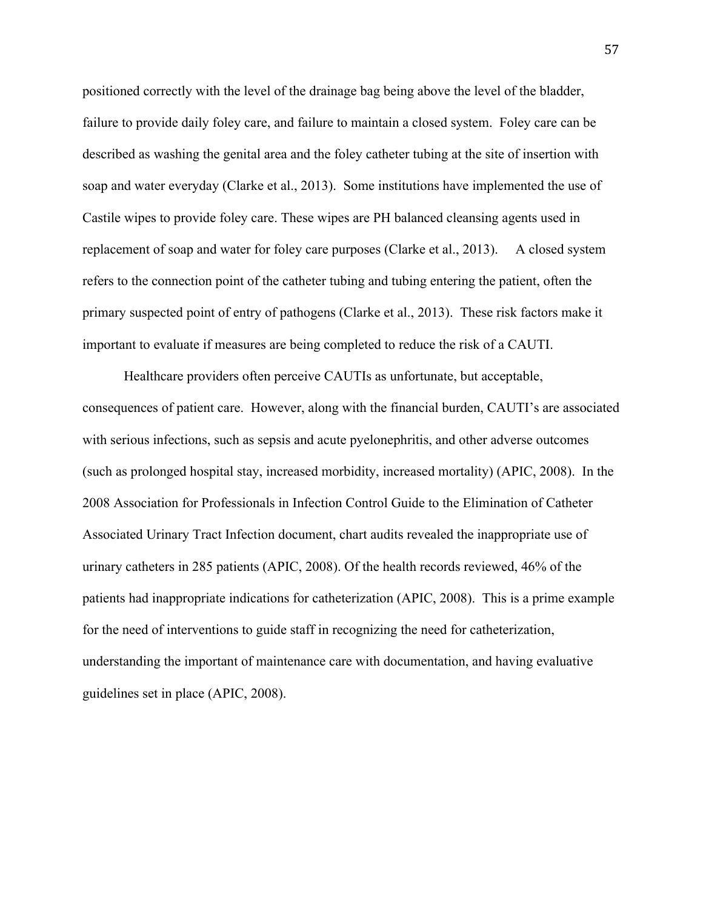positioned correctly with the level of the drainage bag being above the level of the bladder, failure to provide daily foley care, and failure to maintain a closed system. Foley care can be described as washing the genital area and the foley catheter tubing at the site of insertion with soap and water everyday (Clarke et al., 2013). Some institutions have implemented the use of Castile wipes to provide foley care. These wipes are PH balanced cleansing agents used in replacement of soap and water for foley care purposes (Clarke et al., 2013). A closed system refers to the connection point of the catheter tubing and tubing entering the patient, often the primary suspected point of entry of pathogens (Clarke et al., 2013). These risk factors make it important to evaluate if measures are being completed to reduce the risk of a CAUTI.

Healthcare providers often perceive CAUTIs as unfortunate, but acceptable, consequences of patient care. However, along with the financial burden, CAUTI's are associated with serious infections, such as sepsis and acute pyelonephritis, and other adverse outcomes (such as prolonged hospital stay, increased morbidity, increased mortality) (APIC, 2008). In the 2008 Association for Professionals in Infection Control Guide to the Elimination of Catheter Associated Urinary Tract Infection document, chart audits revealed the inappropriate use of urinary catheters in 285 patients (APIC, 2008). Of the health records reviewed, 46% of the patients had inappropriate indications for catheterization (APIC, 2008). This is a prime example for the need of interventions to guide staff in recognizing the need for catheterization, understanding the important of maintenance care with documentation, and having evaluative guidelines set in place (APIC, 2008).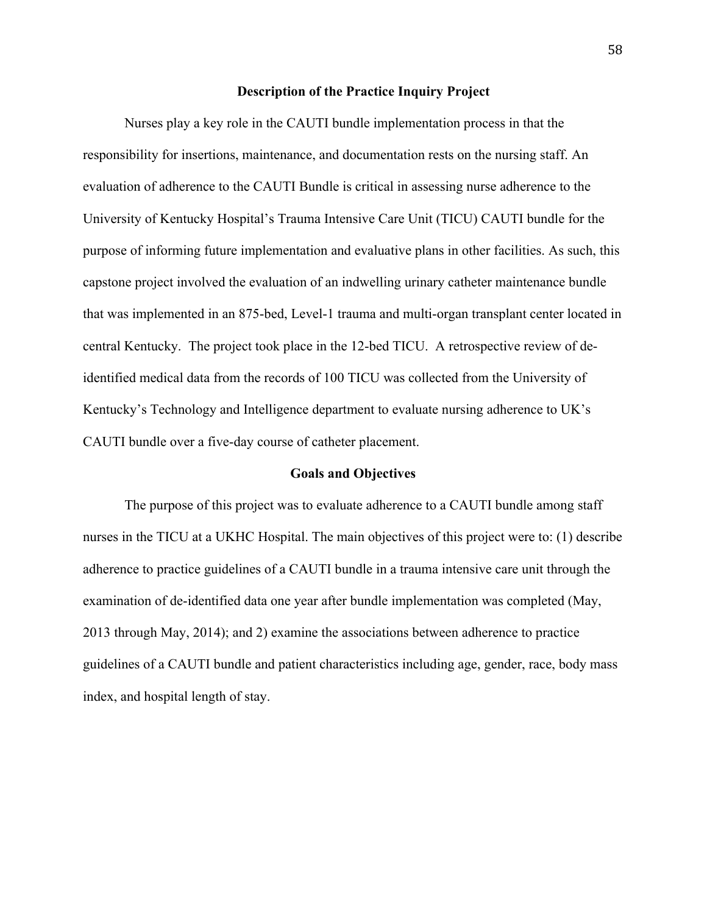## Description of the Practice Inquiry Project

Nurses play a key role in the CAUTI bundle implementation process in that the responsibility for insertions, maintenance, and documentation rests on the nursing staff. An evaluation of adherence to the CAUTI Bundle is critical in assessing nurse adherence to the University of Kentucky Hospital's Trauma Intensive Care Unit (TICU) CAUTI bundle for the purpose of informing future implementation and evaluative plans in other facilities. As such, this capstone project involved the evaluation of an indwelling urinary catheter maintenance bundle that was implemented in an 875-bed, Level-1 trauma and multi-organ transplant center located in central Kentucky. The project took place in the 12-bed TICU. A retrospective review of de-identified medical data from the records of 100 TICU was collected from the University of Kentucky's Technology and Intelligence department to evaluate nursing adherence to UK's CAUTI bundle over a five-day course of catheter placement.

## Goals and Objectives

The purpose of this project was to evaluate adherence to a CAUTI bundle among staff nurses in the TICU at a UKHC Hospital. The main objectives of this project were to: (1) describe adherence to practice guidelines of a CAUTI bundle in a trauma intensive care unit through the examination of de-identified data one year after bundle implementation was completed (May, 2013 through May, 2014); and 2) examine the associations between adherence to practice guidelines of a CAUTI bundle and patient characteristics including age, gender, race, body mass index, and hospital length of stay.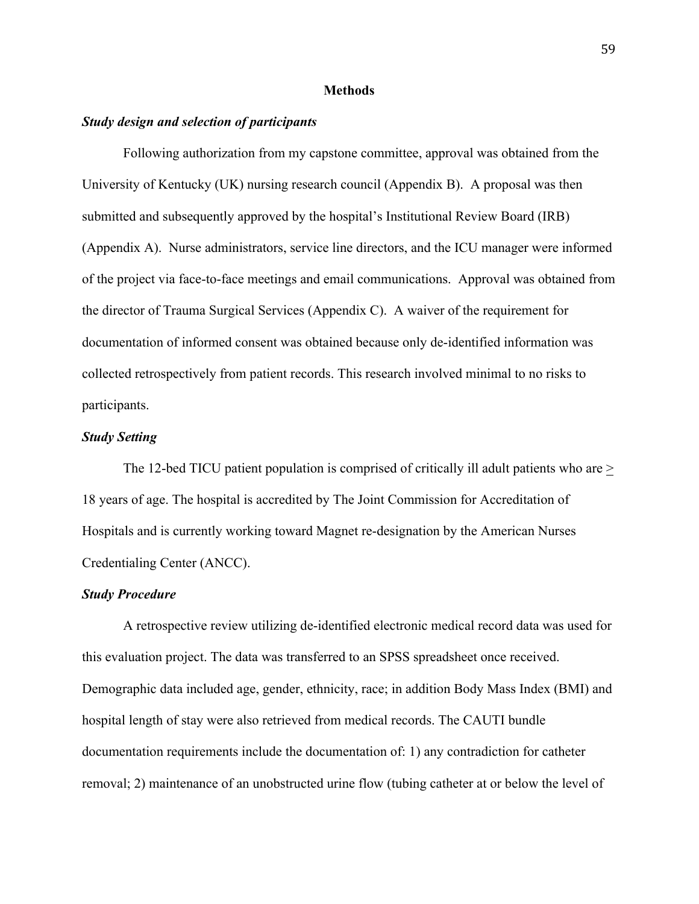## Methods

### *Study design and selection of participants*

Following authorization from my capstone committee, approval was obtained from the University of Kentucky (UK) nursing research council (Appendix B). A proposal was then submitted and subsequently approved by the hospital's Institutional Review Board (IRB) (Appendix A). Nurse administrators, service line directors, and the ICU manager were informed of the project via face-to-face meetings and email communications. Approval was obtained from the director of Trauma Surgical Services (Appendix C). A waiver of the requirement for documentation of informed consent was obtained because only de-identified information was collected retrospectively from patient records. This research involved minimal to no risks to participants.

### *Study Setting*

The 12-bed TICU patient population is comprised of critically ill adult patients who are $\geq$ 18 years of age. The hospital is accredited by The Joint Commission for Accreditation of Hospitals and is currently working toward Magnet re-designation by the American Nurses Credentialing Center (ANCC).

### *Study Procedure*

A retrospective review utilizing de-identified electronic medical record data was used for this evaluation project. The data was transferred to an SPSS spreadsheet once received. Demographic data included age, gender, ethnicity, race; in addition Body Mass Index (BMI) and hospital length of stay were also retrieved from medical records. The CAUTI bundle documentation requirements include the documentation of: 1) any contradiction for catheter removal; 2) maintenance of an unobstructed urine flow (tubing catheter at or below the level of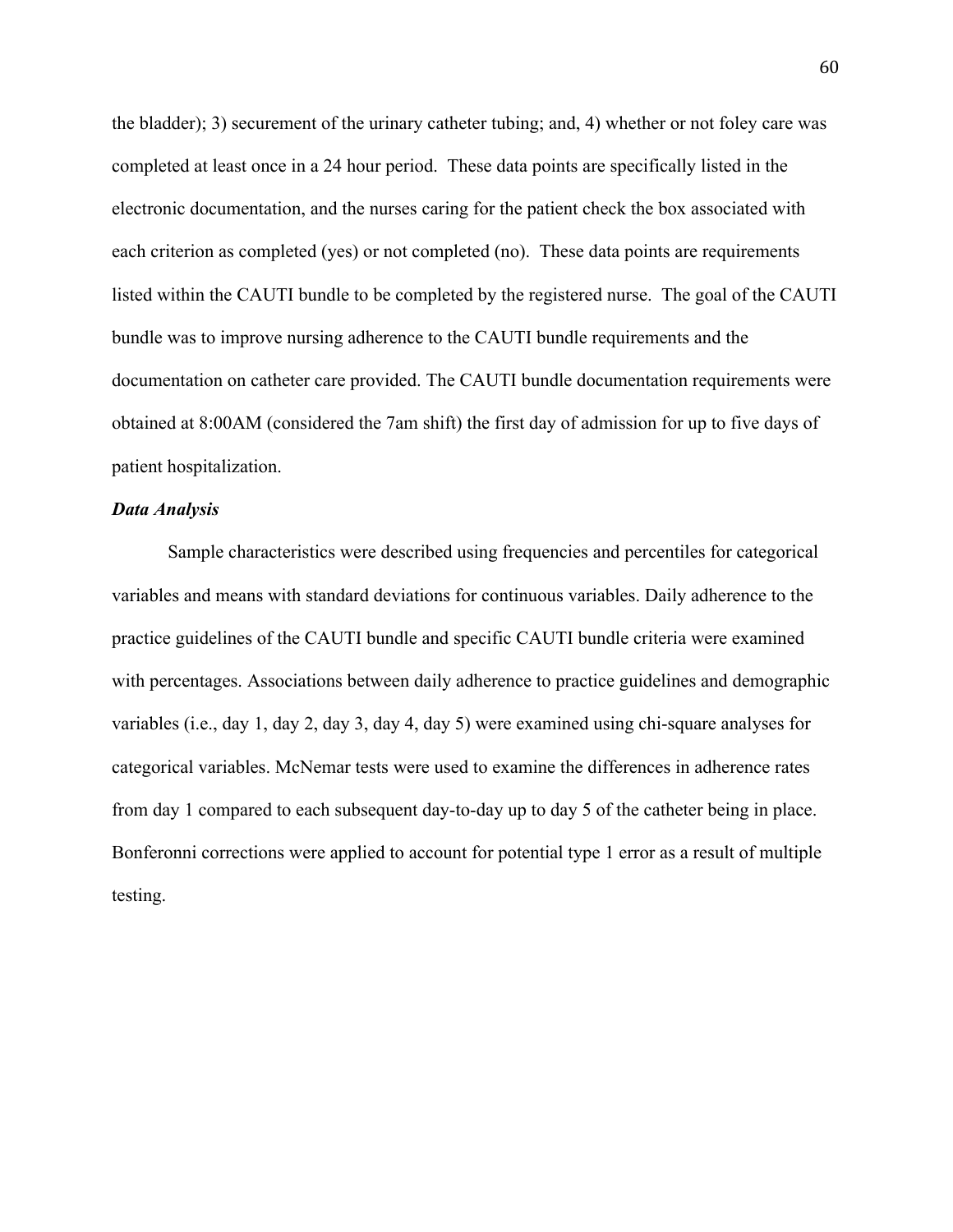the bladder); 3) securement of the urinary catheter tubing; and, 4) whether or not foley care was completed at least once in a 24 hour period. These data points are specifically listed in the electronic documentation, and the nurses caring for the patient check the box associated with each criterion as completed (yes) or not completed (no). These data points are requirements listed within the CAUTI bundle to be completed by the registered nurse. The goal of the CAUTI bundle was to improve nursing adherence to the CAUTI bundle requirements and the documentation on catheter care provided. The CAUTI bundle documentation requirements were obtained at 8:00AM (considered the 7am shift) the first day of admission for up to five days of patient hospitalization.

### *Data Analysis*

Sample characteristics were described using frequencies and percentiles for categorical variables and means with standard deviations for continuous variables. Daily adherence to the practice guidelines of the CAUTI bundle and specific CAUTI bundle criteria were examined with percentages. Associations between daily adherence to practice guidelines and demographic variables (i.e., day 1, day 2, day 3, day 4, day 5) were examined using chi-square analyses for categorical variables. McNemar tests were used to examine the differences in adherence rates from day 1 compared to each subsequent day-to-day up to day 5 of the catheter being in place. Bonferonni corrections were applied to account for potential type 1 error as a result of multiple testing.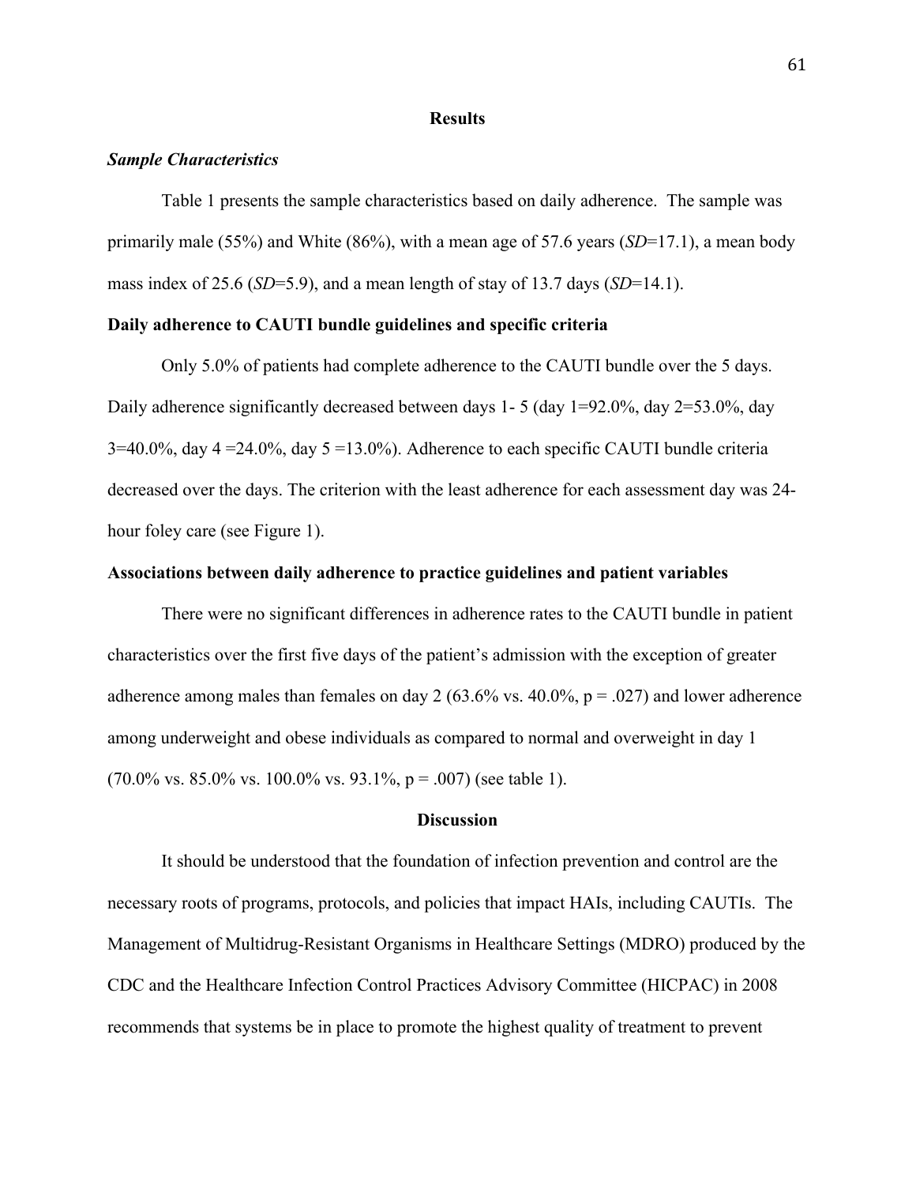## Results

### *Sample Characteristics*

Table 1 presents the sample characteristics based on daily adherence. The sample was primarily male (55%) and White (86%), with a mean age of 57.6 years (*SD*=17.1), a mean body mass index of 25.6 (*SD*=5.9), and a mean length of stay of 13.7 days (*SD*=14.1).

**Daily adherence to CAUTI bundle guidelines and specific criteria**

Only 5.0% of patients had complete adherence to the CAUTI bundle over the 5 days. Daily adherence significantly decreased between days 1- 5 (day 1=92.0%, day 2=53.0%, day 3=40.0%, day 4 =24.0%, day 5 =13.0%). Adherence to each specific CAUTI bundle criteria decreased over the days. The criterion with the least adherence for each assessment day was 24-hour foley care (see Figure 1).

**Associations between daily adherence to practice guidelines and patient variables**

There were no significant differences in adherence rates to the CAUTI bundle in patient characteristics over the first five days of the patient's admission with the exception of greater adherence among males than females on day 2 (63.6% vs. 40.0%, $p = .027$) and lower adherence among underweight and obese individuals as compared to normal and overweight in day 1 (70.0% vs. 85.0% vs. 100.0% vs. 93.1%, $p = .007$) (see table 1).

## Discussion

It should be understood that the foundation of infection prevention and control are the necessary roots of programs, protocols, and policies that impact HAIs, including CAUTIs. The Management of Multidrug-Resistant Organisms in Healthcare Settings (MDRO) produced by the CDC and the Healthcare Infection Control Practices Advisory Committee (HICPAC) in 2008 recommends that systems be in place to promote the highest quality of treatment to prevent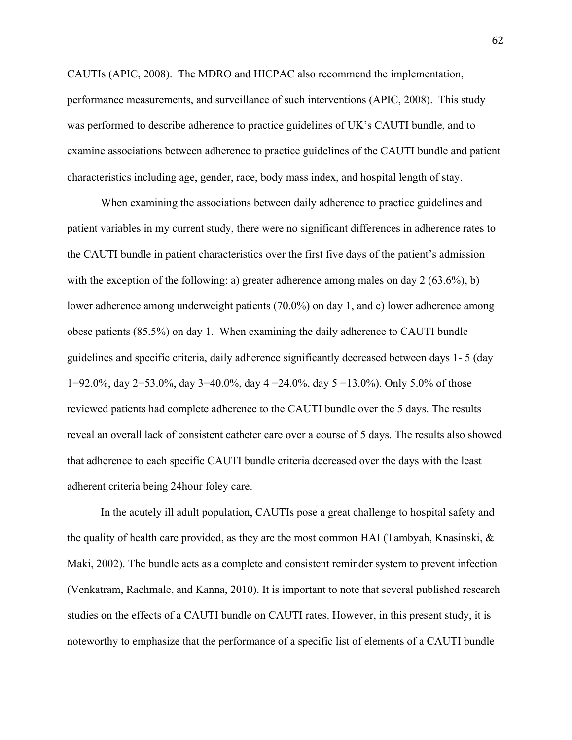CAUTIs (APIC, 2008). The MDRO and HICPAC also recommend the implementation, performance measurements, and surveillance of such interventions (APIC, 2008). This study was performed to describe adherence to practice guidelines of UK's CAUTI bundle, and to examine associations between adherence to practice guidelines of the CAUTI bundle and patient characteristics including age, gender, race, body mass index, and hospital length of stay.

When examining the associations between daily adherence to practice guidelines and patient variables in my current study, there were no significant differences in adherence rates to the CAUTI bundle in patient characteristics over the first five days of the patient's admission with the exception of the following: a) greater adherence among males on day 2 (63.6%), b) lower adherence among underweight patients (70.0%) on day 1, and c) lower adherence among obese patients (85.5%) on day 1. When examining the daily adherence to CAUTI bundle guidelines and specific criteria, daily adherence significantly decreased between days 1- 5 (day 1=92.0%, day 2=53.0%, day 3=40.0%, day 4 =24.0%, day 5 =13.0%). Only 5.0% of those reviewed patients had complete adherence to the CAUTI bundle over the 5 days. The results reveal an overall lack of consistent catheter care over a course of 5 days. The results also showed that adherence to each specific CAUTI bundle criteria decreased over the days with the least adherent criteria being 24hour foley care.

In the acutely ill adult population, CAUTIs pose a great challenge to hospital safety and the quality of health care provided, as they are the most common HAI (Tambyah, Knasinski, & Maki, 2002). The bundle acts as a complete and consistent reminder system to prevent infection (Venkatram, Rachmale, and Kanna, 2010). It is important to note that several published research studies on the effects of a CAUTI bundle on CAUTI rates. However, in this present study, it is noteworthy to emphasize that the performance of a specific list of elements of a CAUTI bundle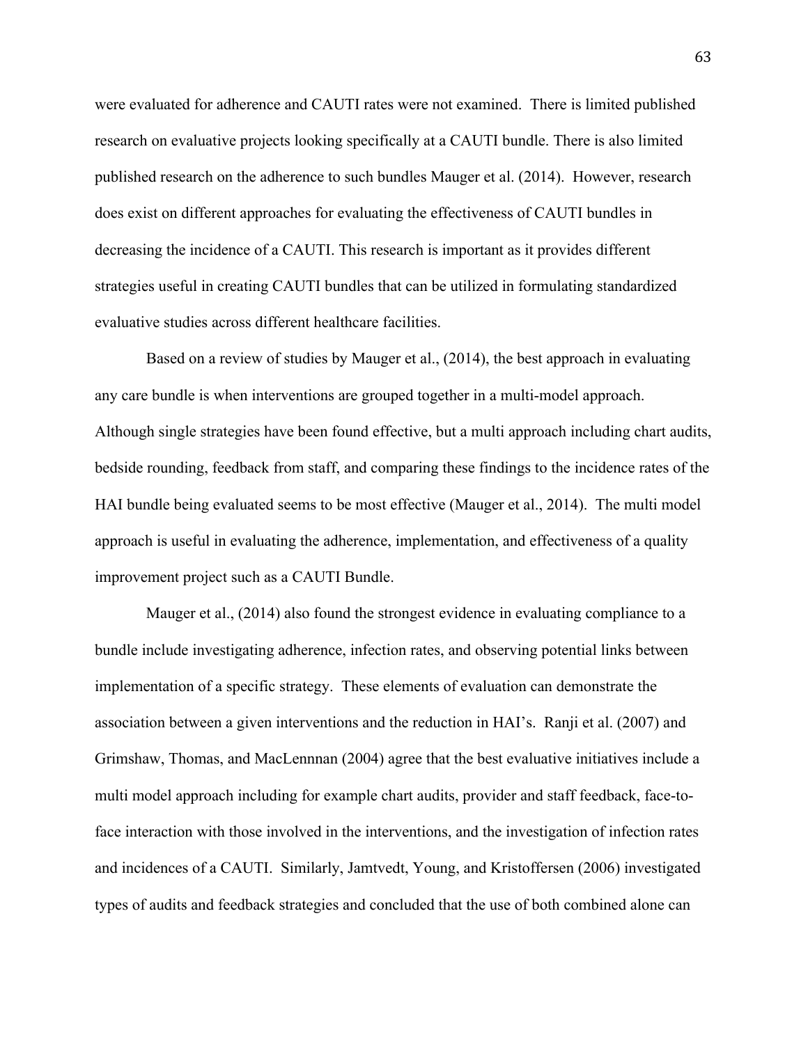were evaluated for adherence and CAUTI rates were not examined. There is limited published research on evaluative projects looking specifically at a CAUTI bundle. There is also limited published research on the adherence to such bundles Mauger et al. (2014). However, research does exist on different approaches for evaluating the effectiveness of CAUTI bundles in decreasing the incidence of a CAUTI. This research is important as it provides different strategies useful in creating CAUTI bundles that can be utilized in formulating standardized evaluative studies across different healthcare facilities.

Based on a review of studies by Mauger et al., (2014), the best approach in evaluating any care bundle is when interventions are grouped together in a multi-model approach. Although single strategies have been found effective, but a multi approach including chart audits, bedside rounding, feedback from staff, and comparing these findings to the incidence rates of the HAI bundle being evaluated seems to be most effective (Mauger et al., 2014). The multi model approach is useful in evaluating the adherence, implementation, and effectiveness of a quality improvement project such as a CAUTI Bundle.

Mauger et al., (2014) also found the strongest evidence in evaluating compliance to a bundle include investigating adherence, infection rates, and observing potential links between implementation of a specific strategy. These elements of evaluation can demonstrate the association between a given interventions and the reduction in HAI's. Ranji et al. (2007) and Grimshaw, Thomas, and MacLennnan (2004) agree that the best evaluative initiatives include a multi model approach including for example chart audits, provider and staff feedback, face-to-face interaction with those involved in the interventions, and the investigation of infection rates and incidences of a CAUTI. Similarly, Jamtvedt, Young, and Kristoffersen (2006) investigated types of audits and feedback strategies and concluded that the use of both combined alone can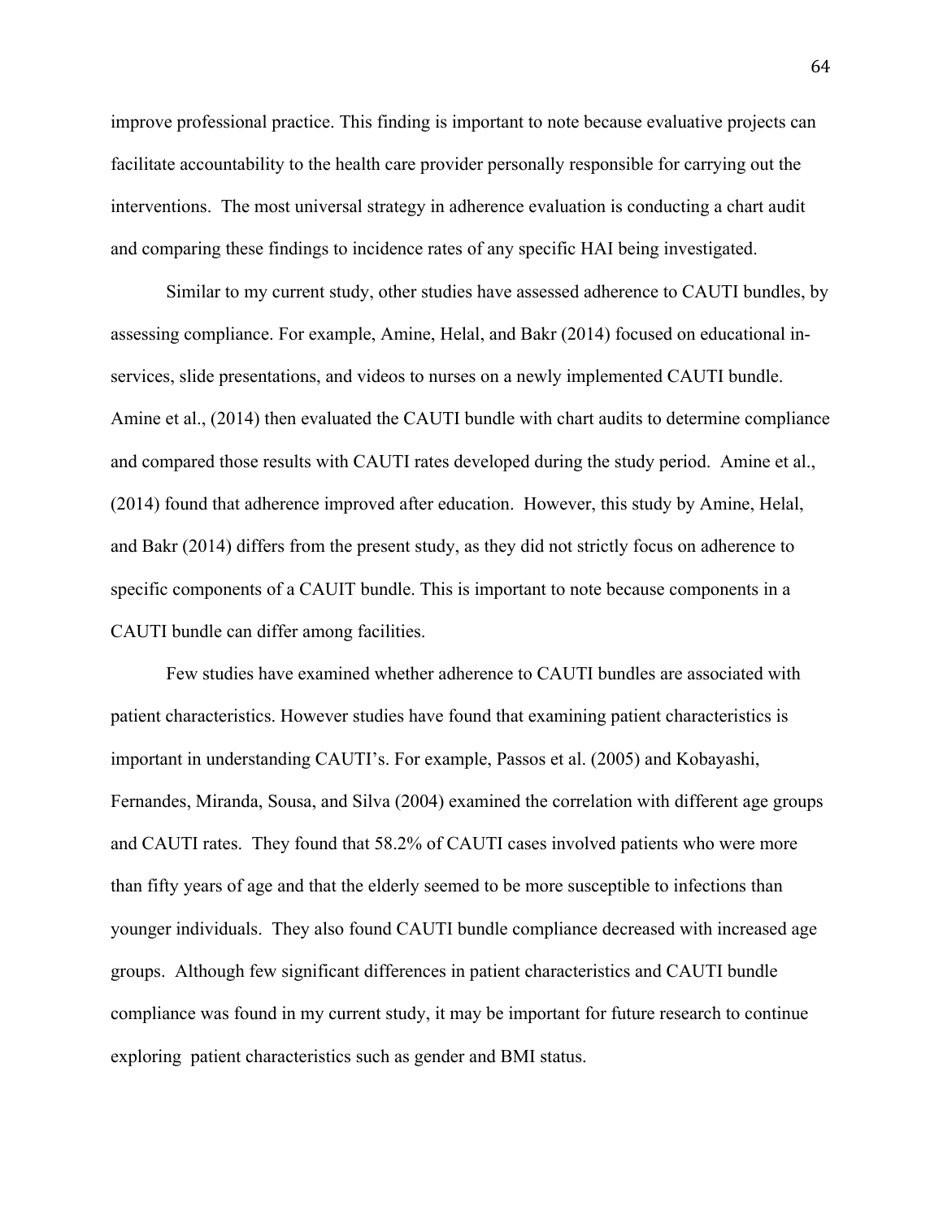improve professional practice. This finding is important to note because evaluative projects can facilitate accountability to the health care provider personally responsible for carrying out the interventions. The most universal strategy in adherence evaluation is conducting a chart audit and comparing these findings to incidence rates of any specific HAI being investigated.

Similar to my current study, other studies have assessed adherence to CAUTI bundles, by assessing compliance. For example, Amine, Helal, and Bakr (2014) focused on educational in-services, slide presentations, and videos to nurses on a newly implemented CAUTI bundle. Amine et al., (2014) then evaluated the CAUTI bundle with chart audits to determine compliance and compared those results with CAUTI rates developed during the study period. Amine et al., (2014) found that adherence improved after education. However, this study by Amine, Helal, and Bakr (2014) differs from the present study, as they did not strictly focus on adherence to specific components of a CAUIT bundle. This is important to note because components in a CAUTI bundle can differ among facilities.

Few studies have examined whether adherence to CAUTI bundles are associated with patient characteristics. However studies have found that examining patient characteristics is important in understanding CAUTI's. For example, Passos et al. (2005) and Kobayashi, Fernandes, Miranda, Sousa, and Silva (2004) examined the correlation with different age groups and CAUTI rates. They found that 58.2% of CAUTI cases involved patients who were more than fifty years of age and that the elderly seemed to be more susceptible to infections than younger individuals. They also found CAUTI bundle compliance decreased with increased age groups. Although few significant differences in patient characteristics and CAUTI bundle compliance was found in my current study, it may be important for future research to continue exploring patient characteristics such as gender and BMI status.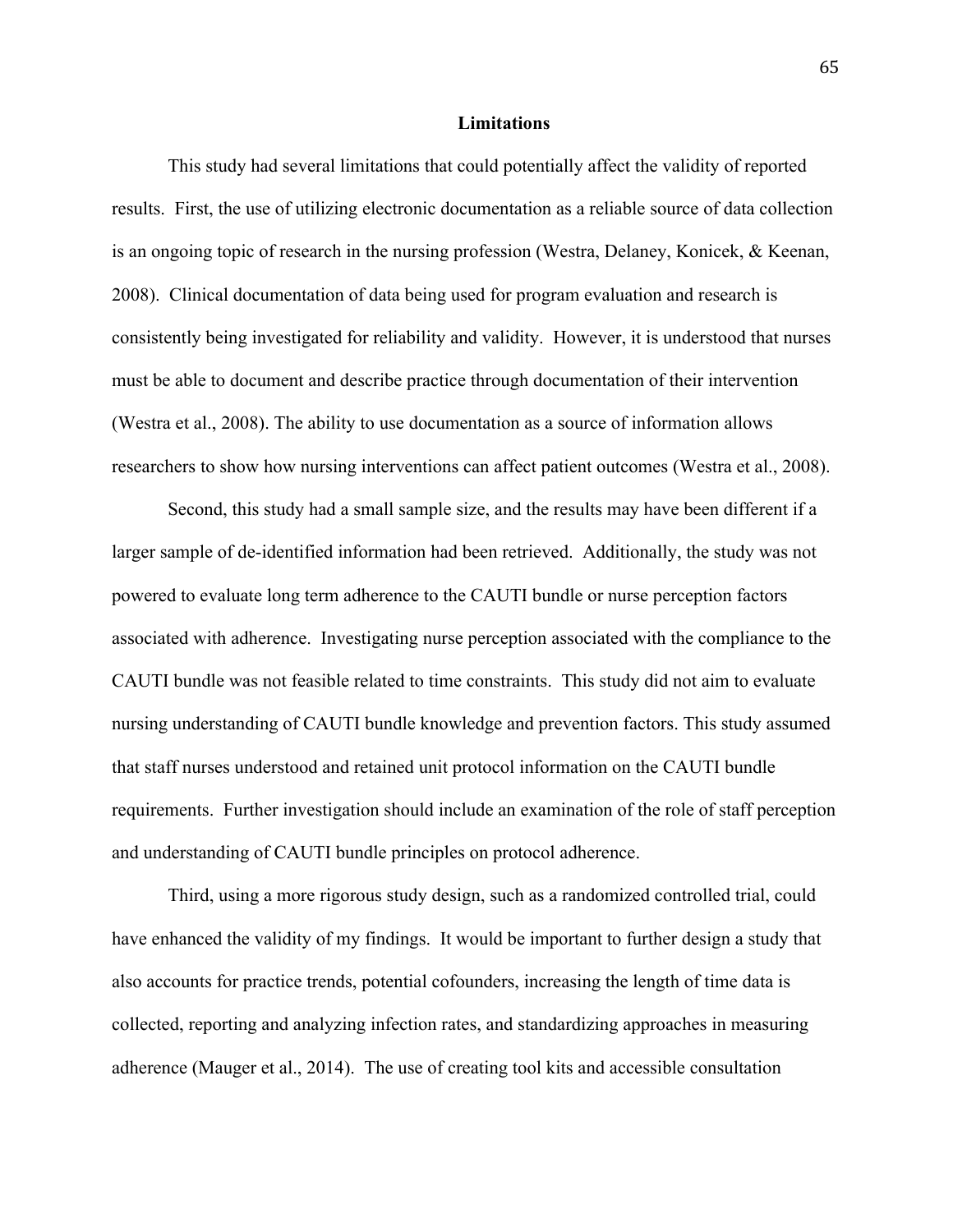## Limitations

This study had several limitations that could potentially affect the validity of reported results. First, the use of utilizing electronic documentation as a reliable source of data collection is an ongoing topic of research in the nursing profession (Westra, Delaney, Konicek, & Keenan, 2008). Clinical documentation of data being used for program evaluation and research is consistently being investigated for reliability and validity. However, it is understood that nurses must be able to document and describe practice through documentation of their intervention (Westra et al., 2008). The ability to use documentation as a source of information allows researchers to show how nursing interventions can affect patient outcomes (Westra et al., 2008).

Second, this study had a small sample size, and the results may have been different if a larger sample of de-identified information had been retrieved. Additionally, the study was not powered to evaluate long term adherence to the CAUTI bundle or nurse perception factors associated with adherence. Investigating nurse perception associated with the compliance to the CAUTI bundle was not feasible related to time constraints. This study did not aim to evaluate nursing understanding of CAUTI bundle knowledge and prevention factors. This study assumed that staff nurses understood and retained unit protocol information on the CAUTI bundle requirements. Further investigation should include an examination of the role of staff perception and understanding of CAUTI bundle principles on protocol adherence.

Third, using a more rigorous study design, such as a randomized controlled trial, could have enhanced the validity of my findings. It would be important to further design a study that also accounts for practice trends, potential cofounders, increasing the length of time data is collected, reporting and analyzing infection rates, and standardizing approaches in measuring adherence (Mauger et al., 2014). The use of creating tool kits and accessible consultation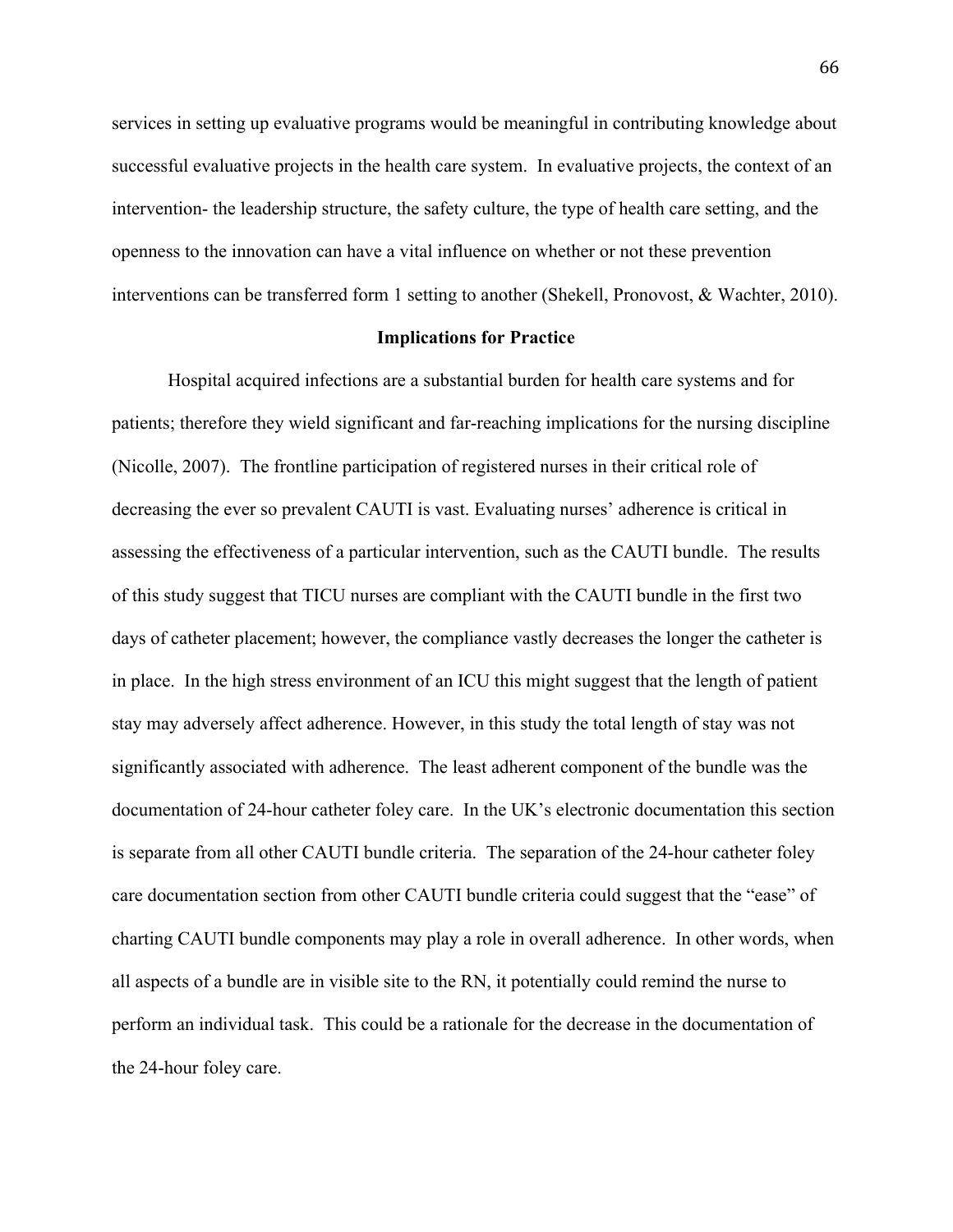services in setting up evaluative programs would be meaningful in contributing knowledge about successful evaluative projects in the health care system. In evaluative projects, the context of an intervention- the leadership structure, the safety culture, the type of health care setting, and the openness to the innovation can have a vital influence on whether or not these prevention interventions can be transferred form 1 setting to another (Shekell, Pronovost, & Wachter, 2010).

## Implications for Practice

Hospital acquired infections are a substantial burden for health care systems and for patients; therefore they wield significant and far-reaching implications for the nursing discipline (Nicolle, 2007). The frontline participation of registered nurses in their critical role of decreasing the ever so prevalent CAUTI is vast. Evaluating nurses' adherence is critical in assessing the effectiveness of a particular intervention, such as the CAUTI bundle. The results of this study suggest that TICU nurses are compliant with the CAUTI bundle in the first two days of catheter placement; however, the compliance vastly decreases the longer the catheter is in place. In the high stress environment of an ICU this might suggest that the length of patient stay may adversely affect adherence. However, in this study the total length of stay was not significantly associated with adherence. The least adherent component of the bundle was the documentation of 24-hour catheter foley care. In the UK's electronic documentation this section is separate from all other CAUTI bundle criteria. The separation of the 24-hour catheter foley care documentation section from other CAUTI bundle criteria could suggest that the "ease" of charting CAUTI bundle components may play a role in overall adherence. In other words, when all aspects of a bundle are in visible site to the RN, it potentially could remind the nurse to perform an individual task. This could be a rationale for the decrease in the documentation of the 24-hour foley care.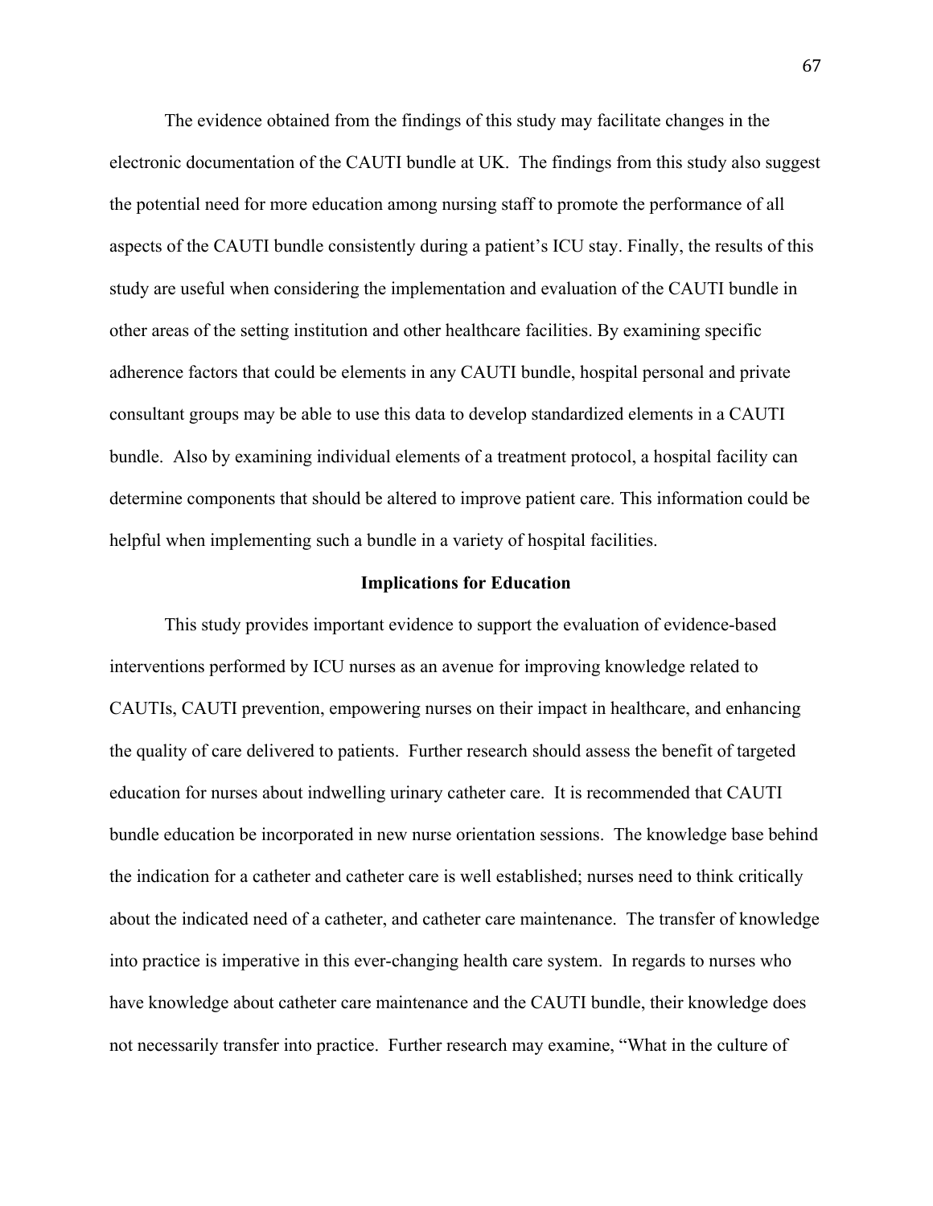The evidence obtained from the findings of this study may facilitate changes in the electronic documentation of the CAUTI bundle at UK. The findings from this study also suggest the potential need for more education among nursing staff to promote the performance of all aspects of the CAUTI bundle consistently during a patient's ICU stay. Finally, the results of this study are useful when considering the implementation and evaluation of the CAUTI bundle in other areas of the setting institution and other healthcare facilities. By examining specific adherence factors that could be elements in any CAUTI bundle, hospital personal and private consultant groups may be able to use this data to develop standardized elements in a CAUTI bundle. Also by examining individual elements of a treatment protocol, a hospital facility can determine components that should be altered to improve patient care. This information could be helpful when implementing such a bundle in a variety of hospital facilities.

## Implications for Education

This study provides important evidence to support the evaluation of evidence-based interventions performed by ICU nurses as an avenue for improving knowledge related to CAUTIs, CAUTI prevention, empowering nurses on their impact in healthcare, and enhancing the quality of care delivered to patients. Further research should assess the benefit of targeted education for nurses about indwelling urinary catheter care. It is recommended that CAUTI bundle education be incorporated in new nurse orientation sessions. The knowledge base behind the indication for a catheter and catheter care is well established; nurses need to think critically about the indicated need of a catheter, and catheter care maintenance. The transfer of knowledge into practice is imperative in this ever-changing health care system. In regards to nurses who have knowledge about catheter care maintenance and the CAUTI bundle, their knowledge does not necessarily transfer into practice. Further research may examine, "What in the culture of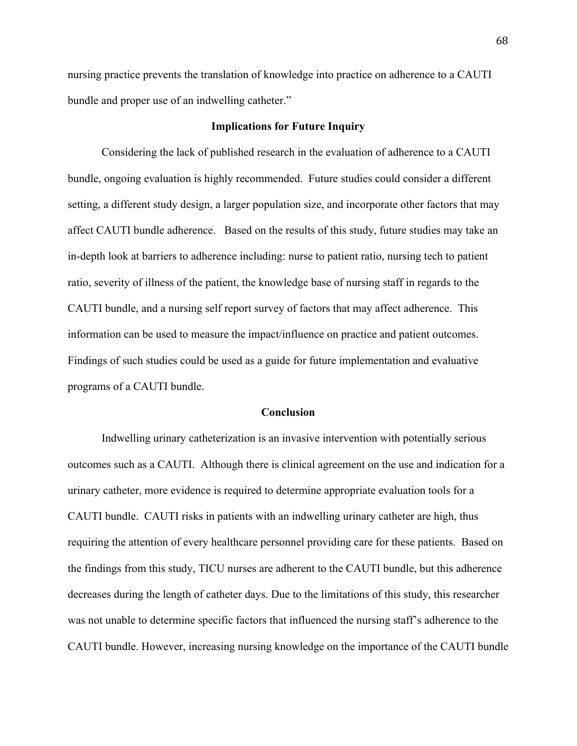nursing practice prevents the translation of knowledge into practice on adherence to a CAUTI bundle and proper use of an indwelling catheter."

## Implications for Future Inquiry

Considering the lack of published research in the evaluation of adherence to a CAUTI bundle, ongoing evaluation is highly recommended. Future studies could consider a different setting, a different study design, a larger population size, and incorporate other factors that may affect CAUTI bundle adherence. Based on the results of this study, future studies may take an in-depth look at barriers to adherence including: nurse to patient ratio, nursing tech to patient ratio, severity of illness of the patient, the knowledge base of nursing staff in regards to the CAUTI bundle, and a nursing self report survey of factors that may affect adherence. This information can be used to measure the impact/influence on practice and patient outcomes. Findings of such studies could be used as a guide for future implementation and evaluative programs of a CAUTI bundle.

## Conclusion

Indwelling urinary catheterization is an invasive intervention with potentially serious outcomes such as a CAUTI. Although there is clinical agreement on the use and indication for a urinary catheter, more evidence is required to determine appropriate evaluation tools for a CAUTI bundle. CAUTI risks in patients with an indwelling urinary catheter are high, thus requiring the attention of every healthcare personnel providing care for these patients. Based on the findings from this study, TICU nurses are adherent to the CAUTI bundle, but this adherence decreases during the length of catheter days. Due to the limitations of this study, this researcher was not unable to determine specific factors that influenced the nursing staff's adherence to the CAUTI bundle. However, increasing nursing knowledge on the importance of the CAUTI bundle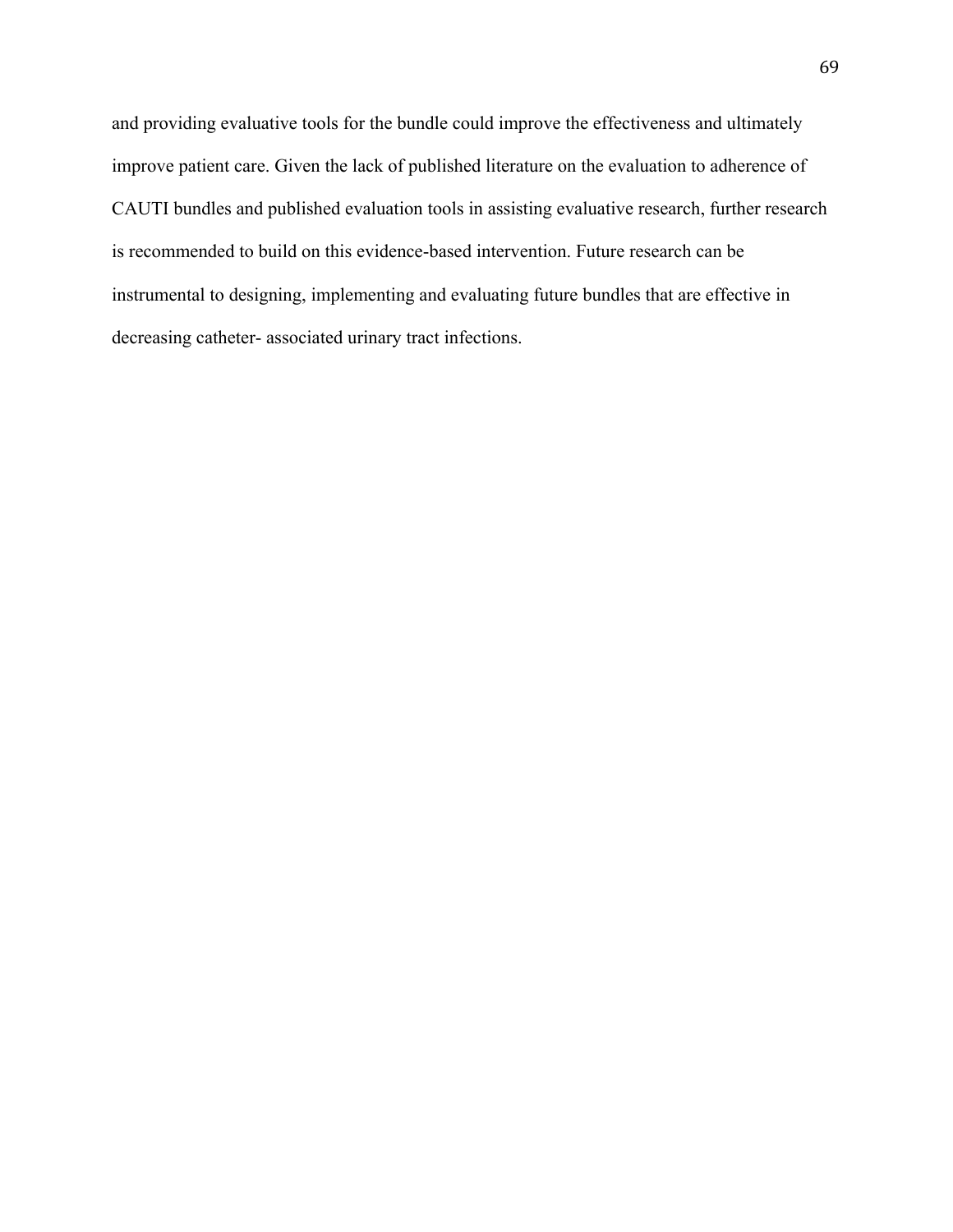and providing evaluative tools for the bundle could improve the effectiveness and ultimately improve patient care. Given the lack of published literature on the evaluation to adherence of CAUTI bundles and published evaluation tools in assisting evaluative research, further research is recommended to build on this evidence-based intervention. Future research can be instrumental to designing, implementing and evaluating future bundles that are effective in decreasing catheter- associated urinary tract infections.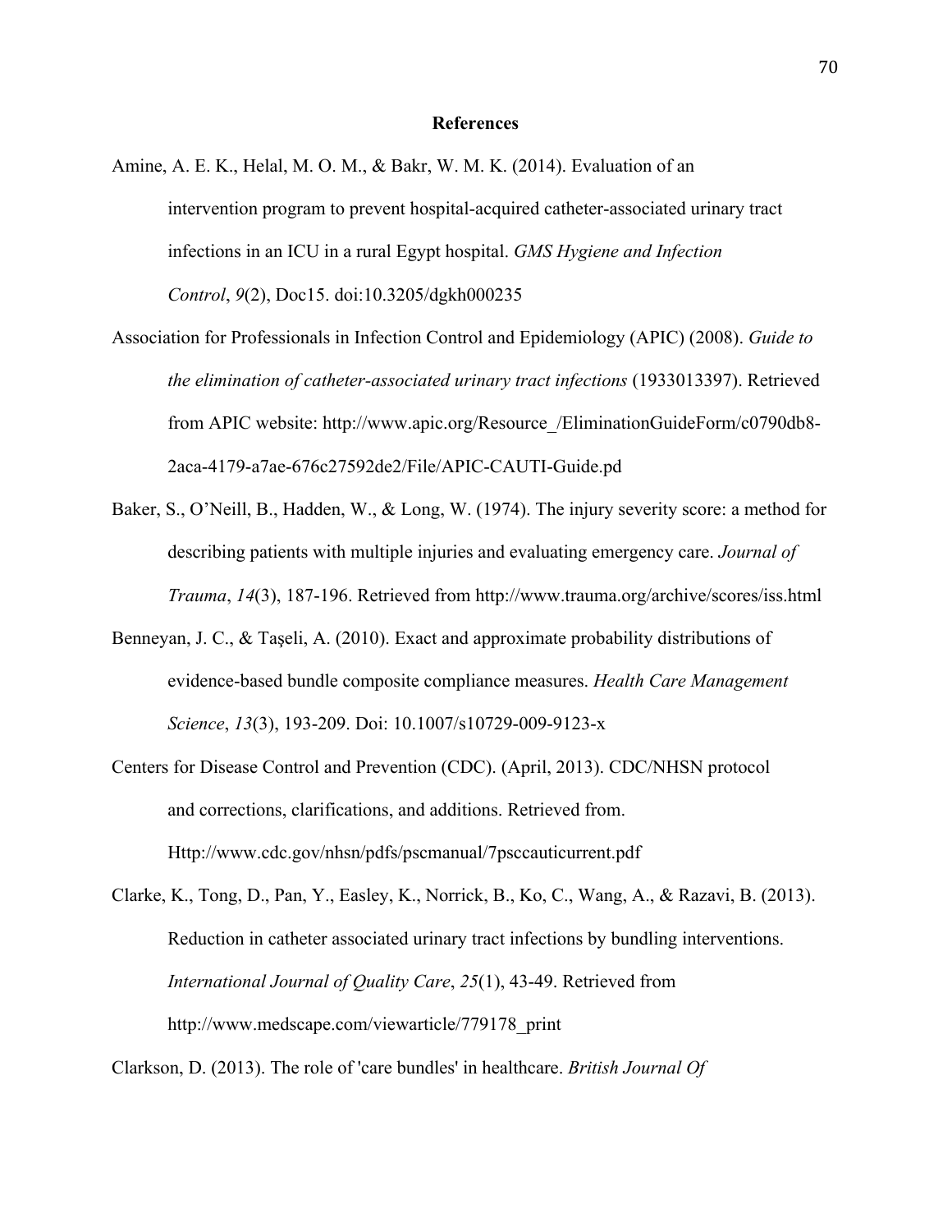# References

Amine, A. E. K., Helal, M. O. M., & Bakr, W. M. K. (2014). Evaluation of an intervention program to prevent hospital-acquired catheter-associated urinary tract infections in an ICU in a rural Egypt hospital. *GMS Hygiene and Infection Control*, *9*(2), Doc15. doi:10.3205/dgkh000235

Association for Professionals in Infection Control and Epidemiology (APIC) (2008). *Guide to the elimination of catheter-associated urinary tract infections* (1933013397). Retrieved from APIC website: http://www.apic.org/Resource_/EliminationGuideForm/c0790db8-2aca-4179-a7ae-676c27592de2/File/APIC-CAUTI-Guide.pd

Baker, S., O'Neill, B., Hadden, W., & Long, W. (1974). The injury severity score: a method for describing patients with multiple injuries and evaluating emergency care. *Journal of Trauma*, *14*(3), 187-196. Retrieved from http://www.trauma.org/archive/scores/iss.html

Benneyan, J. C., & Taşeli, A. (2010). Exact and approximate probability distributions of evidence-based bundle composite compliance measures. *Health Care Management Science*, *13*(3), 193-209. Doi: 10.1007/s10729-009-9123-x

Centers for Disease Control and Prevention (CDC). (April, 2013). CDC/NHSN protocol and corrections, clarifications, and additions. Retrieved from. Http://www.cdc.gov/nhsn/pdfs/pscmanual/7psccauticurrent.pdf

Clarke, K., Tong, D., Pan, Y., Easley, K., Norrick, B., Ko, C., Wang, A., & Razavi, B. (2013). Reduction in catheter associated urinary tract infections by bundling interventions. *International Journal of Quality Care*, *25*(1), 43-49. Retrieved from http://www.medscape.com/viewarticle/779178_print

Clarkson, D. (2013). The role of 'care bundles' in healthcare. *British Journal Of*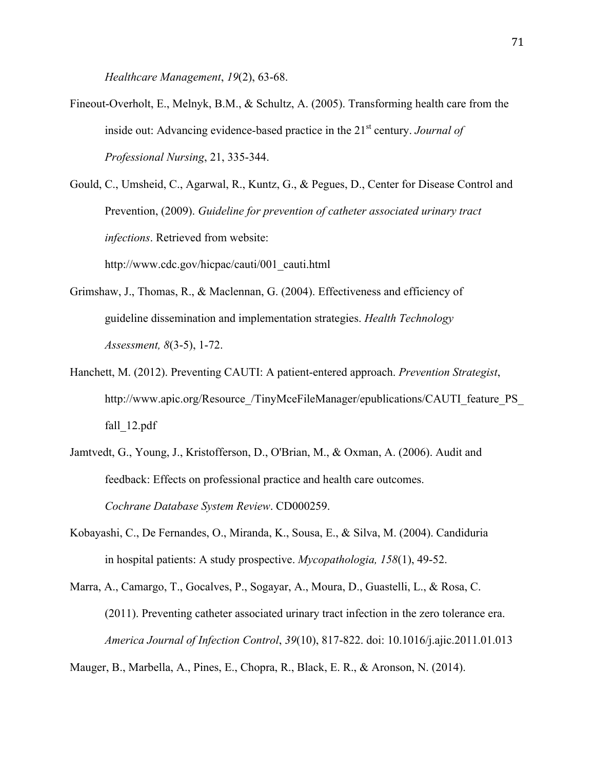*Healthcare Management*, *19*(2), 63-68.

Fineout-Overholt, E., Melnyk, B.M., & Schultz, A. (2005). Transforming health care from the inside out: Advancing evidence-based practice in the 21st century. *Journal of Professional Nursing*, 21, 335-344.

Gould, C., Umsheid, C., Agarwal, R., Kuntz, G., & Pegues, D., Center for Disease Control and Prevention, (2009). *Guideline for prevention of catheter associated urinary tract infections*. Retrieved from website: http://www.cdc.gov/hicpac/cauti/001_cauti.html

Grimshaw, J., Thomas, R., & Maclennan, G. (2004). Effectiveness and efficiency of guideline dissemination and implementation strategies. *Health Technology Assessment, 8*(3-5), 1-72.

Hanchett, M. (2012). Preventing CAUTI: A patient-entered approach. *Prevention Strategist*, http://www.apic.org/Resource_/TinyMceFileManager/epublications/CAUTI_feature_PS_fall_12.pdf

Jamtvedt, G., Young, J., Kristofferson, D., O'Brian, M., & Oxman, A. (2006). Audit and feedback: Effects on professional practice and health care outcomes. *Cochrane Database System Review*. CD000259.

Kobayashi, C., De Fernandes, O., Miranda, K., Sousa, E., & Silva, M. (2004). Candiduria in hospital patients: A study prospective. *Mycopathologia, 158*(1), 49-52.

Marra, A., Camargo, T., Gocalves, P., Sogayar, A., Moura, D., Guastelli, L., & Rosa, C. (2011). Preventing catheter associated urinary tract infection in the zero tolerance era. *America Journal of Infection Control*, *39*(10), 817-822. doi: 10.1016/j.ajic.2011.01.013

Mauger, B., Marbella, A., Pines, E., Chopra, R., Black, E. R., & Aronson, N. (2014).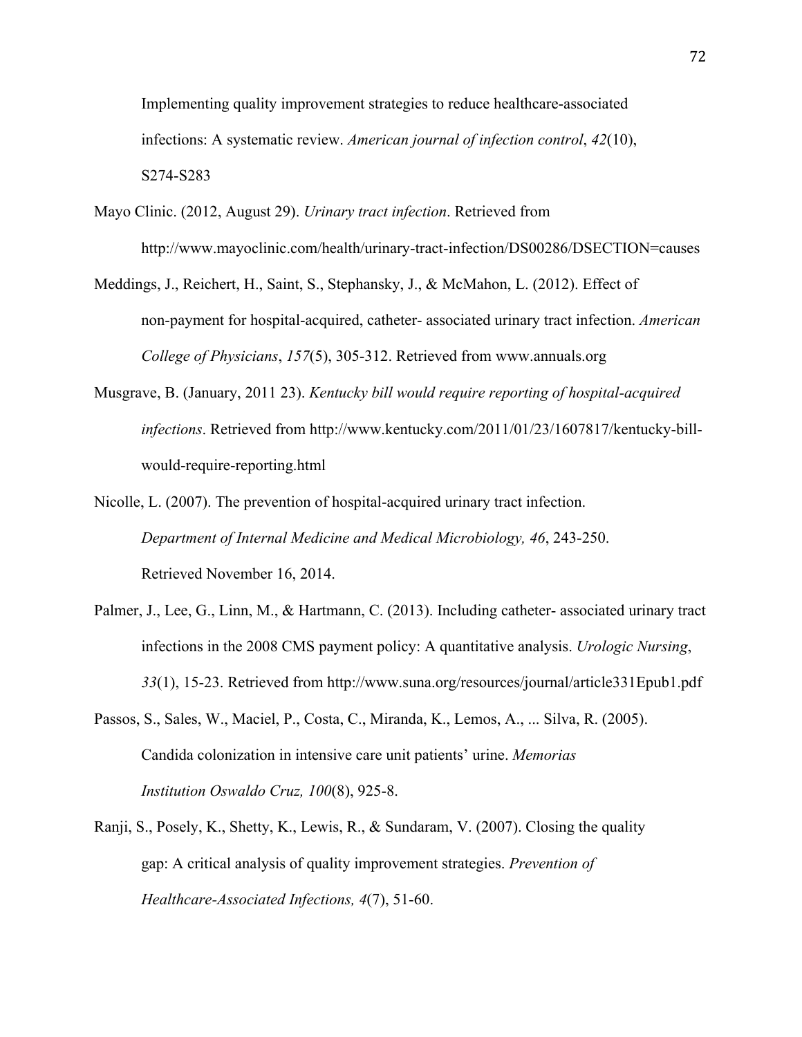Implementing quality improvement strategies to reduce healthcare-associated infections: A systematic review. *American journal of infection control*, *42*(10), S274-S283

Mayo Clinic. (2012, August 29). *Urinary tract infection*. Retrieved from http://www.mayoclinic.com/health/urinary-tract-infection/DS00286/DSECTION=causes

Meddings, J., Reichert, H., Saint, S., Stephansky, J., & McMahon, L. (2012). Effect of non-payment for hospital-acquired, catheter- associated urinary tract infection. *American College of Physicians*, *157*(5), 305-312. Retrieved from www.annuals.org

Musgrave, B. (January, 2011 23). *Kentucky bill would require reporting of hospital-acquired infections*. Retrieved from http://www.kentucky.com/2011/01/23/1607817/kentucky-bill-would-require-reporting.html

Nicolle, L. (2007). The prevention of hospital-acquired urinary tract infection. *Department of Internal Medicine and Medical Microbiology, 46*, 243-250. Retrieved November 16, 2014.

Palmer, J., Lee, G., Linn, M., & Hartmann, C. (2013). Including catheter- associated urinary tract infections in the 2008 CMS payment policy: A quantitative analysis. *Urologic Nursing*, *33*(1), 15-23. Retrieved from http://www.suna.org/resources/journal/article331Epub1.pdf

Passos, S., Sales, W., Maciel, P., Costa, C., Miranda, K., Lemos, A., ... Silva, R. (2005). Candida colonization in intensive care unit patients' urine. *Memorias Institution Oswaldo Cruz, 100*(8), 925-8.

Ranji, S., Posely, K., Shetty, K., Lewis, R., & Sundaram, V. (2007). Closing the quality gap: A critical analysis of quality improvement strategies. *Prevention of Healthcare-Associated Infections, 4*(7), 51-60.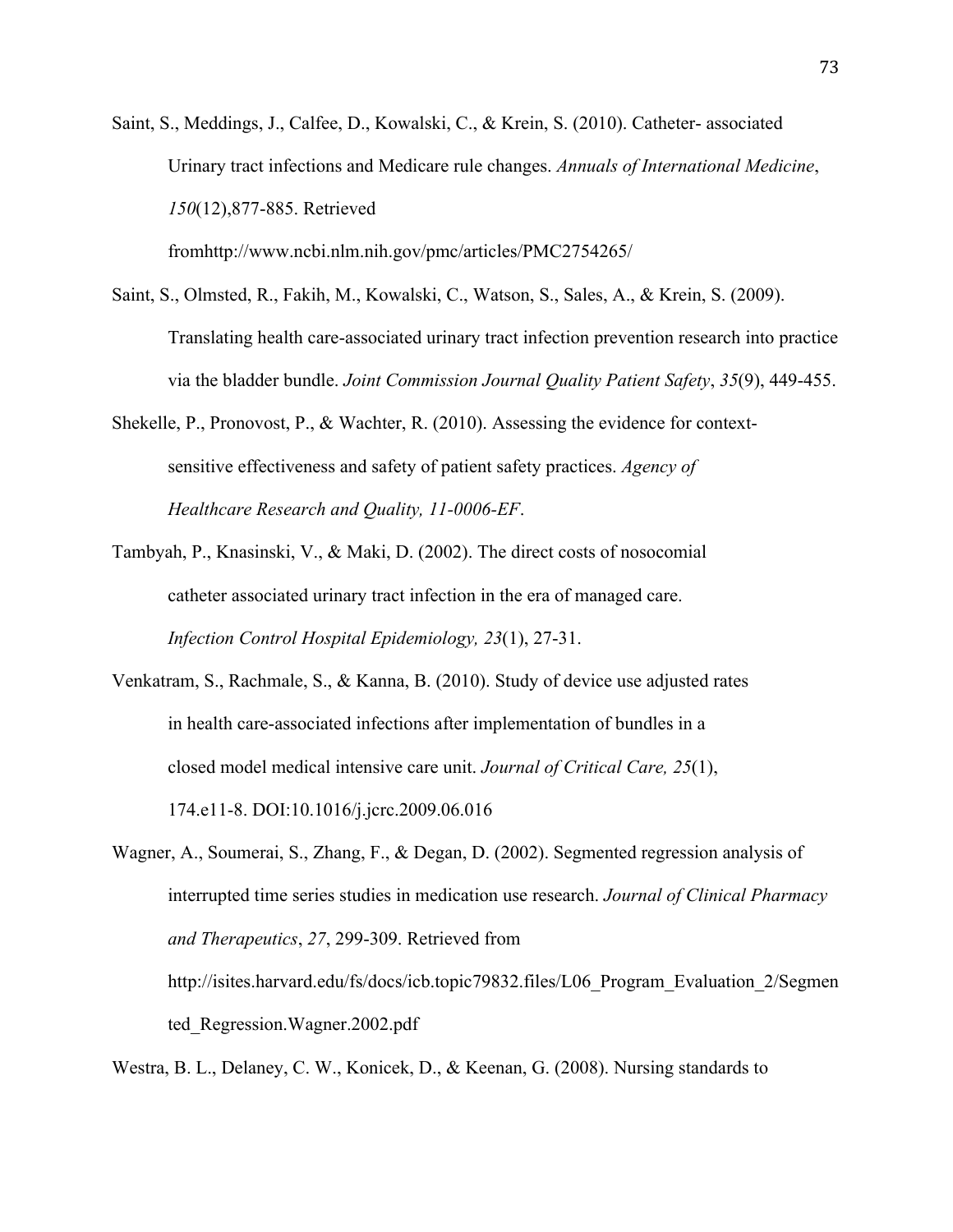Saint, S., Meddings, J., Calfee, D., Kowalski, C., & Krein, S. (2010). Catheter- associated Urinary tract infections and Medicare rule changes. *Annuals of International Medicine*, *150*(12),877-885. Retrieved fromhttp://www.ncbi.nlm.nih.gov/pmc/articles/PMC2754265/

Saint, S., Olmsted, R., Fakih, M., Kowalski, C., Watson, S., Sales, A., & Krein, S. (2009). Translating health care-associated urinary tract infection prevention research into practice via the bladder bundle. *Joint Commission Journal Quality Patient Safety*, *35*(9), 449-455.

Shekelle, P., Pronovost, P., & Wachter, R. (2010). Assessing the evidence for context-sensitive effectiveness and safety of patient safety practices. *Agency of Healthcare Research and Quality, 11-0006-EF*.

Tambyah, P., Knasinski, V., & Maki, D. (2002). The direct costs of nosocomial catheter associated urinary tract infection in the era of managed care. *Infection Control Hospital Epidemiology, 23*(1), 27-31.

Venkatram, S., Rachmale, S., & Kanna, B. (2010). Study of device use adjusted rates in health care-associated infections after implementation of bundles in a closed model medical intensive care unit. *Journal of Critical Care, 25*(1), 174.e11-8. DOI:10.1016/j.jcrc.2009.06.016

Wagner, A., Soumerai, S., Zhang, F., & Degan, D. (2002). Segmented regression analysis of interrupted time series studies in medication use research. *Journal of Clinical Pharmacy and Therapeutics*, *27*, 299-309. Retrieved from http://isites.harvard.edu/fs/docs/icb.topic79832.files/L06_Program_Evaluation_2/Segmented_Regression.Wagner.2002.pdf

Westra, B. L., Delaney, C. W., Konicek, D., & Keenan, G. (2008). Nursing standards to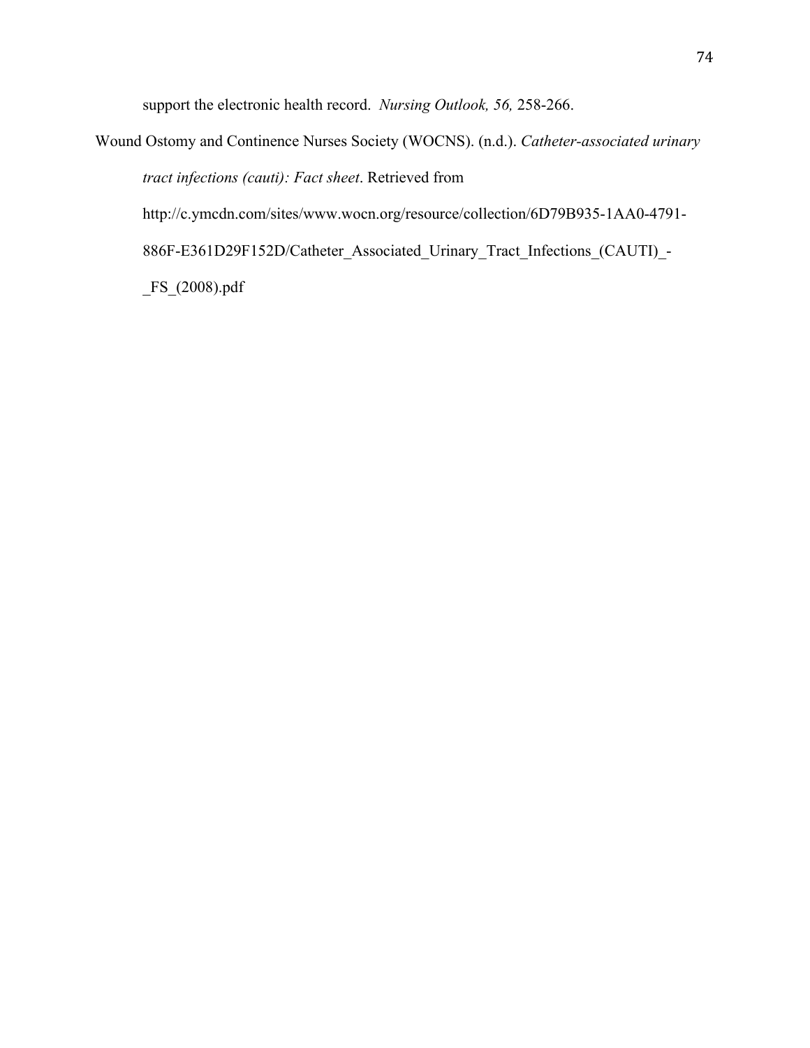support the electronic health record. *Nursing Outlook, 56,* 258-266.

Wound Ostomy and Continence Nurses Society (WOCNS). (n.d.). *Catheter-associated urinary tract infections (cauti): Fact sheet*. Retrieved from http://c.ymcdn.com/sites/www.wocn.org/resource/collection/6D79B935-1AA0-4791-886F-E361D29F152D/Catheter_Associated_Urinary_Tract_Infections_(CAUTI)_-_FS_(2008).pdf